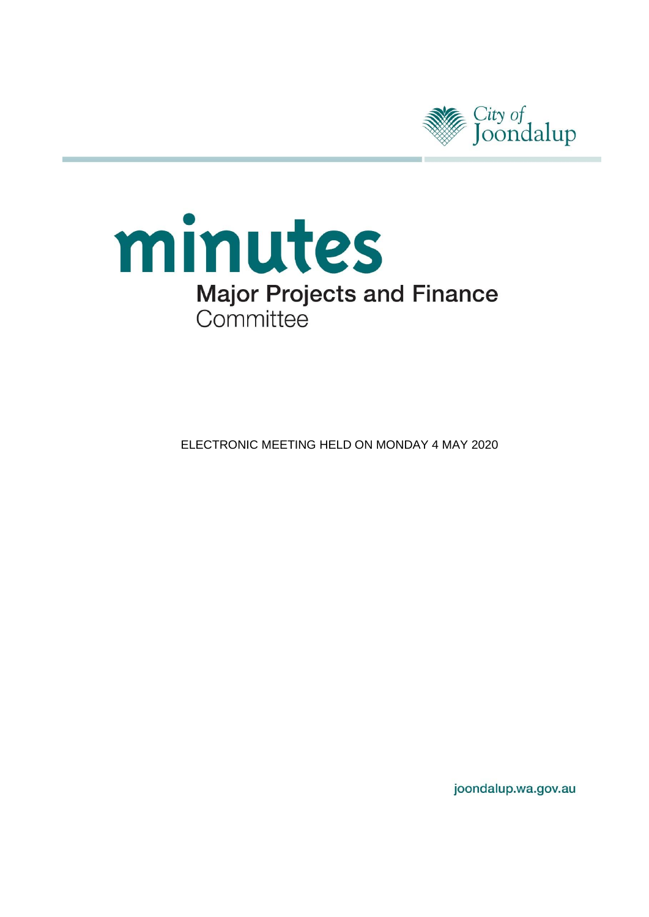City of Joondalup

# minutes

## Major Projects and Finance Committee

ELECTRONIC MEETING HELD ON MONDAY 4 MAY 2020

joondalup.wa.gov.au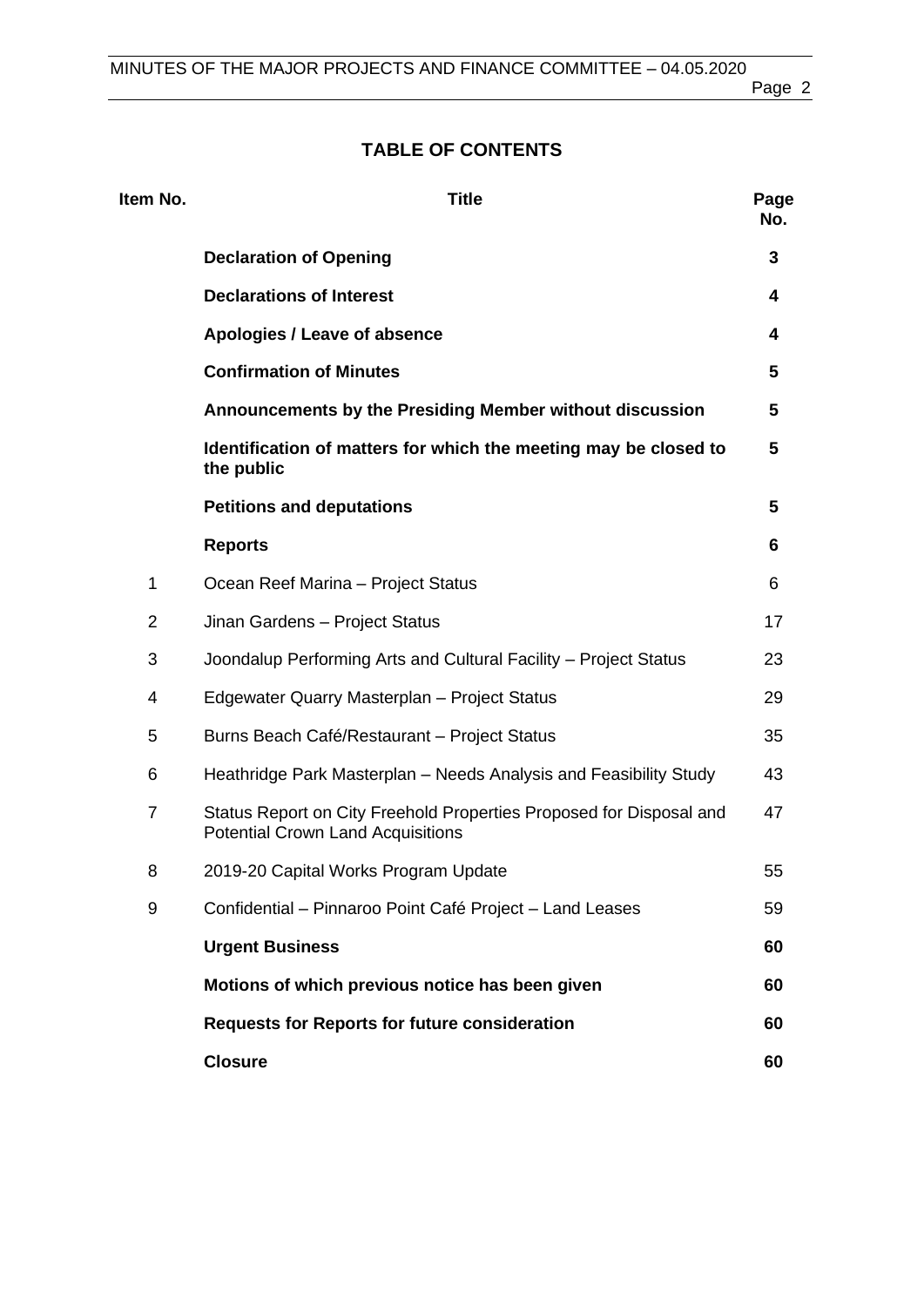## TABLE OF CONTENTS

| Item No. | Title | Page No. |
|---|---|---|
| | **Declaration of Opening** | **3** |
| | **Declarations of Interest** | **4** |
| | **Apologies / Leave of absence** | **4** |
| | **Confirmation of Minutes** | **5** |
| | **Announcements by the Presiding Member without discussion** | **5** |
| | **Identification of matters for which the meeting may be closed to the public** | **5** |
| | **Petitions and deputations** | **5** |
| | **Reports** | **6** |
| 1 | Ocean Reef Marina – Project Status | 6 |
| 2 | Jinan Gardens – Project Status | 17 |
| 3 | Joondalup Performing Arts and Cultural Facility – Project Status | 23 |
| 4 | Edgewater Quarry Masterplan – Project Status | 29 |
| 5 | Burns Beach Café/Restaurant – Project Status | 35 |
| 6 | Heathridge Park Masterplan – Needs Analysis and Feasibility Study | 43 |
| 7 | Status Report on City Freehold Properties Proposed for Disposal and Potential Crown Land Acquisitions | 47 |
| 8 | 2019-20 Capital Works Program Update | 55 |
| 9 | Confidential – Pinnaroo Point Café Project – Land Leases | 59 |
| | **Urgent Business** | **60** |
| | **Motions of which previous notice has been given** | **60** |
| | **Requests for Reports for future consideration** | **60** |
| | **Closure** | **60** |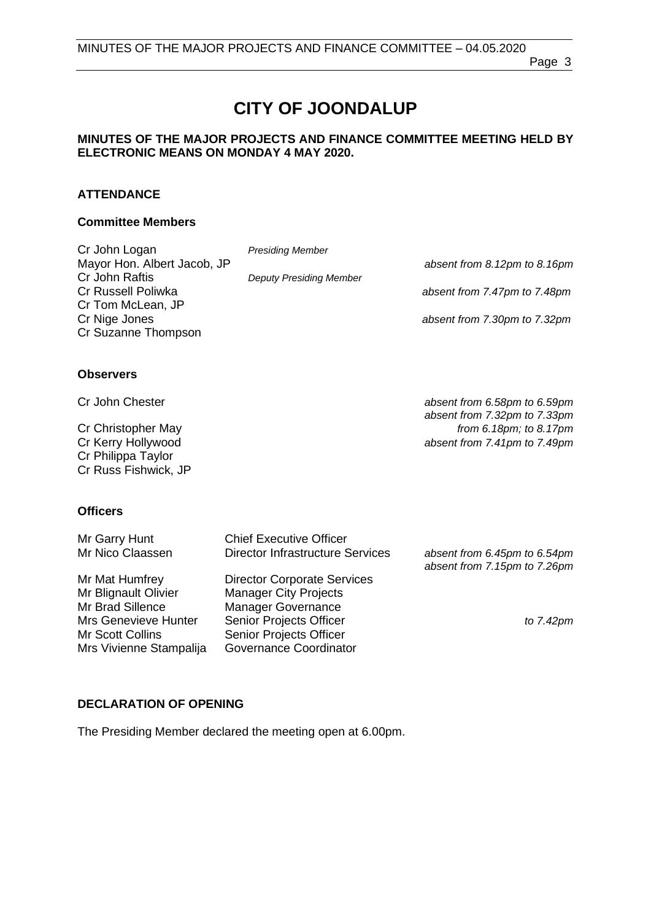# CITY OF JOONDALUP

**MINUTES OF THE MAJOR PROJECTS AND FINANCE COMMITTEE MEETING HELD BY ELECTRONIC MEANS ON MONDAY 4 MAY 2020.**

## ATTENDANCE

### Committee Members

| | | |
|---|---|---|
| Cr John Logan | *Presiding Member* | |
| Mayor Hon. Albert Jacob, JP | | *absent from 8.12pm to 8.16pm* |
| Cr John Raftis | *Deputy Presiding Member* | |
| Cr Russell Poliwka | | *absent from 7.47pm to 7.48pm* |
| Cr Tom McLean, JP | | |
| Cr Nige Jones | | *absent from 7.30pm to 7.32pm* |
| Cr Suzanne Thompson | | |

### Observers

| | |
|---|---|
| Cr John Chester | *absent from 6.58pm to 6.59pm*<br>*absent from 7.32pm to 7.33pm* |
| Cr Christopher May | *from 6.18pm; to 8.17pm* |
| Cr Kerry Hollywood | *absent from 7.41pm to 7.49pm* |
| Cr Philippa Taylor | |
| Cr Russ Fishwick, JP | |

### Officers

| | | |
|---|---|---|
| Mr Garry Hunt | Chief Executive Officer | |
| Mr Nico Claassen | Director Infrastructure Services | *absent from 6.45pm to 6.54pm*<br>*absent from 7.15pm to 7.26pm* |
| Mr Mat Humfrey | Director Corporate Services | |
| Mr Blignault Olivier | Manager City Projects | |
| Mr Brad Sillence | Manager Governance | |
| Mrs Genevieve Hunter | Senior Projects Officer | *to 7.42pm* |
| Mr Scott Collins | Senior Projects Officer | |
| Mrs Vivienne Stampalija | Governance Coordinator | |

## DECLARATION OF OPENING

The Presiding Member declared the meeting open at 6.00pm.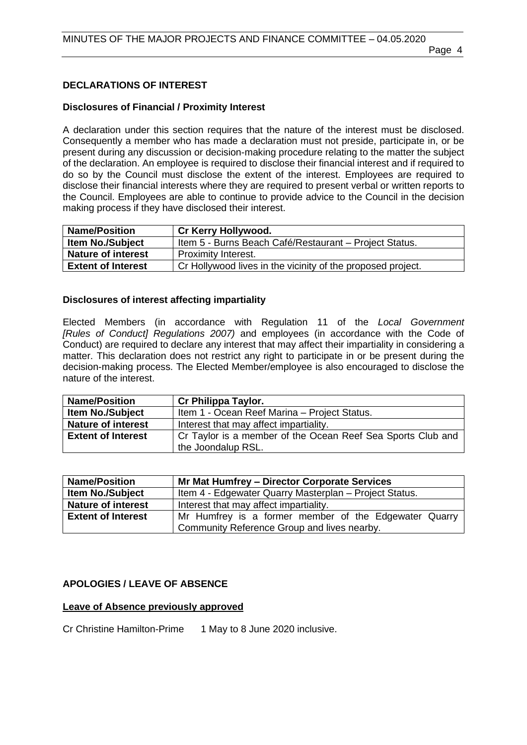## DECLARATIONS OF INTEREST

### Disclosures of Financial / Proximity Interest

A declaration under this section requires that the nature of the interest must be disclosed. Consequently a member who has made a declaration must not preside, participate in, or be present during any discussion or decision-making procedure relating to the matter the subject of the declaration. An employee is required to disclose their financial interest and if required to do so by the Council must disclose the extent of the interest. Employees are required to disclose their financial interests where they are required to present verbal or written reports to the Council. Employees are able to continue to provide advice to the Council in the decision making process if they have disclosed their interest.

| **Name/Position** | **Cr Kerry Hollywood.** |
|---|---|
| **Item No./Subject** | Item 5 - Burns Beach Café/Restaurant – Project Status. |
| **Nature of interest** | Proximity Interest. |
| **Extent of Interest** | Cr Hollywood lives in the vicinity of the proposed project. |

### Disclosures of interest affecting impartiality

Elected Members (in accordance with Regulation 11 of the *Local Government [Rules of Conduct] Regulations 2007)* and employees (in accordance with the Code of Conduct) are required to declare any interest that may affect their impartiality in considering a matter. This declaration does not restrict any right to participate in or be present during the decision-making process. The Elected Member/employee is also encouraged to disclose the nature of the interest.

| **Name/Position** | **Cr Philippa Taylor.** |
|---|---|
| **Item No./Subject** | Item 1 - Ocean Reef Marina – Project Status. |
| **Nature of interest** | Interest that may affect impartiality. |
| **Extent of Interest** | Cr Taylor is a member of the Ocean Reef Sea Sports Club and the Joondalup RSL. |

| **Name/Position** | **Mr Mat Humfrey – Director Corporate Services** |
|---|---|
| **Item No./Subject** | Item 4 - Edgewater Quarry Masterplan – Project Status. |
| **Nature of interest** | Interest that may affect impartiality. |
| **Extent of Interest** | Mr Humfrey is a former member of the Edgewater Quarry Community Reference Group and lives nearby. |

## APOLOGIES / LEAVE OF ABSENCE

**Leave of Absence previously approved**

Cr Christine Hamilton-Prime 1 May to 8 June 2020 inclusive.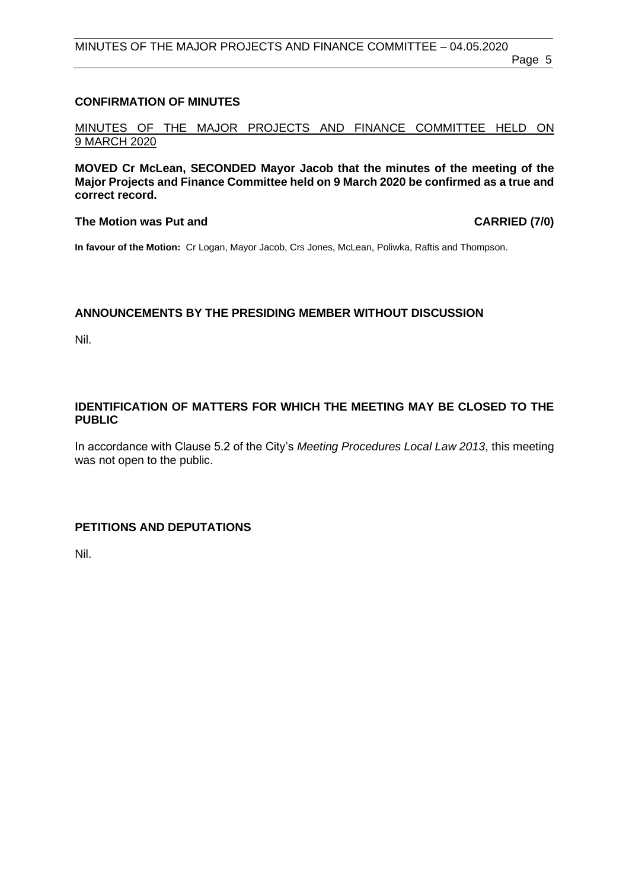## CONFIRMATION OF MINUTES

MINUTES OF THE MAJOR PROJECTS AND FINANCE COMMITTEE HELD ON 9 MARCH 2020

**MOVED Cr McLean, SECONDED Mayor Jacob that the minutes of the meeting of the Major Projects and Finance Committee held on 9 March 2020 be confirmed as a true and correct record.**

**The Motion was Put and CARRIED (7/0)**

**In favour of the Motion:** Cr Logan, Mayor Jacob, Crs Jones, McLean, Poliwka, Raftis and Thompson.

## ANNOUNCEMENTS BY THE PRESIDING MEMBER WITHOUT DISCUSSION

Nil.

## IDENTIFICATION OF MATTERS FOR WHICH THE MEETING MAY BE CLOSED TO THE PUBLIC

In accordance with Clause 5.2 of the City's *Meeting Procedures Local Law 2013*, this meeting was not open to the public.

## PETITIONS AND DEPUTATIONS

Nil.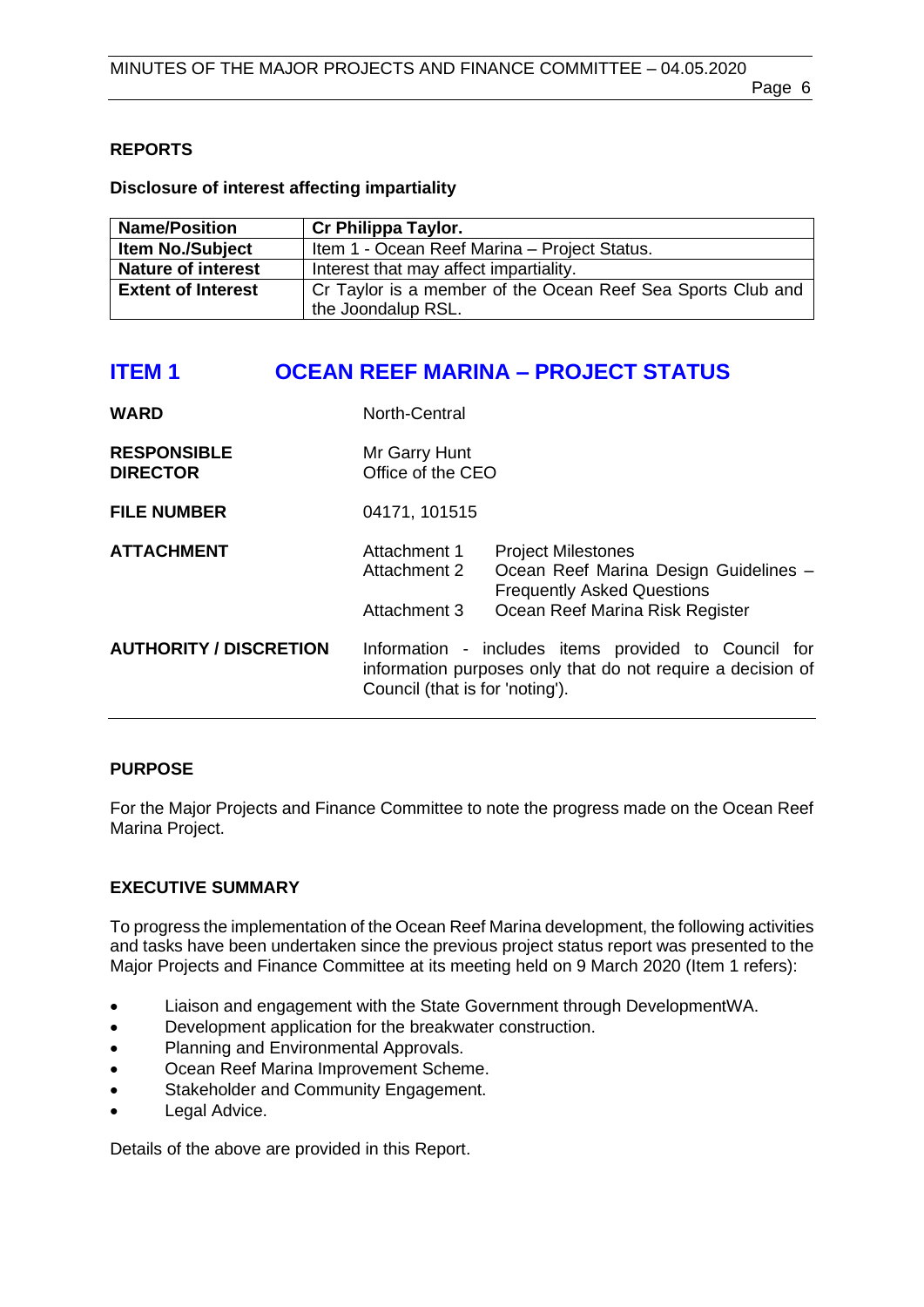## REPORTS

**Disclosure of interest affecting impartiality**

| **Name/Position** | **Cr Philippa Taylor.** |
|---|---|
| **Item No./Subject** | Item 1 - Ocean Reef Marina – Project Status. |
| **Nature of interest** | Interest that may affect impartiality. |
| **Extent of Interest** | Cr Taylor is a member of the Ocean Reef Sea Sports Club and the Joondalup RSL. |

# ITEM 1 OCEAN REEF MARINA – PROJECT STATUS

| | | |
|---|---|---|
| **WARD** | North-Central | |
| **RESPONSIBLE DIRECTOR** | Mr Garry Hunt<br>Office of the CEO | |
| **FILE NUMBER** | 04171, 101515 | |
| **ATTACHMENT** | Attachment 1 | Project Milestones |
| | Attachment 2 | Ocean Reef Marina Design Guidelines – Frequently Asked Questions |
| | Attachment 3 | Ocean Reef Marina Risk Register |
| **AUTHORITY / DISCRETION** | Information - includes items provided to Council for information purposes only that do not require a decision of Council (that is for 'noting'). | |

### PURPOSE

For the Major Projects and Finance Committee to note the progress made on the Ocean Reef Marina Project.

### EXECUTIVE SUMMARY

To progress the implementation of the Ocean Reef Marina development, the following activities and tasks have been undertaken since the previous project status report was presented to the Major Projects and Finance Committee at its meeting held on 9 March 2020 (Item 1 refers):

- Liaison and engagement with the State Government through DevelopmentWA.
- Development application for the breakwater construction.
- Planning and Environmental Approvals.
- Ocean Reef Marina Improvement Scheme.
- Stakeholder and Community Engagement.
- Legal Advice.

Details of the above are provided in this Report.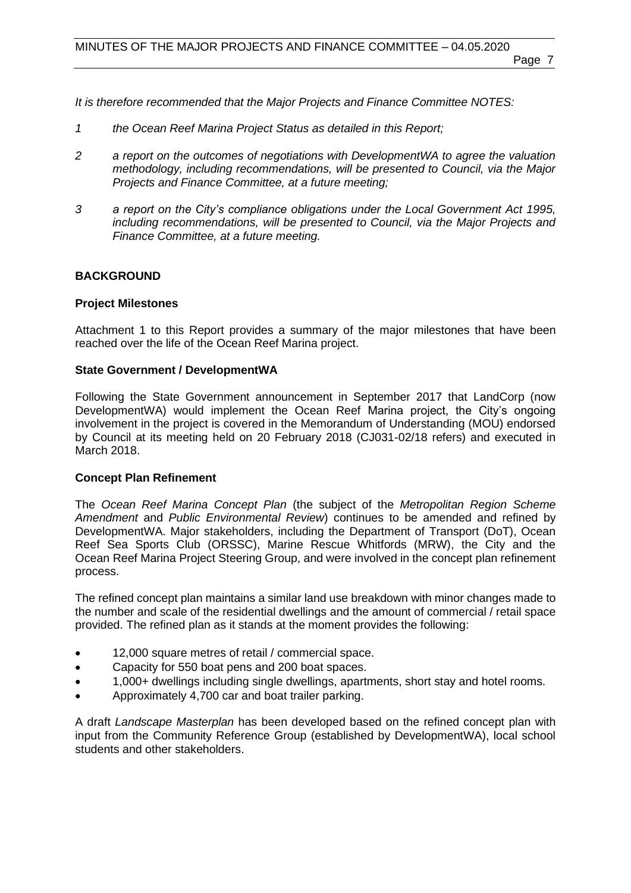*It is therefore recommended that the Major Projects and Finance Committee NOTES:*

1. *the Ocean Reef Marina Project Status as detailed in this Report;*
2. *a report on the outcomes of negotiations with DevelopmentWA to agree the valuation methodology, including recommendations, will be presented to Council, via the Major Projects and Finance Committee, at a future meeting;*
3. *a report on the City's compliance obligations under the Local Government Act 1995, including recommendations, will be presented to Council, via the Major Projects and Finance Committee, at a future meeting.*

## BACKGROUND

### Project Milestones

Attachment 1 to this Report provides a summary of the major milestones that have been reached over the life of the Ocean Reef Marina project.

### State Government / DevelopmentWA

Following the State Government announcement in September 2017 that LandCorp (now DevelopmentWA) would implement the Ocean Reef Marina project, the City's ongoing involvement in the project is covered in the Memorandum of Understanding (MOU) endorsed by Council at its meeting held on 20 February 2018 (CJ031-02/18 refers) and executed in March 2018.

### Concept Plan Refinement

The *Ocean Reef Marina Concept Plan* (the subject of the *Metropolitan Region Scheme Amendment* and *Public Environmental Review*) continues to be amended and refined by DevelopmentWA. Major stakeholders, including the Department of Transport (DoT), Ocean Reef Sea Sports Club (ORSSC), Marine Rescue Whitfords (MRW), the City and the Ocean Reef Marina Project Steering Group, and were involved in the concept plan refinement process.

The refined concept plan maintains a similar land use breakdown with minor changes made to the number and scale of the residential dwellings and the amount of commercial / retail space provided. The refined plan as it stands at the moment provides the following:

- 12,000 square metres of retail / commercial space.
- Capacity for 550 boat pens and 200 boat spaces.
- 1,000+ dwellings including single dwellings, apartments, short stay and hotel rooms.
- Approximately 4,700 car and boat trailer parking.

A draft *Landscape Masterplan* has been developed based on the refined concept plan with input from the Community Reference Group (established by DevelopmentWA), local school students and other stakeholders.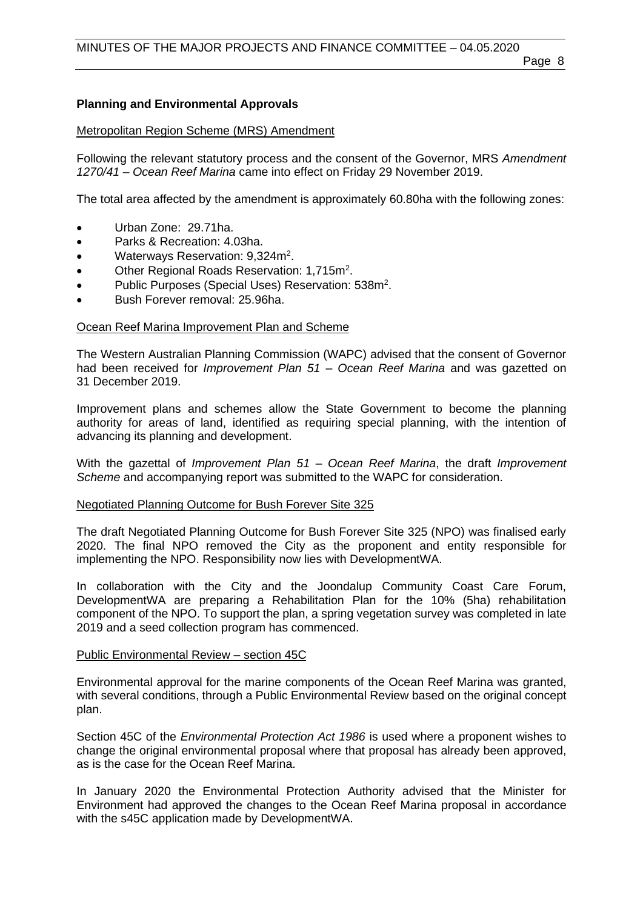**Planning and Environmental Approvals**

<u>Metropolitan Region Scheme (MRS) Amendment</u>

Following the relevant statutory process and the consent of the Governor, MRS *Amendment 1270/41 – Ocean Reef Marina* came into effect on Friday 29 November 2019.

The total area affected by the amendment is approximately 60.80ha with the following zones:

- Urban Zone: 29.71ha.
- Parks & Recreation: 4.03ha.
- Waterways Reservation: 9,324m$^2$.
- Other Regional Roads Reservation: 1,715m$^2$.
- Public Purposes (Special Uses) Reservation: 538m$^2$.
- Bush Forever removal: 25.96ha.

<u>Ocean Reef Marina Improvement Plan and Scheme</u>

The Western Australian Planning Commission (WAPC) advised that the consent of Governor had been received for *Improvement Plan 51 – Ocean Reef Marina* and was gazetted on 31 December 2019.

Improvement plans and schemes allow the State Government to become the planning authority for areas of land, identified as requiring special planning, with the intention of advancing its planning and development.

With the gazettal of *Improvement Plan 51 – Ocean Reef Marina*, the draft *Improvement Scheme* and accompanying report was submitted to the WAPC for consideration.

<u>Negotiated Planning Outcome for Bush Forever Site 325</u>

The draft Negotiated Planning Outcome for Bush Forever Site 325 (NPO) was finalised early 2020. The final NPO removed the City as the proponent and entity responsible for implementing the NPO. Responsibility now lies with DevelopmentWA.

In collaboration with the City and the Joondalup Community Coast Care Forum, DevelopmentWA are preparing a Rehabilitation Plan for the 10% (5ha) rehabilitation component of the NPO. To support the plan, a spring vegetation survey was completed in late 2019 and a seed collection program has commenced.

<u>Public Environmental Review – section 45C</u>

Environmental approval for the marine components of the Ocean Reef Marina was granted, with several conditions, through a Public Environmental Review based on the original concept plan.

Section 45C of the *Environmental Protection Act 1986* is used where a proponent wishes to change the original environmental proposal where that proposal has already been approved, as is the case for the Ocean Reef Marina.

In January 2020 the Environmental Protection Authority advised that the Minister for Environment had approved the changes to the Ocean Reef Marina proposal in accordance with the s45C application made by DevelopmentWA.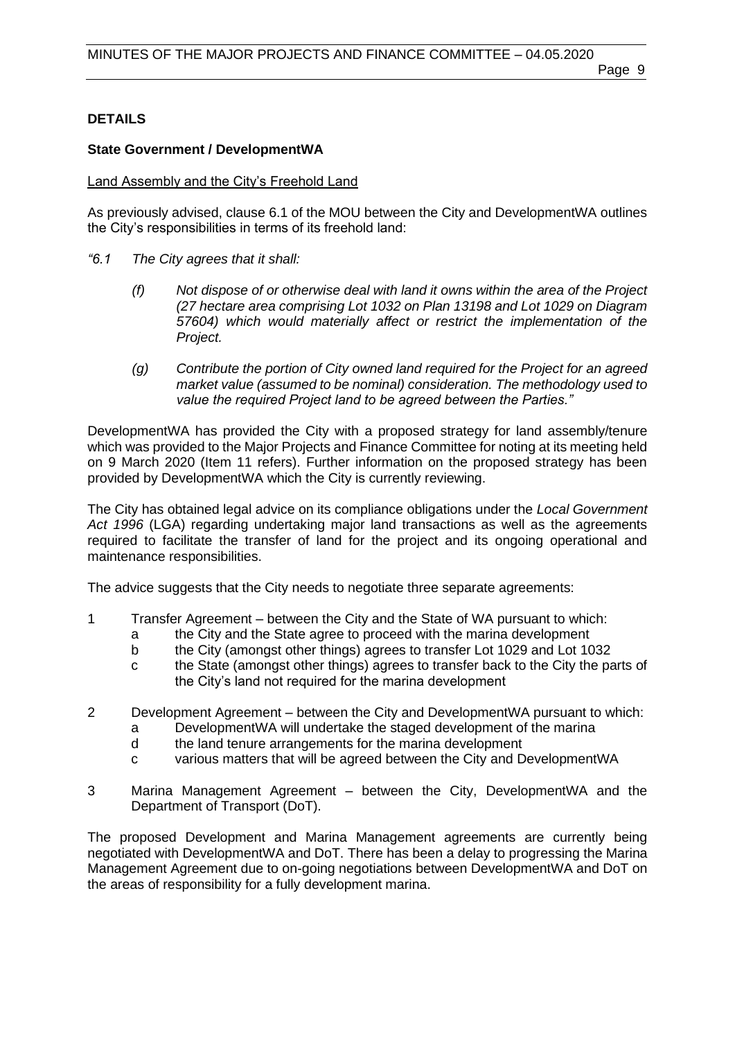## DETAILS

### State Government / DevelopmentWA

Land Assembly and the City's Freehold Land

As previously advised, clause 6.1 of the MOU between the City and DevelopmentWA outlines the City's responsibilities in terms of its freehold land:

*"6.1 The City agrees that it shall:*

> *(f) Not dispose of or otherwise deal with land it owns within the area of the Project (27 hectare area comprising Lot 1032 on Plan 13198 and Lot 1029 on Diagram 57604) which would materially affect or restrict the implementation of the Project.*
>
> *(g) Contribute the portion of City owned land required for the Project for an agreed market value (assumed to be nominal) consideration. The methodology used to value the required Project land to be agreed between the Parties."*

DevelopmentWA has provided the City with a proposed strategy for land assembly/tenure which was provided to the Major Projects and Finance Committee for noting at its meeting held on 9 March 2020 (Item 11 refers). Further information on the proposed strategy has been provided by DevelopmentWA which the City is currently reviewing.

The City has obtained legal advice on its compliance obligations under the *Local Government Act 1996* (LGA) regarding undertaking major land transactions as well as the agreements required to facilitate the transfer of land for the project and its ongoing operational and maintenance responsibilities.

The advice suggests that the City needs to negotiate three separate agreements:

1. Transfer Agreement – between the City and the State of WA pursuant to which:
    - a the City and the State agree to proceed with the marina development
    - b the City (amongst other things) agrees to transfer Lot 1029 and Lot 1032
    - c the State (amongst other things) agrees to transfer back to the City the parts of the City's land not required for the marina development

2. Development Agreement – between the City and DevelopmentWA pursuant to which:
    - a DevelopmentWA will undertake the staged development of the marina
    - d the land tenure arrangements for the marina development
    - c various matters that will be agreed between the City and DevelopmentWA

3. Marina Management Agreement – between the City, DevelopmentWA and the Department of Transport (DoT).

The proposed Development and Marina Management agreements are currently being negotiated with DevelopmentWA and DoT. There has been a delay to progressing the Marina Management Agreement due to on-going negotiations between DevelopmentWA and DoT on the areas of responsibility for a fully development marina.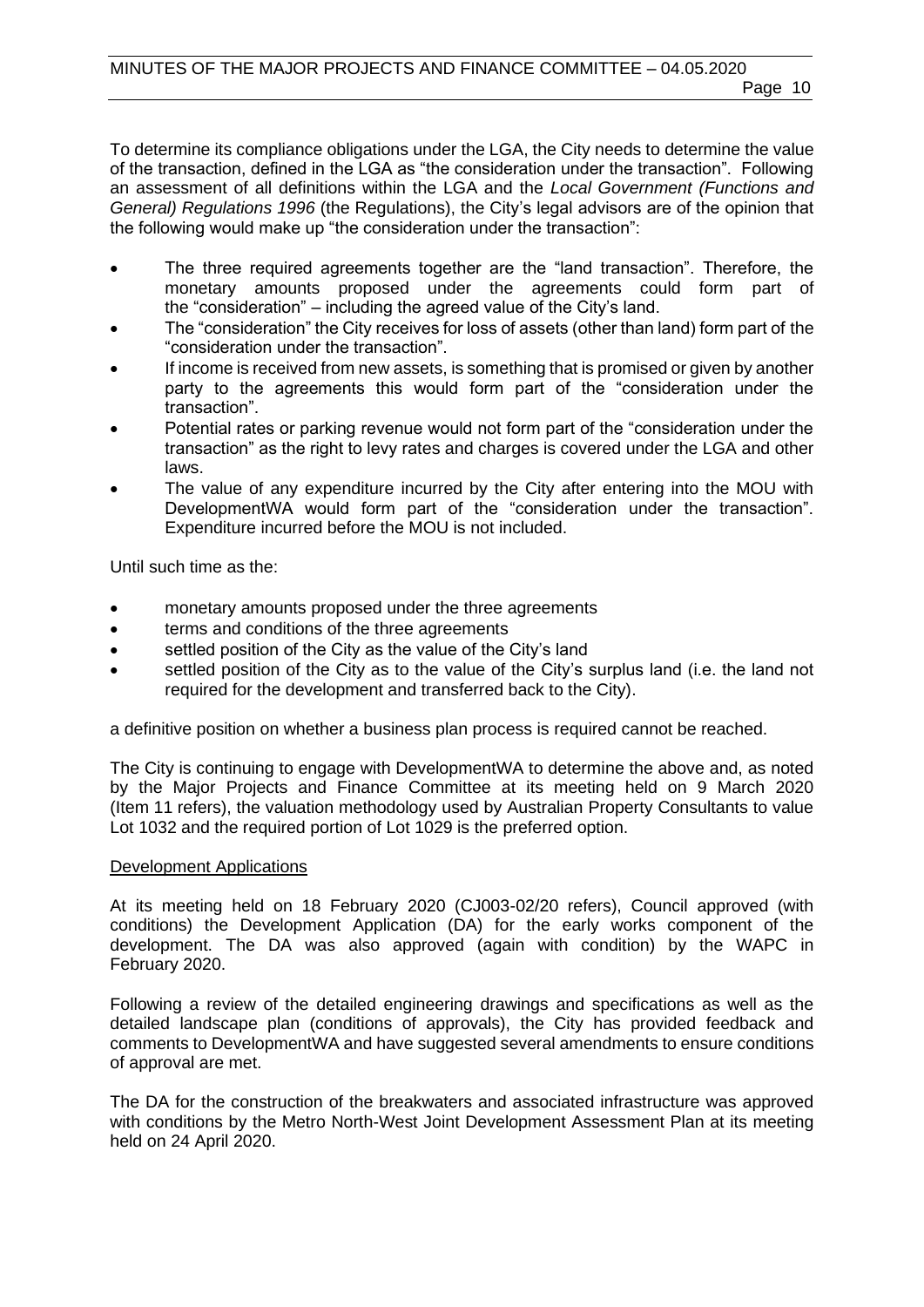To determine its compliance obligations under the LGA, the City needs to determine the value of the transaction, defined in the LGA as "the consideration under the transaction". Following an assessment of all definitions within the LGA and the *Local Government (Functions and General) Regulations 1996* (the Regulations), the City's legal advisors are of the opinion that the following would make up "the consideration under the transaction":

- The three required agreements together are the "land transaction". Therefore, the monetary amounts proposed under the agreements could form part of the "consideration" – including the agreed value of the City's land.
- The "consideration" the City receives for loss of assets (other than land) form part of the "consideration under the transaction".
- If income is received from new assets, is something that is promised or given by another party to the agreements this would form part of the "consideration under the transaction".
- Potential rates or parking revenue would not form part of the "consideration under the transaction" as the right to levy rates and charges is covered under the LGA and other laws.
- The value of any expenditure incurred by the City after entering into the MOU with DevelopmentWA would form part of the "consideration under the transaction". Expenditure incurred before the MOU is not included.

Until such time as the:

- monetary amounts proposed under the three agreements
- terms and conditions of the three agreements
- settled position of the City as the value of the City's land
- settled position of the City as to the value of the City's surplus land (i.e. the land not required for the development and transferred back to the City).

a definitive position on whether a business plan process is required cannot be reached.

The City is continuing to engage with DevelopmentWA to determine the above and, as noted by the Major Projects and Finance Committee at its meeting held on 9 March 2020 (Item 11 refers), the valuation methodology used by Australian Property Consultants to value Lot 1032 and the required portion of Lot 1029 is the preferred option.

Development Applications

At its meeting held on 18 February 2020 (CJ003-02/20 refers), Council approved (with conditions) the Development Application (DA) for the early works component of the development. The DA was also approved (again with condition) by the WAPC in February 2020.

Following a review of the detailed engineering drawings and specifications as well as the detailed landscape plan (conditions of approvals), the City has provided feedback and comments to DevelopmentWA and have suggested several amendments to ensure conditions of approval are met.

The DA for the construction of the breakwaters and associated infrastructure was approved with conditions by the Metro North-West Joint Development Assessment Plan at its meeting held on 24 April 2020.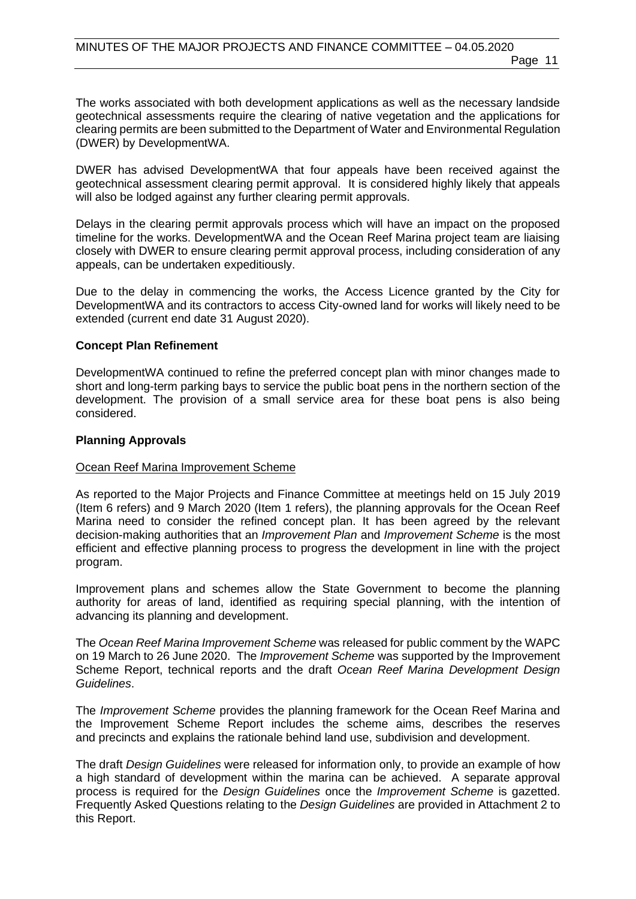The works associated with both development applications as well as the necessary landside geotechnical assessments require the clearing of native vegetation and the applications for clearing permits are been submitted to the Department of Water and Environmental Regulation (DWER) by DevelopmentWA.

DWER has advised DevelopmentWA that four appeals have been received against the geotechnical assessment clearing permit approval. It is considered highly likely that appeals will also be lodged against any further clearing permit approvals.

Delays in the clearing permit approvals process which will have an impact on the proposed timeline for the works. DevelopmentWA and the Ocean Reef Marina project team are liaising closely with DWER to ensure clearing permit approval process, including consideration of any appeals, can be undertaken expeditiously.

Due to the delay in commencing the works, the Access Licence granted by the City for DevelopmentWA and its contractors to access City-owned land for works will likely need to be extended (current end date 31 August 2020).

**Concept Plan Refinement**

DevelopmentWA continued to refine the preferred concept plan with minor changes made to short and long-term parking bays to service the public boat pens in the northern section of the development. The provision of a small service area for these boat pens is also being considered.

**Planning Approvals**

Ocean Reef Marina Improvement Scheme

As reported to the Major Projects and Finance Committee at meetings held on 15 July 2019 (Item 6 refers) and 9 March 2020 (Item 1 refers), the planning approvals for the Ocean Reef Marina need to consider the refined concept plan. It has been agreed by the relevant decision-making authorities that an *Improvement Plan* and *Improvement Scheme* is the most efficient and effective planning process to progress the development in line with the project program.

Improvement plans and schemes allow the State Government to become the planning authority for areas of land, identified as requiring special planning, with the intention of advancing its planning and development.

The *Ocean Reef Marina Improvement Scheme* was released for public comment by the WAPC on 19 March to 26 June 2020. The *Improvement Scheme* was supported by the Improvement Scheme Report, technical reports and the draft *Ocean Reef Marina Development Design Guidelines*.

The *Improvement Scheme* provides the planning framework for the Ocean Reef Marina and the Improvement Scheme Report includes the scheme aims, describes the reserves and precincts and explains the rationale behind land use, subdivision and development.

The draft *Design Guidelines* were released for information only, to provide an example of how a high standard of development within the marina can be achieved. A separate approval process is required for the *Design Guidelines* once the *Improvement Scheme* is gazetted. Frequently Asked Questions relating to the *Design Guidelines* are provided in Attachment 2 to this Report.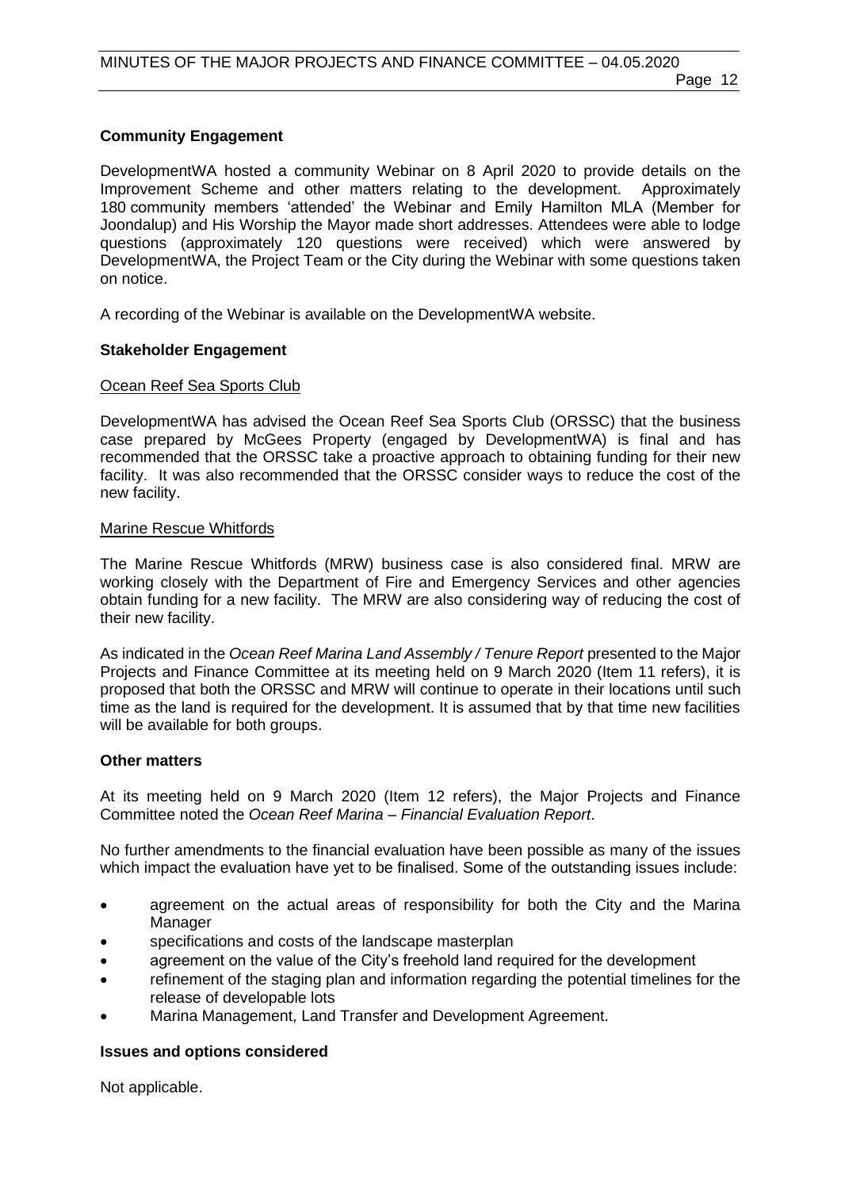**Community Engagement**

DevelopmentWA hosted a community Webinar on 8 April 2020 to provide details on the Improvement Scheme and other matters relating to the development. Approximately 180 community members 'attended' the Webinar and Emily Hamilton MLA (Member for Joondalup) and His Worship the Mayor made short addresses. Attendees were able to lodge questions (approximately 120 questions were received) which were answered by DevelopmentWA, the Project Team or the City during the Webinar with some questions taken on notice.

A recording of the Webinar is available on the DevelopmentWA website.

**Stakeholder Engagement**

Ocean Reef Sea Sports Club

DevelopmentWA has advised the Ocean Reef Sea Sports Club (ORSSC) that the business case prepared by McGees Property (engaged by DevelopmentWA) is final and has recommended that the ORSSC take a proactive approach to obtaining funding for their new facility. It was also recommended that the ORSSC consider ways to reduce the cost of the new facility.

Marine Rescue Whitfords

The Marine Rescue Whitfords (MRW) business case is also considered final. MRW are working closely with the Department of Fire and Emergency Services and other agencies obtain funding for a new facility. The MRW are also considering way of reducing the cost of their new facility.

As indicated in the *Ocean Reef Marina Land Assembly / Tenure Report* presented to the Major Projects and Finance Committee at its meeting held on 9 March 2020 (Item 11 refers), it is proposed that both the ORSSC and MRW will continue to operate in their locations until such time as the land is required for the development. It is assumed that by that time new facilities will be available for both groups.

**Other matters**

At its meeting held on 9 March 2020 (Item 12 refers), the Major Projects and Finance Committee noted the *Ocean Reef Marina – Financial Evaluation Report*.

No further amendments to the financial evaluation have been possible as many of the issues which impact the evaluation have yet to be finalised. Some of the outstanding issues include:

- agreement on the actual areas of responsibility for both the City and the Marina Manager
- specifications and costs of the landscape masterplan
- agreement on the value of the City's freehold land required for the development
- refinement of the staging plan and information regarding the potential timelines for the release of developable lots
- Marina Management, Land Transfer and Development Agreement.

**Issues and options considered**

Not applicable.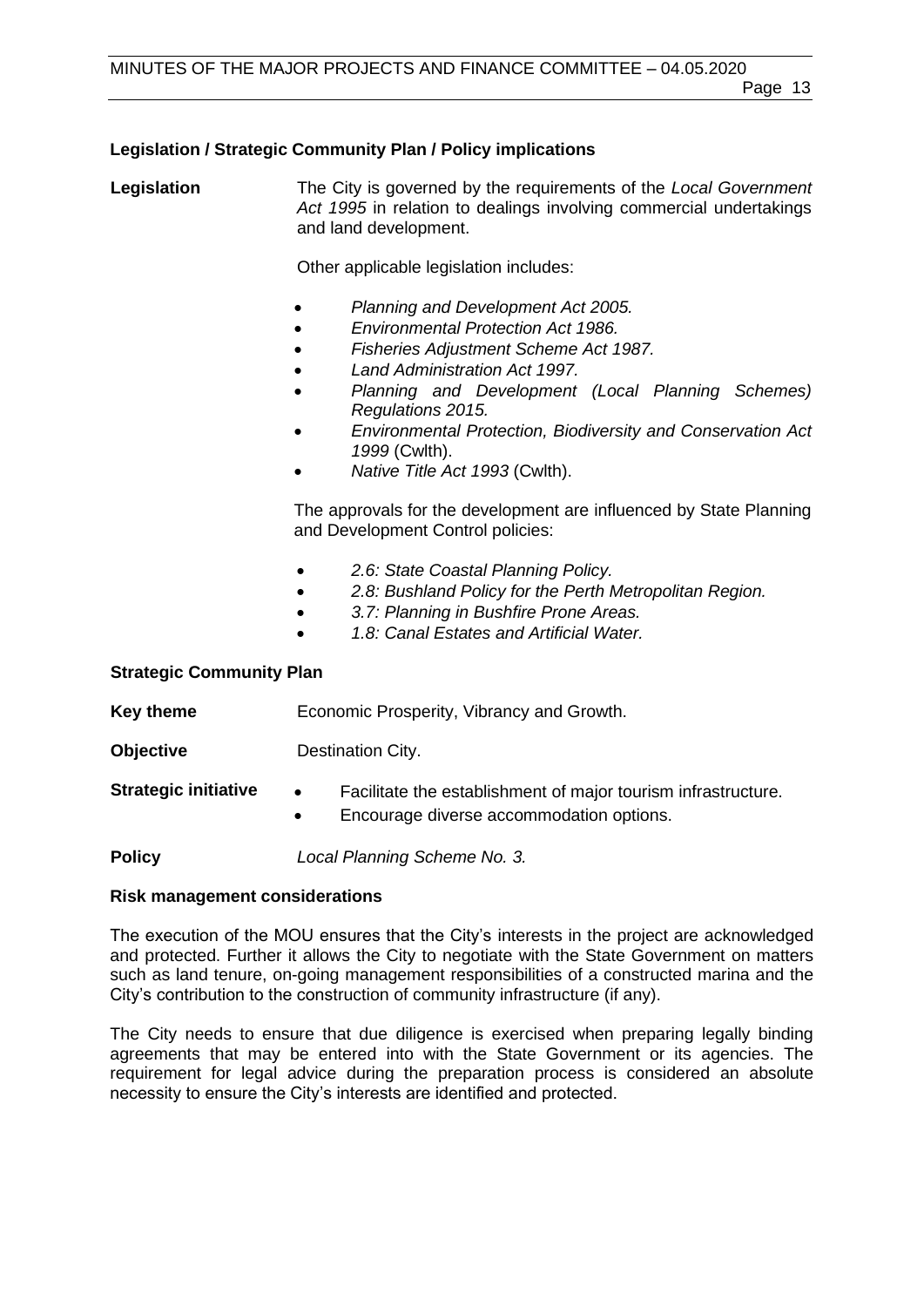**Legislation / Strategic Community Plan / Policy implications**

**Legislation** The City is governed by the requirements of the *Local Government Act 1995* in relation to dealings involving commercial undertakings and land development.

Other applicable legislation includes:

- *Planning and Development Act 2005.*
- *Environmental Protection Act 1986.*
- *Fisheries Adjustment Scheme Act 1987.*
- *Land Administration Act 1997.*
- *Planning and Development (Local Planning Schemes) Regulations 2015.*
- *Environmental Protection, Biodiversity and Conservation Act 1999* (Cwlth).
- *Native Title Act 1993* (Cwlth).

The approvals for the development are influenced by State Planning and Development Control policies:

- *2.6: State Coastal Planning Policy.*
- *2.8: Bushland Policy for the Perth Metropolitan Region.*
- *3.7: Planning in Bushfire Prone Areas.*
- *1.8: Canal Estates and Artificial Water.*

**Strategic Community Plan**

**Key theme** Economic Prosperity, Vibrancy and Growth.

**Objective** Destination City.

**Strategic initiative**

- Facilitate the establishment of major tourism infrastructure.
- Encourage diverse accommodation options.

**Policy** *Local Planning Scheme No. 3.*

**Risk management considerations**

The execution of the MOU ensures that the City's interests in the project are acknowledged and protected. Further it allows the City to negotiate with the State Government on matters such as land tenure, on-going management responsibilities of a constructed marina and the City's contribution to the construction of community infrastructure (if any).

The City needs to ensure that due diligence is exercised when preparing legally binding agreements that may be entered into with the State Government or its agencies. The requirement for legal advice during the preparation process is considered an absolute necessity to ensure the City's interests are identified and protected.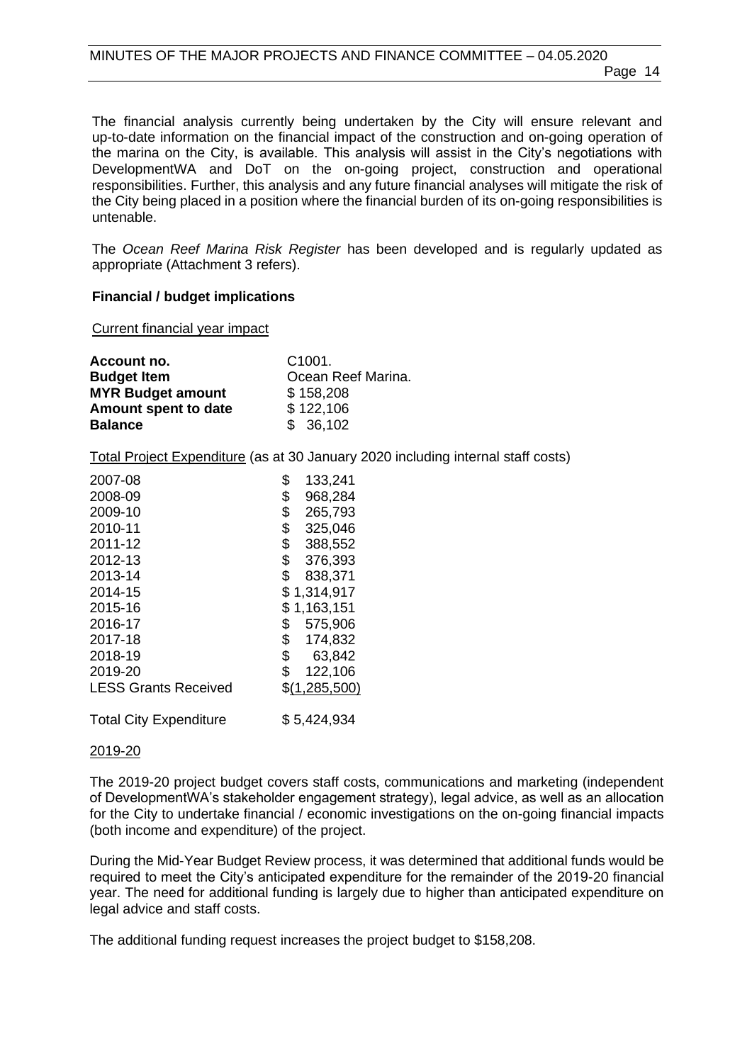The financial analysis currently being undertaken by the City will ensure relevant and up-to-date information on the financial impact of the construction and on-going operation of the marina on the City, is available. This analysis will assist in the City's negotiations with DevelopmentWA and DoT on the on-going project, construction and operational responsibilities. Further, this analysis and any future financial analyses will mitigate the risk of the City being placed in a position where the financial burden of its on-going responsibilities is untenable.

The *Ocean Reef Marina Risk Register* has been developed and is regularly updated as appropriate (Attachment 3 refers).

**Financial / budget implications**

Current financial year impact

| | |
|---|---|
| **Account no.** | C1001. |
| **Budget Item** | Ocean Reef Marina. |
| **MYR Budget amount** | $ 158,208 |
| **Amount spent to date** | $ 122,106 |
| **Balance** | $ 36,102 |

Total Project Expenditure (as at 30 January 2020 including internal staff costs)

| | |
|---|---|
| 2007-08 | $ 133,241 |
| 2008-09 | $ 968,284 |
| 2009-10 | $ 265,793 |
| 2010-11 | $ 325,046 |
| 2011-12 | $ 388,552 |
| 2012-13 | $ 376,393 |
| 2013-14 | $ 838,371 |
| 2014-15 | $ 1,314,917 |
| 2015-16 | $ 1,163,151 |
| 2016-17 | $ 575,906 |
| 2017-18 | $ 174,832 |
| 2018-19 | $ 63,842 |
| 2019-20 | $ 122,106 |
| LESS Grants Received | $(1,285,500) |
| Total City Expenditure | $ 5,424,934 |

2019-20

The 2019-20 project budget covers staff costs, communications and marketing (independent of DevelopmentWA's stakeholder engagement strategy), legal advice, as well as an allocation for the City to undertake financial / economic investigations on the on-going financial impacts (both income and expenditure) of the project.

During the Mid-Year Budget Review process, it was determined that additional funds would be required to meet the City's anticipated expenditure for the remainder of the 2019-20 financial year. The need for additional funding is largely due to higher than anticipated expenditure on legal advice and staff costs.

The additional funding request increases the project budget to $158,208.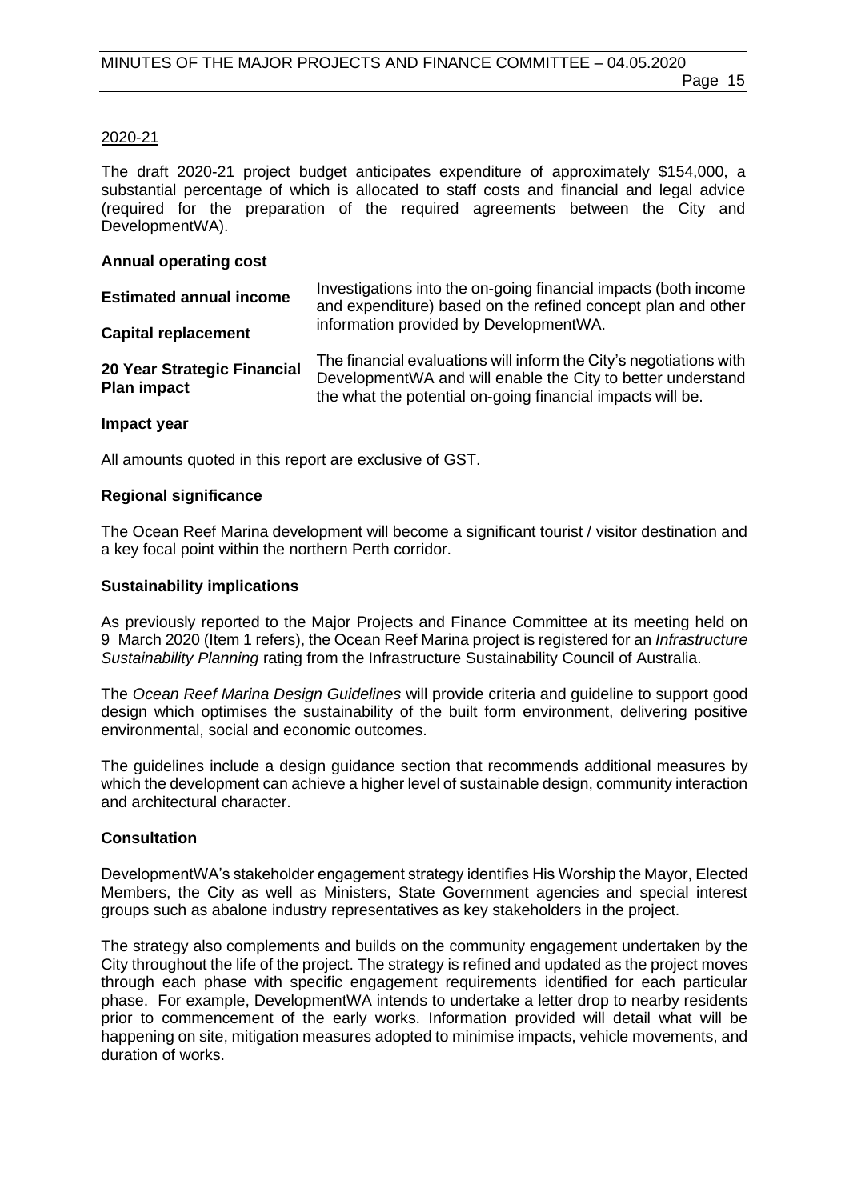2020-21

The draft 2020-21 project budget anticipates expenditure of approximately $154,000, a substantial percentage of which is allocated to staff costs and financial and legal advice (required for the preparation of the required agreements between the City and DevelopmentWA).

| | |
|---|---|
| **Annual operating cost** | |
| **Estimated annual income** | Investigations into the on-going financial impacts (both income and expenditure) based on the refined concept plan and other information provided by DevelopmentWA. |
| **Capital replacement** | |
| **20 Year Strategic Financial Plan impact** | The financial evaluations will inform the City's negotiations with DevelopmentWA and will enable the City to better understand the what the potential on-going financial impacts will be. |
| **Impact year** | |

All amounts quoted in this report are exclusive of GST.

**Regional significance**

The Ocean Reef Marina development will become a significant tourist / visitor destination and a key focal point within the northern Perth corridor.

**Sustainability implications**

As previously reported to the Major Projects and Finance Committee at its meeting held on 9 March 2020 (Item 1 refers), the Ocean Reef Marina project is registered for an *Infrastructure Sustainability Planning* rating from the Infrastructure Sustainability Council of Australia.

The *Ocean Reef Marina Design Guidelines* will provide criteria and guideline to support good design which optimises the sustainability of the built form environment, delivering positive environmental, social and economic outcomes.

The guidelines include a design guidance section that recommends additional measures by which the development can achieve a higher level of sustainable design, community interaction and architectural character.

**Consultation**

DevelopmentWA's stakeholder engagement strategy identifies His Worship the Mayor, Elected Members, the City as well as Ministers, State Government agencies and special interest groups such as abalone industry representatives as key stakeholders in the project.

The strategy also complements and builds on the community engagement undertaken by the City throughout the life of the project. The strategy is refined and updated as the project moves through each phase with specific engagement requirements identified for each particular phase. For example, DevelopmentWA intends to undertake a letter drop to nearby residents prior to commencement of the early works. Information provided will detail what will be happening on site, mitigation measures adopted to minimise impacts, vehicle movements, and duration of works.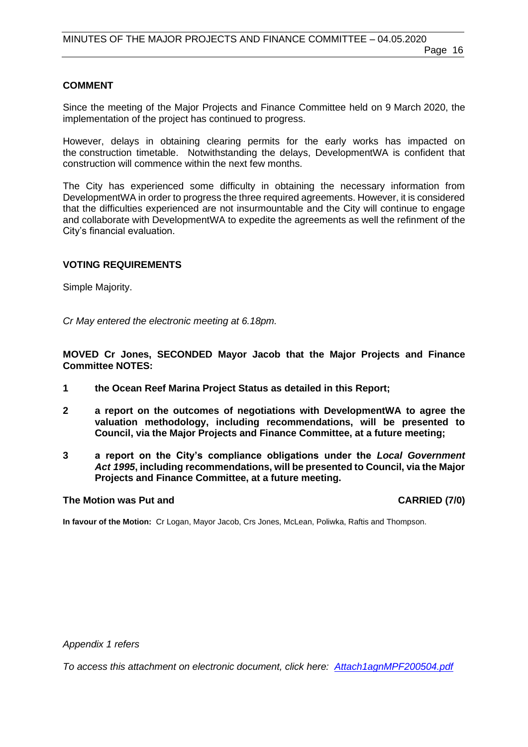## COMMENT

Since the meeting of the Major Projects and Finance Committee held on 9 March 2020, the implementation of the project has continued to progress.

However, delays in obtaining clearing permits for the early works has impacted on the construction timetable. Notwithstanding the delays, DevelopmentWA is confident that construction will commence within the next few months.

The City has experienced some difficulty in obtaining the necessary information from DevelopmentWA in order to progress the three required agreements. However, it is considered that the difficulties experienced are not insurmountable and the City will continue to engage and collaborate with DevelopmentWA to expedite the agreements as well the refinment of the City's financial evaluation.

## VOTING REQUIREMENTS

Simple Majority.

*Cr May entered the electronic meeting at 6.18pm.*

**MOVED Cr Jones, SECONDED Mayor Jacob that the Major Projects and Finance Committee NOTES:**

1. **the Ocean Reef Marina Project Status as detailed in this Report;**
2. **a report on the outcomes of negotiations with DevelopmentWA to agree the valuation methodology, including recommendations, will be presented to Council, via the Major Projects and Finance Committee, at a future meeting;**
3. **a report on the City's compliance obligations under the *Local Government Act 1995*, including recommendations, will be presented to Council, via the Major Projects and Finance Committee, at a future meeting.**

**The Motion was Put and CARRIED (7/0)**

**In favour of the Motion:** Cr Logan, Mayor Jacob, Crs Jones, McLean, Poliwka, Raftis and Thompson.

*Appendix 1 refers*

*To access this attachment on electronic document, click here: Attach1agnMPF200504.pdf*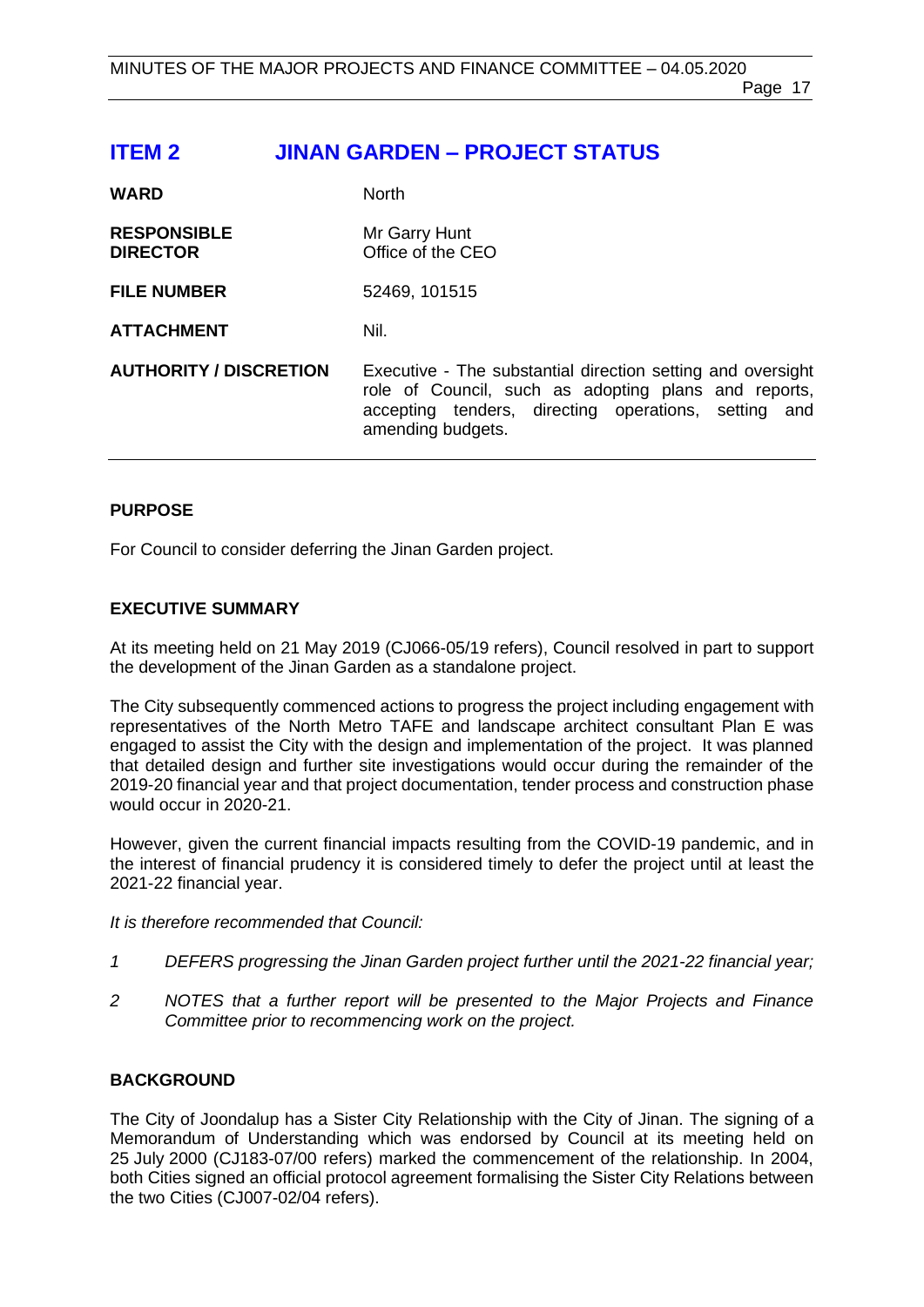# ITEM 2 JINAN GARDEN – PROJECT STATUS

| | |
|---|---|
| **WARD** | North |
| **RESPONSIBLE DIRECTOR** | Mr Garry Hunt<br>Office of the CEO |
| **FILE NUMBER** | 52469, 101515 |
| **ATTACHMENT** | Nil. |
| **AUTHORITY / DISCRETION** | Executive - The substantial direction setting and oversight role of Council, such as adopting plans and reports, accepting tenders, directing operations, setting and amending budgets. |

## PURPOSE

For Council to consider deferring the Jinan Garden project.

## EXECUTIVE SUMMARY

At its meeting held on 21 May 2019 (CJ066-05/19 refers), Council resolved in part to support the development of the Jinan Garden as a standalone project.

The City subsequently commenced actions to progress the project including engagement with representatives of the North Metro TAFE and landscape architect consultant Plan E was engaged to assist the City with the design and implementation of the project. It was planned that detailed design and further site investigations would occur during the remainder of the 2019-20 financial year and that project documentation, tender process and construction phase would occur in 2020-21.

However, given the current financial impacts resulting from the COVID-19 pandemic, and in the interest of financial prudency it is considered timely to defer the project until at least the 2021-22 financial year.

*It is therefore recommended that Council:*

*1 DEFERS progressing the Jinan Garden project further until the 2021-22 financial year;*

*2 NOTES that a further report will be presented to the Major Projects and Finance Committee prior to recommencing work on the project.*

## BACKGROUND

The City of Joondalup has a Sister City Relationship with the City of Jinan. The signing of a Memorandum of Understanding which was endorsed by Council at its meeting held on 25 July 2000 (CJ183-07/00 refers) marked the commencement of the relationship. In 2004, both Cities signed an official protocol agreement formalising the Sister City Relations between the two Cities (CJ007-02/04 refers).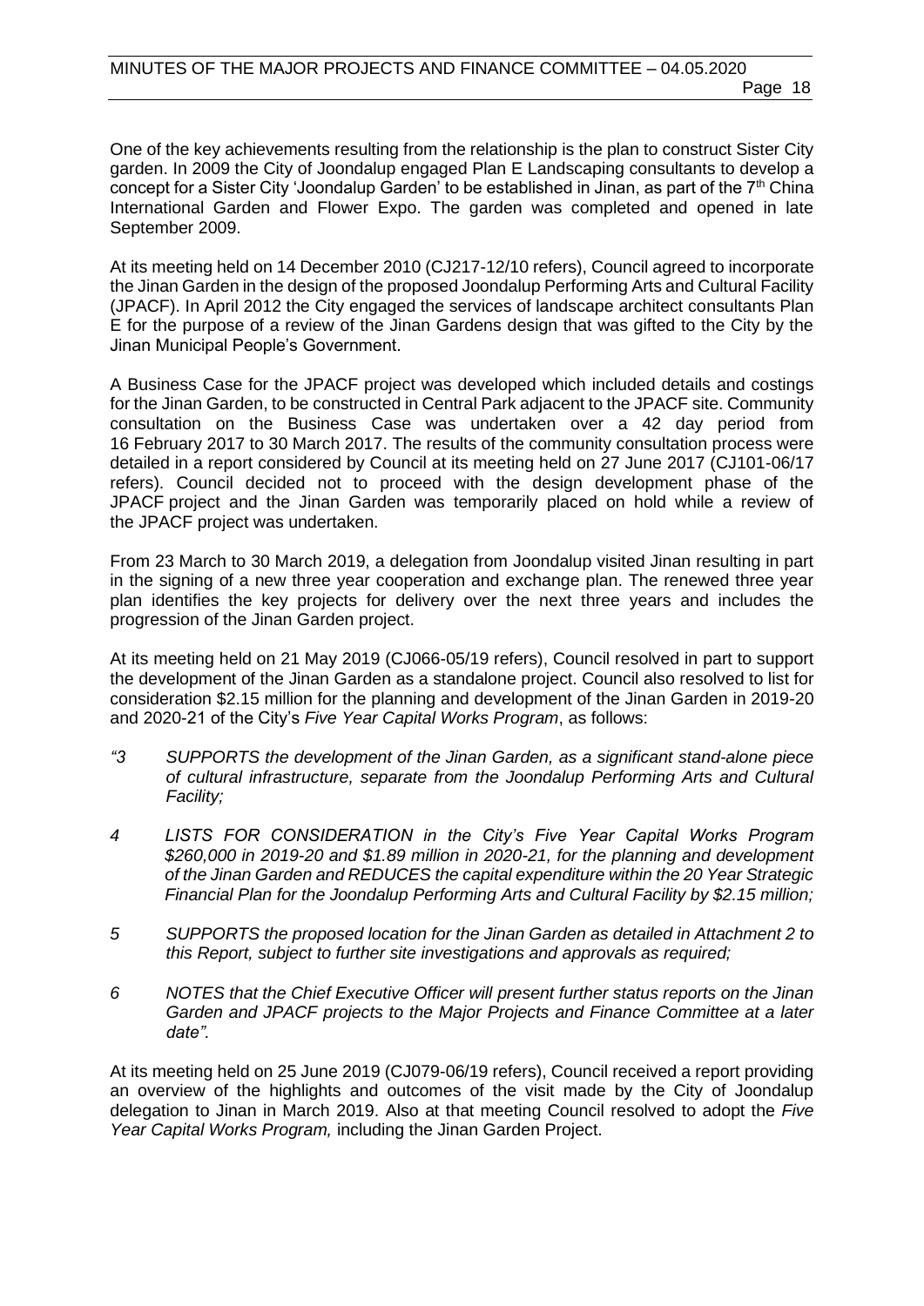One of the key achievements resulting from the relationship is the plan to construct Sister City garden. In 2009 the City of Joondalup engaged Plan E Landscaping consultants to develop a concept for a Sister City 'Joondalup Garden' to be established in Jinan, as part of the 7th China International Garden and Flower Expo. The garden was completed and opened in late September 2009.

At its meeting held on 14 December 2010 (CJ217-12/10 refers), Council agreed to incorporate the Jinan Garden in the design of the proposed Joondalup Performing Arts and Cultural Facility (JPACF). In April 2012 the City engaged the services of landscape architect consultants Plan E for the purpose of a review of the Jinan Gardens design that was gifted to the City by the Jinan Municipal People's Government.

A Business Case for the JPACF project was developed which included details and costings for the Jinan Garden, to be constructed in Central Park adjacent to the JPACF site. Community consultation on the Business Case was undertaken over a 42 day period from 16 February 2017 to 30 March 2017. The results of the community consultation process were detailed in a report considered by Council at its meeting held on 27 June 2017 (CJ101-06/17 refers). Council decided not to proceed with the design development phase of the JPACF project and the Jinan Garden was temporarily placed on hold while a review of the JPACF project was undertaken.

From 23 March to 30 March 2019, a delegation from Joondalup visited Jinan resulting in part in the signing of a new three year cooperation and exchange plan. The renewed three year plan identifies the key projects for delivery over the next three years and includes the progression of the Jinan Garden project.

At its meeting held on 21 May 2019 (CJ066-05/19 refers), Council resolved in part to support the development of the Jinan Garden as a standalone project. Council also resolved to list for consideration $2.15 million for the planning and development of the Jinan Garden in 2019-20 and 2020-21 of the City's *Five Year Capital Works Program*, as follows:

*"3 SUPPORTS the development of the Jinan Garden, as a significant stand-alone piece of cultural infrastructure, separate from the Joondalup Performing Arts and Cultural Facility;*

*4 LISTS FOR CONSIDERATION in the City's Five Year Capital Works Program $260,000 in 2019-20 and $1.89 million in 2020-21, for the planning and development of the Jinan Garden and REDUCES the capital expenditure within the 20 Year Strategic Financial Plan for the Joondalup Performing Arts and Cultural Facility by $2.15 million;*

*5 SUPPORTS the proposed location for the Jinan Garden as detailed in Attachment 2 to this Report, subject to further site investigations and approvals as required;*

*6 NOTES that the Chief Executive Officer will present further status reports on the Jinan Garden and JPACF projects to the Major Projects and Finance Committee at a later date".*

At its meeting held on 25 June 2019 (CJ079-06/19 refers), Council received a report providing an overview of the highlights and outcomes of the visit made by the City of Joondalup delegation to Jinan in March 2019. Also at that meeting Council resolved to adopt the *Five Year Capital Works Program,* including the Jinan Garden Project.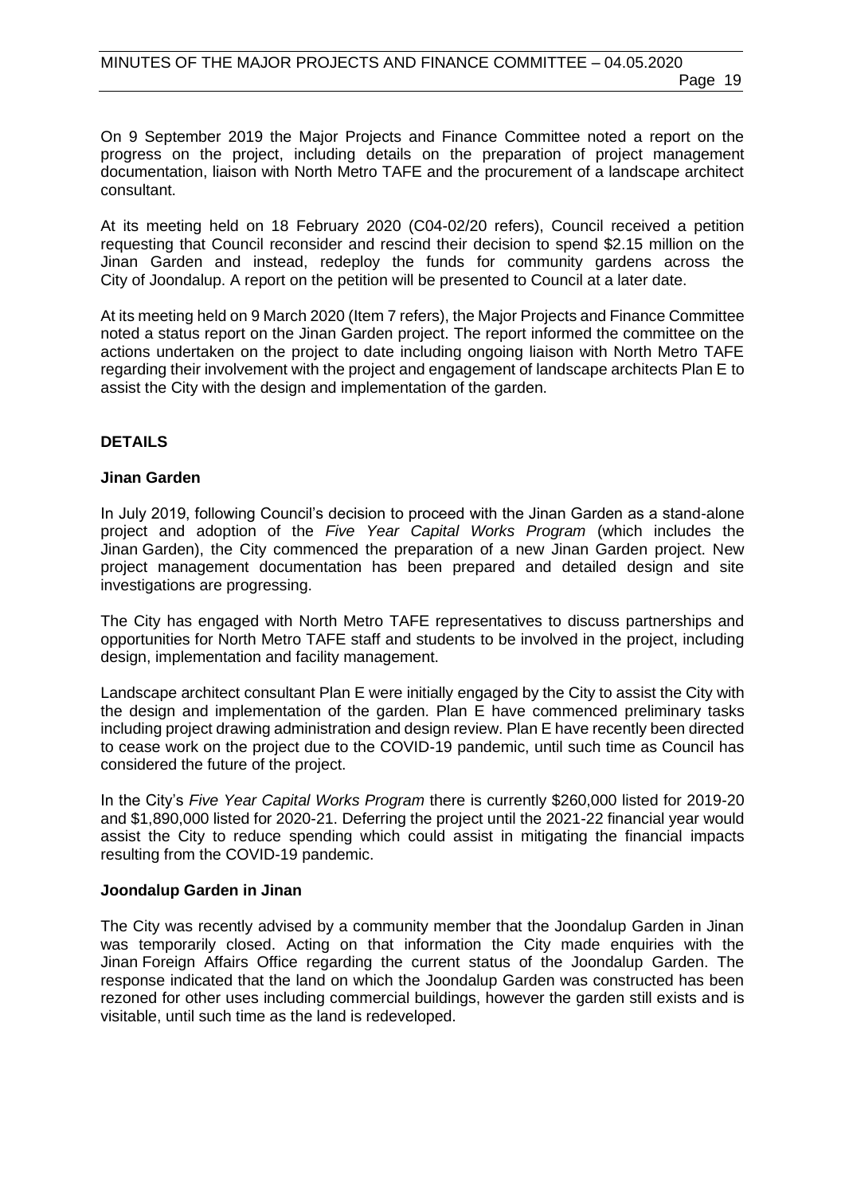On 9 September 2019 the Major Projects and Finance Committee noted a report on the progress on the project, including details on the preparation of project management documentation, liaison with North Metro TAFE and the procurement of a landscape architect consultant.

At its meeting held on 18 February 2020 (C04-02/20 refers), Council received a petition requesting that Council reconsider and rescind their decision to spend $2.15 million on the Jinan Garden and instead, redeploy the funds for community gardens across the City of Joondalup. A report on the petition will be presented to Council at a later date.

At its meeting held on 9 March 2020 (Item 7 refers), the Major Projects and Finance Committee noted a status report on the Jinan Garden project. The report informed the committee on the actions undertaken on the project to date including ongoing liaison with North Metro TAFE regarding their involvement with the project and engagement of landscape architects Plan E to assist the City with the design and implementation of the garden.

## DETAILS

### Jinan Garden

In July 2019, following Council's decision to proceed with the Jinan Garden as a stand-alone project and adoption of the *Five Year Capital Works Program* (which includes the Jinan Garden), the City commenced the preparation of a new Jinan Garden project. New project management documentation has been prepared and detailed design and site investigations are progressing.

The City has engaged with North Metro TAFE representatives to discuss partnerships and opportunities for North Metro TAFE staff and students to be involved in the project, including design, implementation and facility management.

Landscape architect consultant Plan E were initially engaged by the City to assist the City with the design and implementation of the garden. Plan E have commenced preliminary tasks including project drawing administration and design review. Plan E have recently been directed to cease work on the project due to the COVID-19 pandemic, until such time as Council has considered the future of the project.

In the City's *Five Year Capital Works Program* there is currently $260,000 listed for 2019-20 and $1,890,000 listed for 2020-21. Deferring the project until the 2021-22 financial year would assist the City to reduce spending which could assist in mitigating the financial impacts resulting from the COVID-19 pandemic.

### Joondalup Garden in Jinan

The City was recently advised by a community member that the Joondalup Garden in Jinan was temporarily closed. Acting on that information the City made enquiries with the Jinan Foreign Affairs Office regarding the current status of the Joondalup Garden. The response indicated that the land on which the Joondalup Garden was constructed has been rezoned for other uses including commercial buildings, however the garden still exists and is visitable, until such time as the land is redeveloped.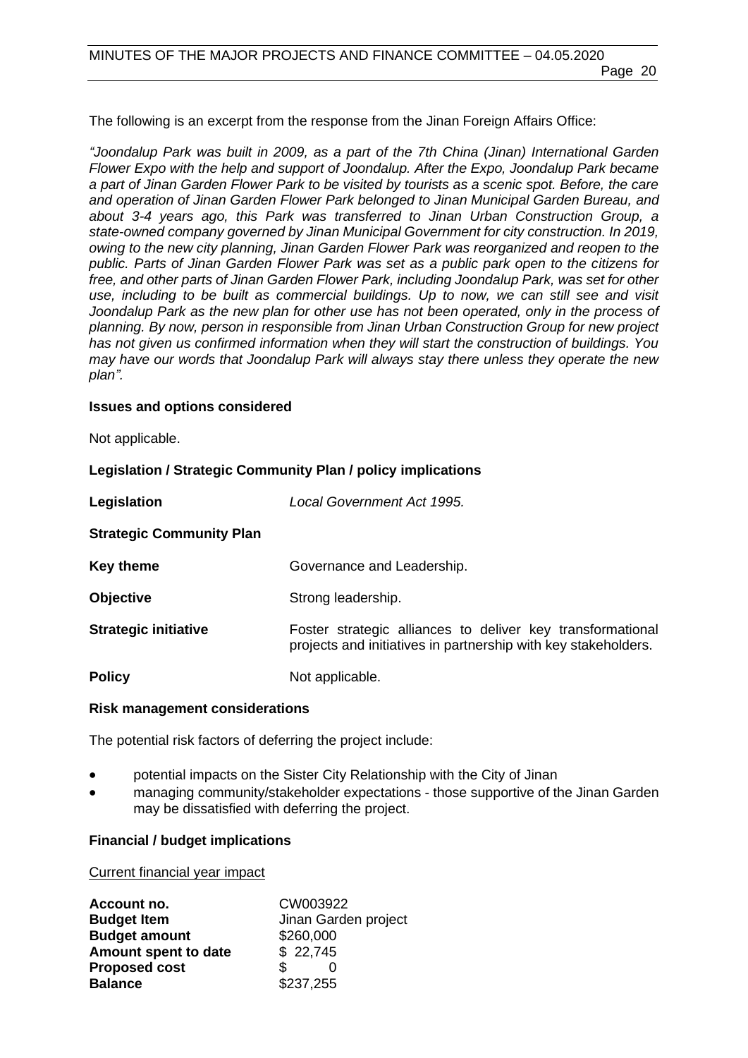The following is an excerpt from the response from the Jinan Foreign Affairs Office:

*"Joondalup Park was built in 2009, as a part of the 7th China (Jinan) International Garden Flower Expo with the help and support of Joondalup. After the Expo, Joondalup Park became a part of Jinan Garden Flower Park to be visited by tourists as a scenic spot. Before, the care and operation of Jinan Garden Flower Park belonged to Jinan Municipal Garden Bureau, and about 3-4 years ago, this Park was transferred to Jinan Urban Construction Group, a state-owned company governed by Jinan Municipal Government for city construction. In 2019, owing to the new city planning, Jinan Garden Flower Park was reorganized and reopen to the public. Parts of Jinan Garden Flower Park was set as a public park open to the citizens for free, and other parts of Jinan Garden Flower Park, including Joondalup Park, was set for other use, including to be built as commercial buildings. Up to now, we can still see and visit Joondalup Park as the new plan for other use has not been operated, only in the process of planning. By now, person in responsible from Jinan Urban Construction Group for new project has not given us confirmed information when they will start the construction of buildings. You may have our words that Joondalup Park will always stay there unless they operate the new plan".*

**Issues and options considered**

Not applicable.

**Legislation / Strategic Community Plan / policy implications**

| | |
|---|---|
| **Legislation** | *Local Government Act 1995.* |
| **Strategic Community Plan** | |
| **Key theme** | Governance and Leadership. |
| **Objective** | Strong leadership. |
| **Strategic initiative** | Foster strategic alliances to deliver key transformational projects and initiatives in partnership with key stakeholders. |
| **Policy** | Not applicable. |

**Risk management considerations**

The potential risk factors of deferring the project include:

- potential impacts on the Sister City Relationship with the City of Jinan
- managing community/stakeholder expectations - those supportive of the Jinan Garden may be dissatisfied with deferring the project.

**Financial / budget implications**

Current financial year impact

| | |
|---|---|
| **Account no.** | CW003922 |
| **Budget Item** | Jinan Garden project |
| **Budget amount** | $260,000 |
| **Amount spent to date** | $ 22,745 |
| **Proposed cost** | $ 0 |
| **Balance** | $237,255 |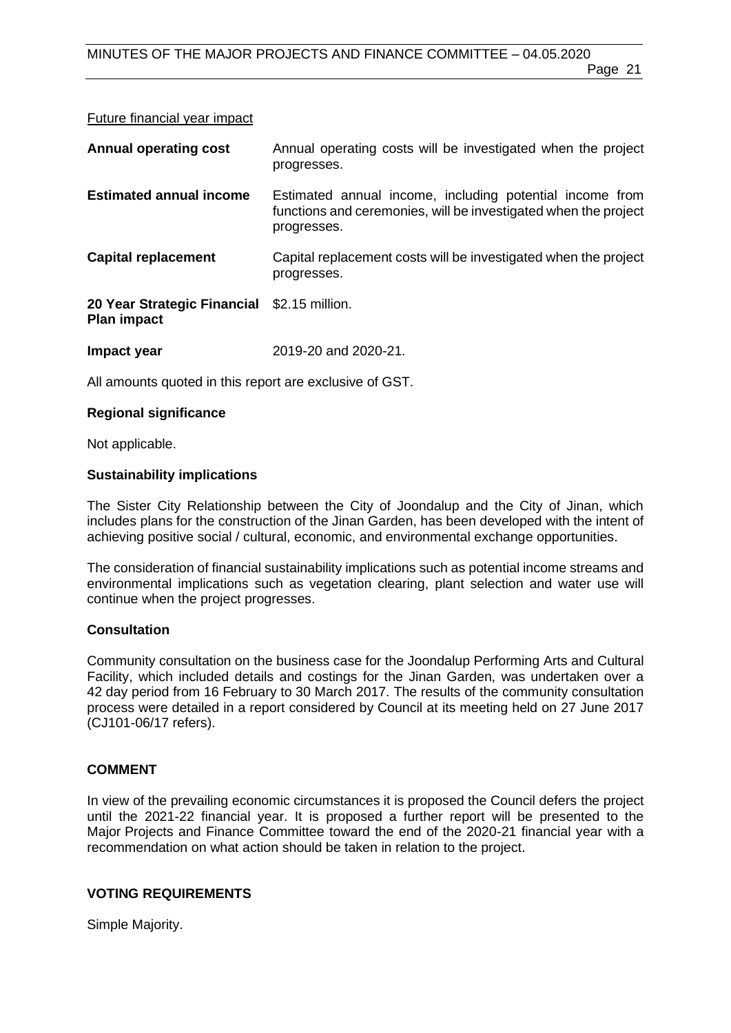Future financial year impact

| | |
|---|---|
| **Annual operating cost** | Annual operating costs will be investigated when the project progresses. |
| **Estimated annual income** | Estimated annual income, including potential income from functions and ceremonies, will be investigated when the project progresses. |
| **Capital replacement** | Capital replacement costs will be investigated when the project progresses. |
| **20 Year Strategic Financial Plan impact** | $2.15 million. |
| **Impact year** | 2019-20 and 2020-21. |

All amounts quoted in this report are exclusive of GST.

**Regional significance**

Not applicable.

**Sustainability implications**

The Sister City Relationship between the City of Joondalup and the City of Jinan, which includes plans for the construction of the Jinan Garden, has been developed with the intent of achieving positive social / cultural, economic, and environmental exchange opportunities.

The consideration of financial sustainability implications such as potential income streams and environmental implications such as vegetation clearing, plant selection and water use will continue when the project progresses.

**Consultation**

Community consultation on the business case for the Joondalup Performing Arts and Cultural Facility, which included details and costings for the Jinan Garden, was undertaken over a 42 day period from 16 February to 30 March 2017. The results of the community consultation process were detailed in a report considered by Council at its meeting held on 27 June 2017 (CJ101-06/17 refers).

## COMMENT

In view of the prevailing economic circumstances it is proposed the Council defers the project until the 2021-22 financial year. It is proposed a further report will be presented to the Major Projects and Finance Committee toward the end of the 2020-21 financial year with a recommendation on what action should be taken in relation to the project.

## VOTING REQUIREMENTS

Simple Majority.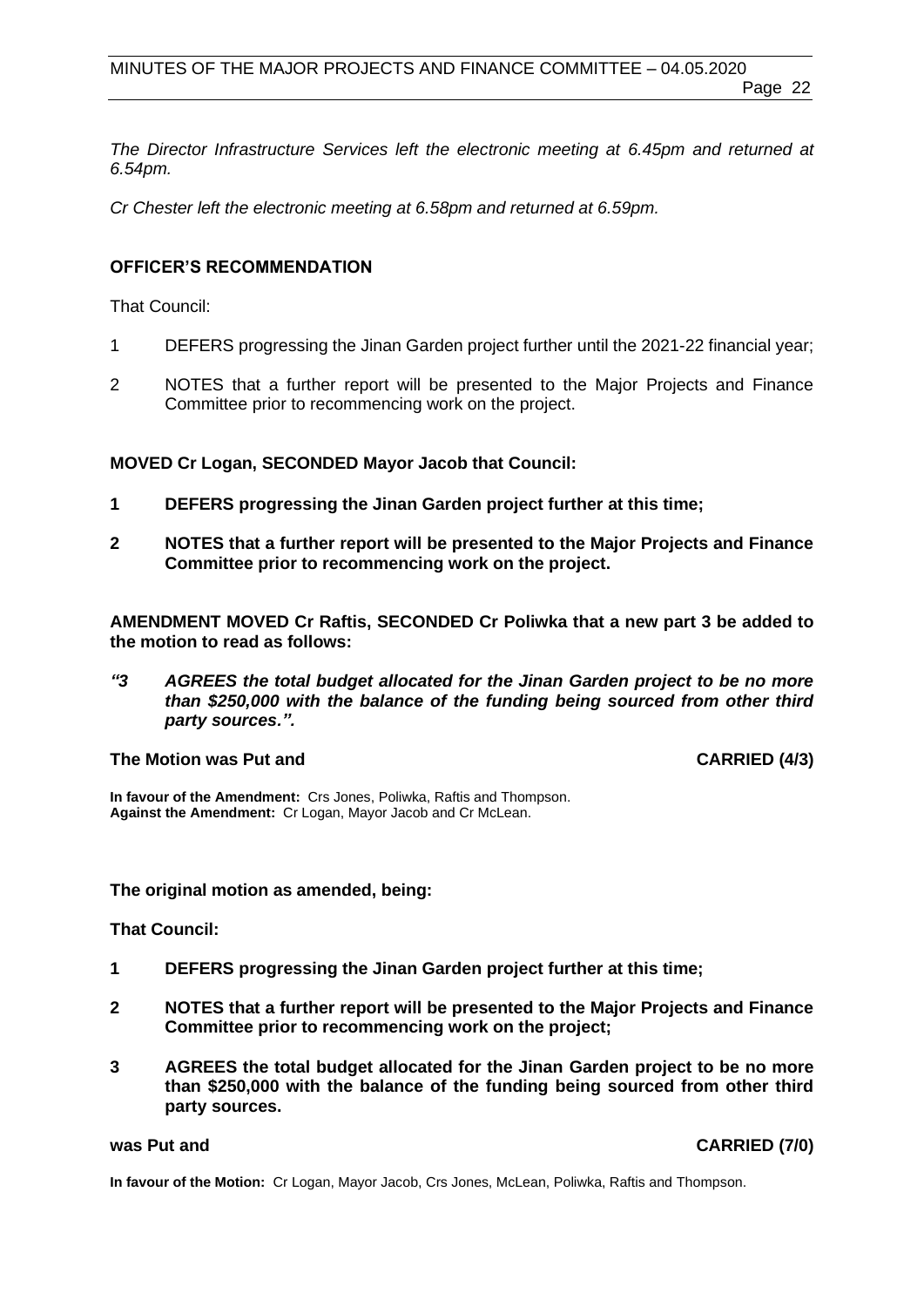*The Director Infrastructure Services left the electronic meeting at 6.45pm and returned at 6.54pm.*

*Cr Chester left the electronic meeting at 6.58pm and returned at 6.59pm.*

**OFFICER'S RECOMMENDATION**

That Council:

1 DEFERS progressing the Jinan Garden project further until the 2021-22 financial year;

2 NOTES that a further report will be presented to the Major Projects and Finance Committee prior to recommencing work on the project.

**MOVED Cr Logan, SECONDED Mayor Jacob that Council:**

**1 DEFERS progressing the Jinan Garden project further at this time;**

**2 NOTES that a further report will be presented to the Major Projects and Finance Committee prior to recommencing work on the project.**

**AMENDMENT MOVED Cr Raftis, SECONDED Cr Poliwka that a new part 3 be added to the motion to read as follows:**

***"3 AGREES the total budget allocated for the Jinan Garden project to be no more than $250,000 with the balance of the funding being sourced from other third party sources.".***

**The Motion was Put and CARRIED (4/3)**

**In favour of the Amendment:** Crs Jones, Poliwka, Raftis and Thompson.
**Against the Amendment:** Cr Logan, Mayor Jacob and Cr McLean.

**The original motion as amended, being:**

**That Council:**

**1 DEFERS progressing the Jinan Garden project further at this time;**

**2 NOTES that a further report will be presented to the Major Projects and Finance Committee prior to recommencing work on the project;**

**3 AGREES the total budget allocated for the Jinan Garden project to be no more than $250,000 with the balance of the funding being sourced from other third party sources.**

**was Put and CARRIED (7/0)**

**In favour of the Motion:** Cr Logan, Mayor Jacob, Crs Jones, McLean, Poliwka, Raftis and Thompson.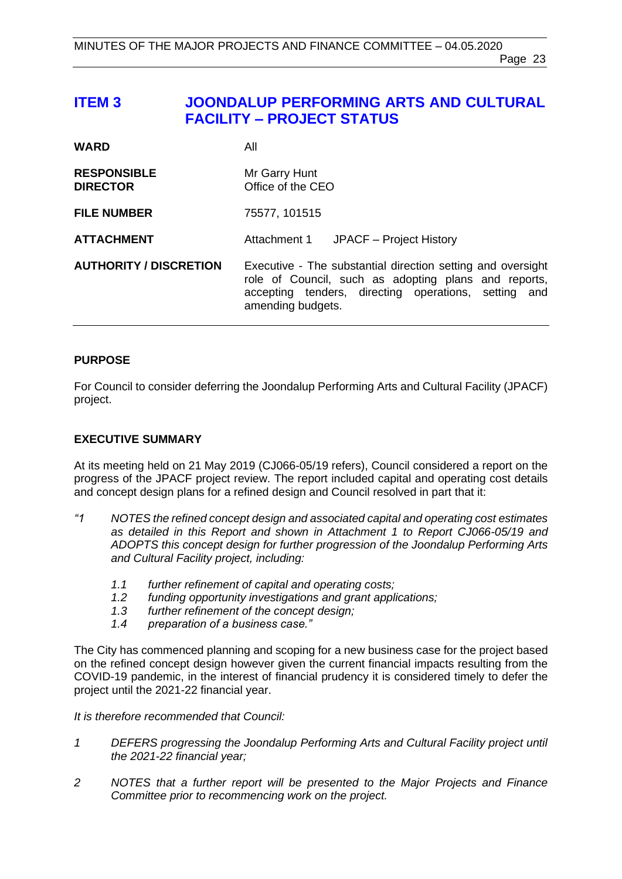# ITEM 3 JOONDALUP PERFORMING ARTS AND CULTURAL FACILITY – PROJECT STATUS

| | |
|---|---|
| **WARD** | All |
| **RESPONSIBLE DIRECTOR** | Mr Garry Hunt<br>Office of the CEO |
| **FILE NUMBER** | 75577, 101515 |
| **ATTACHMENT** | Attachment 1 JPACF – Project History |
| **AUTHORITY / DISCRETION** | Executive - The substantial direction setting and oversight role of Council, such as adopting plans and reports, accepting tenders, directing operations, setting and amending budgets. |

## PURPOSE

For Council to consider deferring the Joondalup Performing Arts and Cultural Facility (JPACF) project.

## EXECUTIVE SUMMARY

At its meeting held on 21 May 2019 (CJ066-05/19 refers), Council considered a report on the progress of the JPACF project review. The report included capital and operating cost details and concept design plans for a refined design and Council resolved in part that it:

*"1 NOTES the refined concept design and associated capital and operating cost estimates as detailed in this Report and shown in Attachment 1 to Report CJ066-05/19 and ADOPTS this concept design for further progression of the Joondalup Performing Arts and Cultural Facility project, including:*

*1.1 further refinement of capital and operating costs;*
*1.2 funding opportunity investigations and grant applications;*
*1.3 further refinement of the concept design;*
*1.4 preparation of a business case."*

The City has commenced planning and scoping for a new business case for the project based on the refined concept design however given the current financial impacts resulting from the COVID-19 pandemic, in the interest of financial prudency it is considered timely to defer the project until the 2021-22 financial year.

*It is therefore recommended that Council:*

*1 DEFERS progressing the Joondalup Performing Arts and Cultural Facility project until the 2021-22 financial year;*

*2 NOTES that a further report will be presented to the Major Projects and Finance Committee prior to recommencing work on the project.*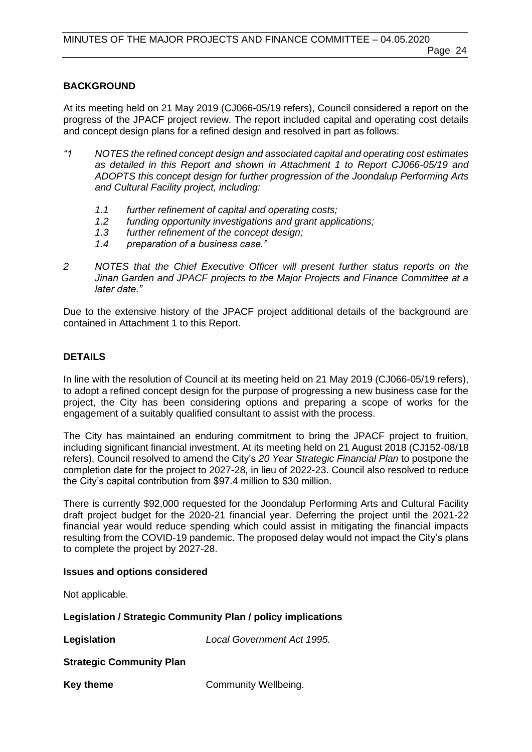**BACKGROUND**

At its meeting held on 21 May 2019 (CJ066-05/19 refers), Council considered a report on the progress of the JPACF project review. The report included capital and operating cost details and concept design plans for a refined design and resolved in part as follows:

*"1 NOTES the refined concept design and associated capital and operating cost estimates as detailed in this Report and shown in Attachment 1 to Report CJ066-05/19 and ADOPTS this concept design for further progression of the Joondalup Performing Arts and Cultural Facility project, including:*

*1.1 further refinement of capital and operating costs;*
*1.2 funding opportunity investigations and grant applications;*
*1.3 further refinement of the concept design;*
*1.4 preparation of a business case."*

*2 NOTES that the Chief Executive Officer will present further status reports on the Jinan Garden and JPACF projects to the Major Projects and Finance Committee at a later date."*

Due to the extensive history of the JPACF project additional details of the background are contained in Attachment 1 to this Report.

**DETAILS**

In line with the resolution of Council at its meeting held on 21 May 2019 (CJ066-05/19 refers), to adopt a refined concept design for the purpose of progressing a new business case for the project, the City has been considering options and preparing a scope of works for the engagement of a suitably qualified consultant to assist with the process.

The City has maintained an enduring commitment to bring the JPACF project to fruition, including significant financial investment. At its meeting held on 21 August 2018 (CJ152-08/18 refers), Council resolved to amend the City's *20 Year Strategic Financial Plan* to postpone the completion date for the project to 2027-28, in lieu of 2022-23. Council also resolved to reduce the City's capital contribution from $97.4 million to $30 million.

There is currently $92,000 requested for the Joondalup Performing Arts and Cultural Facility draft project budget for the 2020-21 financial year. Deferring the project until the 2021-22 financial year would reduce spending which could assist in mitigating the financial impacts resulting from the COVID-19 pandemic. The proposed delay would not impact the City's plans to complete the project by 2027-28.

**Issues and options considered**

Not applicable.

**Legislation / Strategic Community Plan / policy implications**

**Legislation** *Local Government Act 1995.*

**Strategic Community Plan**

**Key theme** Community Wellbeing.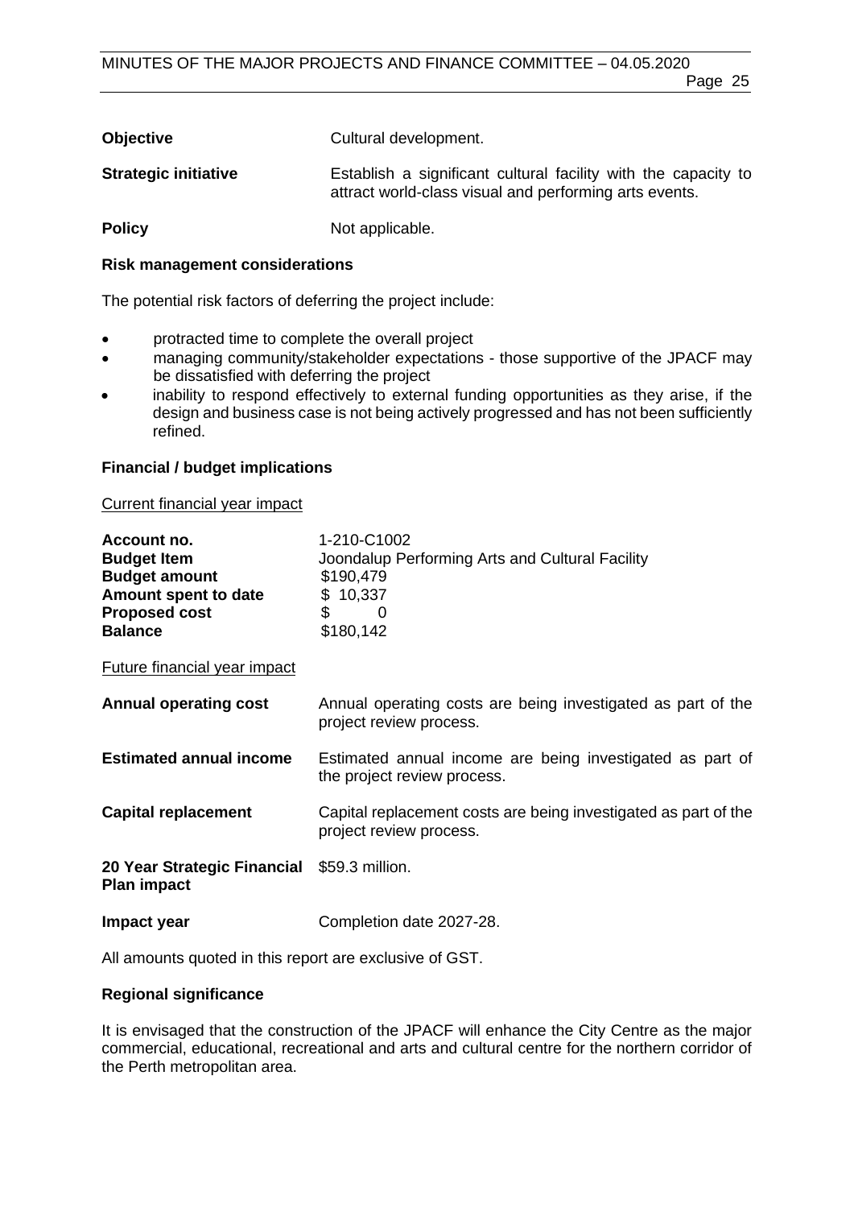| | |
|---|---|
| **Objective** | Cultural development. |
| **Strategic initiative** | Establish a significant cultural facility with the capacity to attract world-class visual and performing arts events. |
| **Policy** | Not applicable. |

**Risk management considerations**

The potential risk factors of deferring the project include:

- protracted time to complete the overall project
- managing community/stakeholder expectations - those supportive of the JPACF may be dissatisfied with deferring the project
- inability to respond effectively to external funding opportunities as they arise, if the design and business case is not being actively progressed and has not been sufficiently refined.

**Financial / budget implications**

Current financial year impact

| | |
|---|---|
| **Account no.** | 1-210-C1002 |
| **Budget Item** | Joondalup Performing Arts and Cultural Facility |
| **Budget amount** | $190,479 |
| **Amount spent to date** | $ 10,337 |
| **Proposed cost** | $ 0 |
| **Balance** | $180,142 |

Future financial year impact

| | |
|---|---|
| **Annual operating cost** | Annual operating costs are being investigated as part of the project review process. |
| **Estimated annual income** | Estimated annual income are being investigated as part of the project review process. |
| **Capital replacement** | Capital replacement costs are being investigated as part of the project review process. |
| **20 Year Strategic Financial Plan impact** | $59.3 million. |
| **Impact year** | Completion date 2027-28. |

All amounts quoted in this report are exclusive of GST.

**Regional significance**

It is envisaged that the construction of the JPACF will enhance the City Centre as the major commercial, educational, recreational and arts and cultural centre for the northern corridor of the Perth metropolitan area.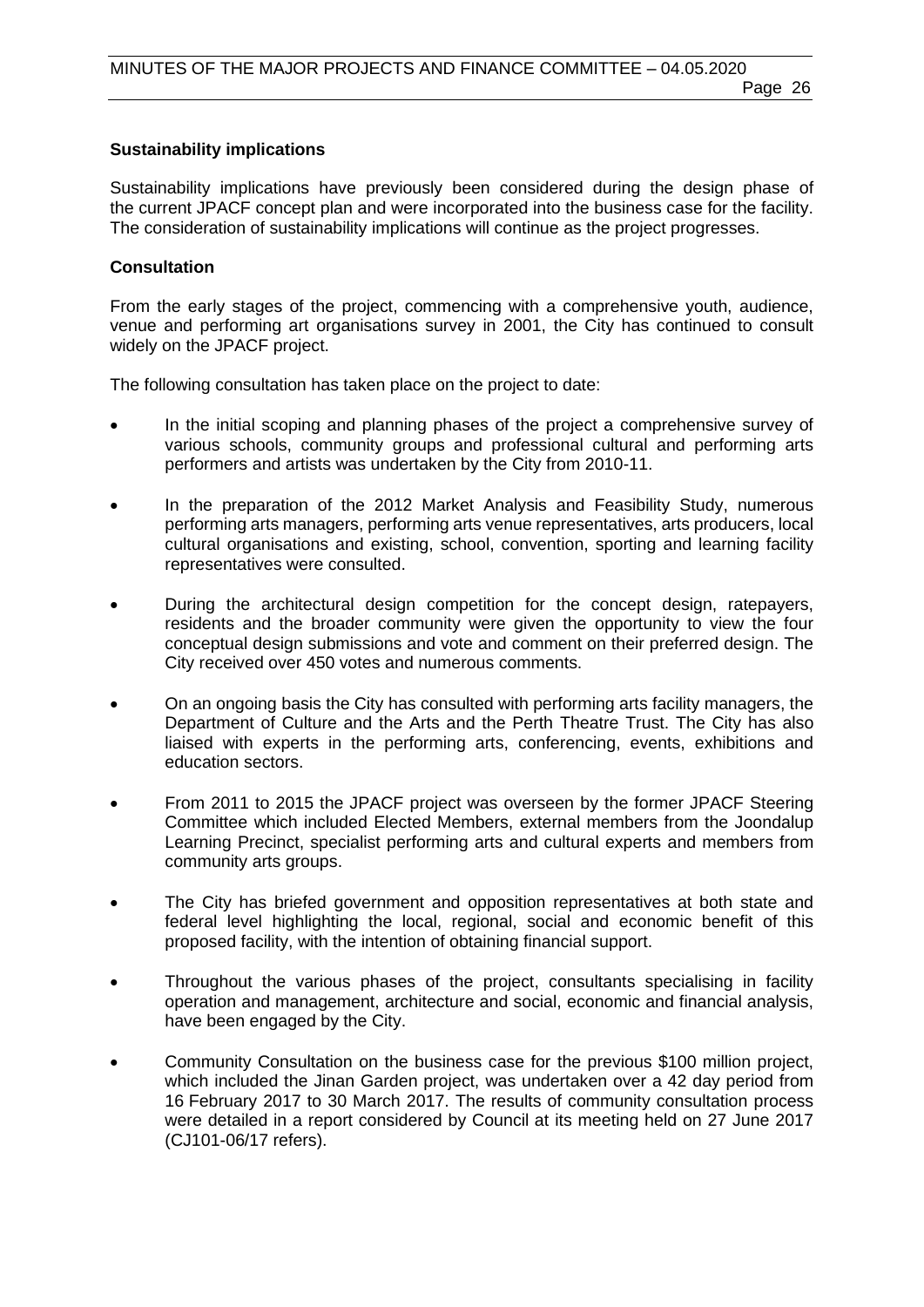**Sustainability implications**

Sustainability implications have previously been considered during the design phase of the current JPACF concept plan and were incorporated into the business case for the facility. The consideration of sustainability implications will continue as the project progresses.

**Consultation**

From the early stages of the project, commencing with a comprehensive youth, audience, venue and performing art organisations survey in 2001, the City has continued to consult widely on the JPACF project.

The following consultation has taken place on the project to date:

- In the initial scoping and planning phases of the project a comprehensive survey of various schools, community groups and professional cultural and performing arts performers and artists was undertaken by the City from 2010-11.
- In the preparation of the 2012 Market Analysis and Feasibility Study, numerous performing arts managers, performing arts venue representatives, arts producers, local cultural organisations and existing, school, convention, sporting and learning facility representatives were consulted.
- During the architectural design competition for the concept design, ratepayers, residents and the broader community were given the opportunity to view the four conceptual design submissions and vote and comment on their preferred design. The City received over 450 votes and numerous comments.
- On an ongoing basis the City has consulted with performing arts facility managers, the Department of Culture and the Arts and the Perth Theatre Trust. The City has also liaised with experts in the performing arts, conferencing, events, exhibitions and education sectors.
- From 2011 to 2015 the JPACF project was overseen by the former JPACF Steering Committee which included Elected Members, external members from the Joondalup Learning Precinct, specialist performing arts and cultural experts and members from community arts groups.
- The City has briefed government and opposition representatives at both state and federal level highlighting the local, regional, social and economic benefit of this proposed facility, with the intention of obtaining financial support.
- Throughout the various phases of the project, consultants specialising in facility operation and management, architecture and social, economic and financial analysis, have been engaged by the City.
- Community Consultation on the business case for the previous $100 million project, which included the Jinan Garden project, was undertaken over a 42 day period from 16 February 2017 to 30 March 2017. The results of community consultation process were detailed in a report considered by Council at its meeting held on 27 June 2017 (CJ101-06/17 refers).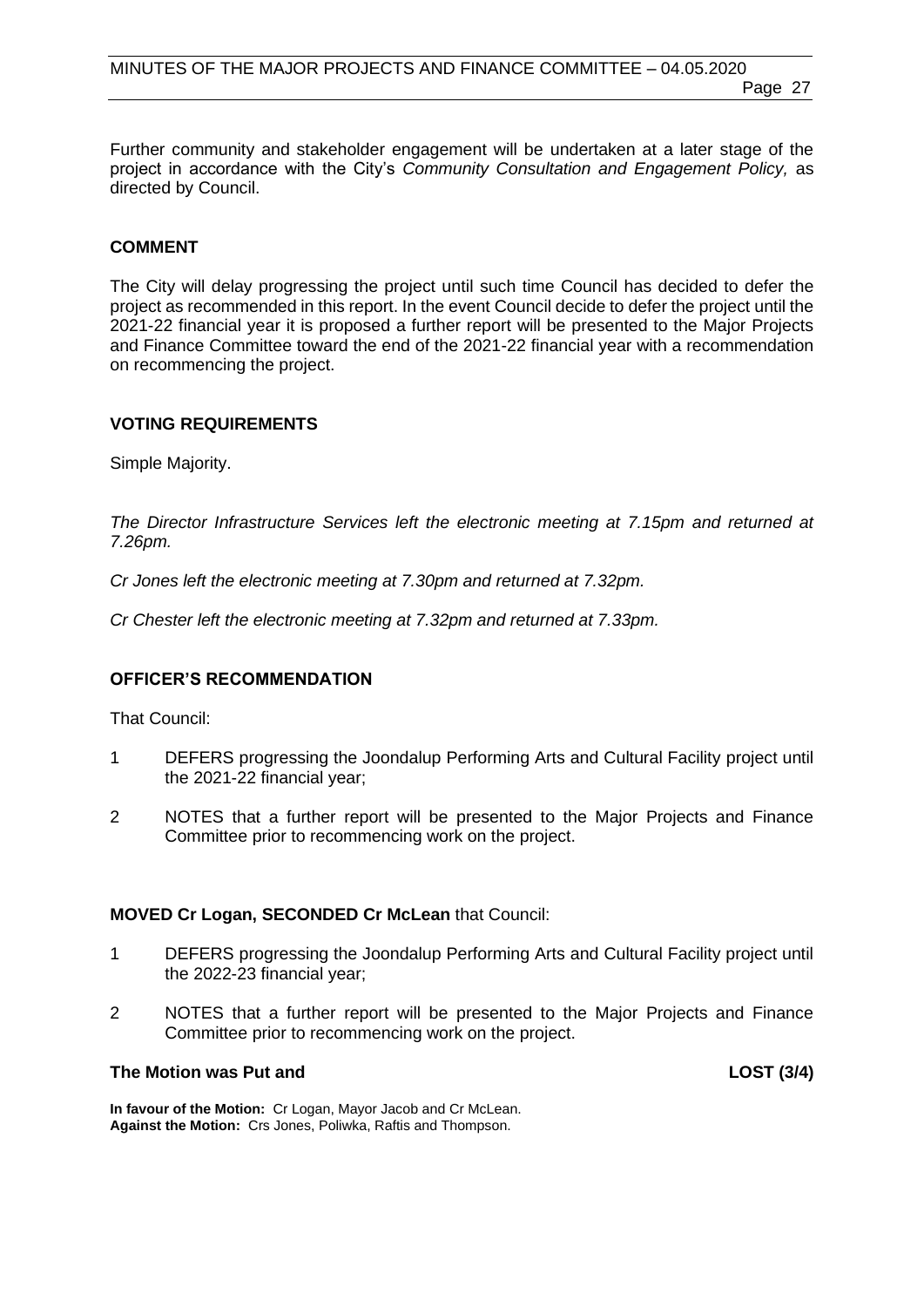Further community and stakeholder engagement will be undertaken at a later stage of the project in accordance with the City's *Community Consultation and Engagement Policy,* as directed by Council.

## COMMENT

The City will delay progressing the project until such time Council has decided to defer the project as recommended in this report. In the event Council decide to defer the project until the 2021-22 financial year it is proposed a further report will be presented to the Major Projects and Finance Committee toward the end of the 2021-22 financial year with a recommendation on recommencing the project.

## VOTING REQUIREMENTS

Simple Majority.

*The Director Infrastructure Services left the electronic meeting at 7.15pm and returned at 7.26pm.*

*Cr Jones left the electronic meeting at 7.30pm and returned at 7.32pm.*

*Cr Chester left the electronic meeting at 7.32pm and returned at 7.33pm.*

## OFFICER'S RECOMMENDATION

That Council:

1. DEFERS progressing the Joondalup Performing Arts and Cultural Facility project until the 2021-22 financial year;
2. NOTES that a further report will be presented to the Major Projects and Finance Committee prior to recommencing work on the project.

**MOVED Cr Logan, SECONDED Cr McLean** that Council:

1. DEFERS progressing the Joondalup Performing Arts and Cultural Facility project until the 2022-23 financial year;
2. NOTES that a further report will be presented to the Major Projects and Finance Committee prior to recommencing work on the project.

**The Motion was Put and LOST (3/4)**

**In favour of the Motion:** Cr Logan, Mayor Jacob and Cr McLean.
**Against the Motion:** Crs Jones, Poliwka, Raftis and Thompson.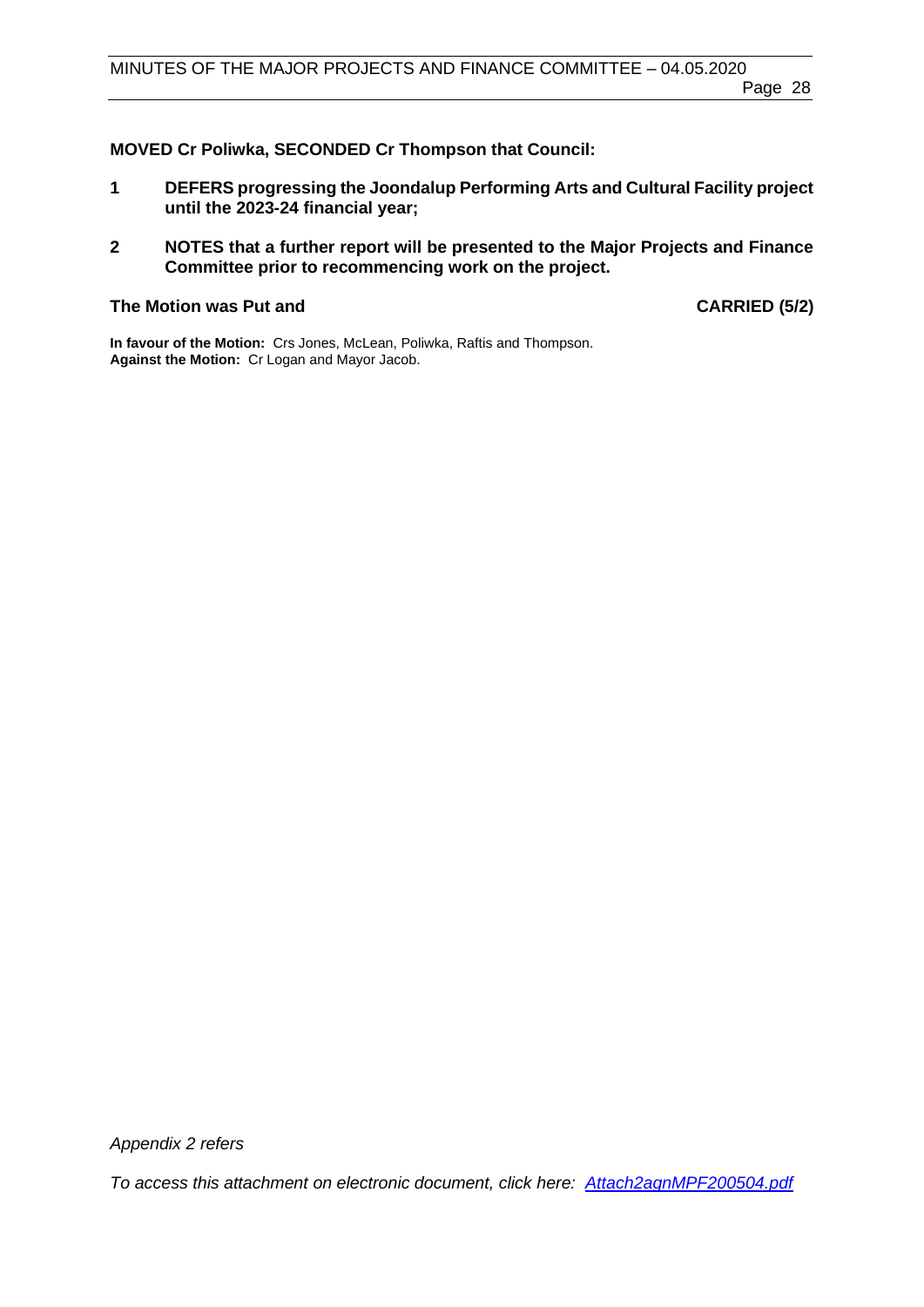**MOVED Cr Poliwka, SECONDED Cr Thompson that Council:**

**1 DEFERS progressing the Joondalup Performing Arts and Cultural Facility project until the 2023-24 financial year;**

**2 NOTES that a further report will be presented to the Major Projects and Finance Committee prior to recommencing work on the project.**

**The Motion was Put and CARRIED (5/2)**

**In favour of the Motion:** Crs Jones, McLean, Poliwka, Raftis and Thompson.
**Against the Motion:** Cr Logan and Mayor Jacob.

*Appendix 2 refers*

*To access this attachment on electronic document, click here: Attach2agnMPF200504.pdf*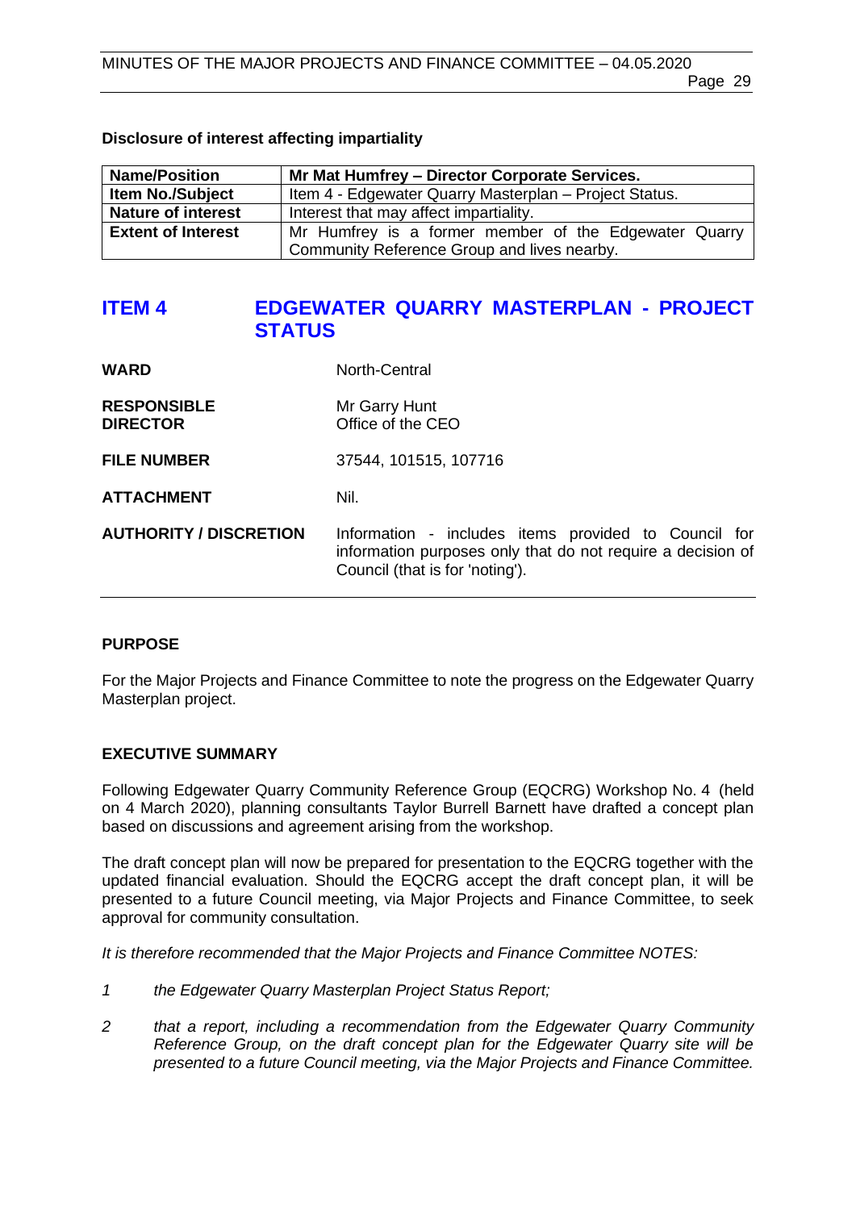**Disclosure of interest affecting impartiality**

| Name/Position | Mr Mat Humfrey – Director Corporate Services. |
|---|---|
| Item No./Subject | Item 4 - Edgewater Quarry Masterplan – Project Status. |
| Nature of interest | Interest that may affect impartiality. |
| Extent of Interest | Mr Humfrey is a former member of the Edgewater Quarry Community Reference Group and lives nearby. |

# ITEM 4 EDGEWATER QUARRY MASTERPLAN - PROJECT STATUS

**WARD** North-Central

**RESPONSIBLE DIRECTOR** Mr Garry Hunt
Office of the CEO

**FILE NUMBER** 37544, 101515, 107716

**ATTACHMENT** Nil.

**AUTHORITY / DISCRETION** Information - includes items provided to Council for information purposes only that do not require a decision of Council (that is for 'noting').

## PURPOSE

For the Major Projects and Finance Committee to note the progress on the Edgewater Quarry Masterplan project.

## EXECUTIVE SUMMARY

Following Edgewater Quarry Community Reference Group (EQCRG) Workshop No. 4 (held on 4 March 2020), planning consultants Taylor Burrell Barnett have drafted a concept plan based on discussions and agreement arising from the workshop.

The draft concept plan will now be prepared for presentation to the EQCRG together with the updated financial evaluation. Should the EQCRG accept the draft concept plan, it will be presented to a future Council meeting, via Major Projects and Finance Committee, to seek approval for community consultation.

*It is therefore recommended that the Major Projects and Finance Committee NOTES:*

1. *the Edgewater Quarry Masterplan Project Status Report;*
2. *that a report, including a recommendation from the Edgewater Quarry Community Reference Group, on the draft concept plan for the Edgewater Quarry site will be presented to a future Council meeting, via the Major Projects and Finance Committee.*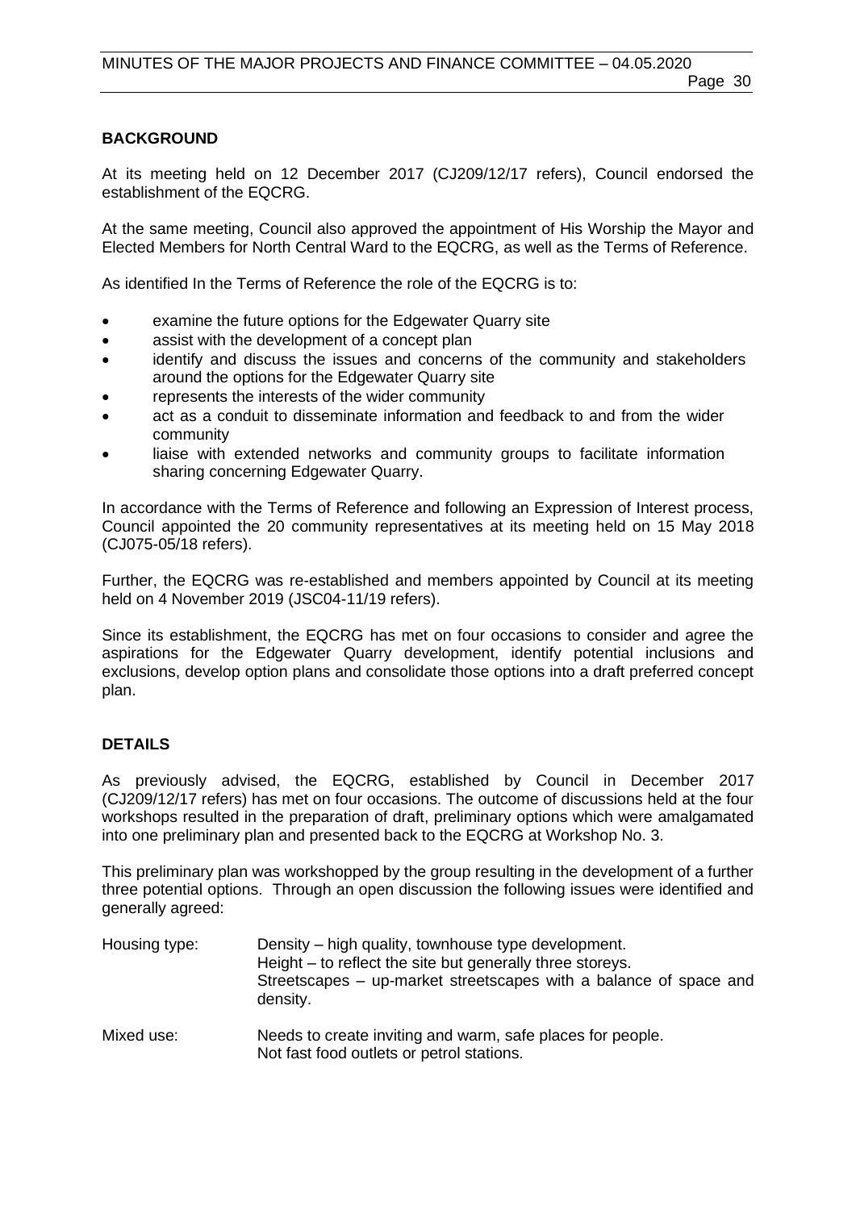## BACKGROUND

At its meeting held on 12 December 2017 (CJ209/12/17 refers), Council endorsed the establishment of the EQCRG.

At the same meeting, Council also approved the appointment of His Worship the Mayor and Elected Members for North Central Ward to the EQCRG, as well as the Terms of Reference.

As identified In the Terms of Reference the role of the EQCRG is to:

- examine the future options for the Edgewater Quarry site
- assist with the development of a concept plan
- identify and discuss the issues and concerns of the community and stakeholders around the options for the Edgewater Quarry site
- represents the interests of the wider community
- act as a conduit to disseminate information and feedback to and from the wider community
- liaise with extended networks and community groups to facilitate information sharing concerning Edgewater Quarry.

In accordance with the Terms of Reference and following an Expression of Interest process, Council appointed the 20 community representatives at its meeting held on 15 May 2018 (CJ075-05/18 refers).

Further, the EQCRG was re-established and members appointed by Council at its meeting held on 4 November 2019 (JSC04-11/19 refers).

Since its establishment, the EQCRG has met on four occasions to consider and agree the aspirations for the Edgewater Quarry development, identify potential inclusions and exclusions, develop option plans and consolidate those options into a draft preferred concept plan.

## DETAILS

As previously advised, the EQCRG, established by Council in December 2017 (CJ209/12/17 refers) has met on four occasions. The outcome of discussions held at the four workshops resulted in the preparation of draft, preliminary options which were amalgamated into one preliminary plan and presented back to the EQCRG at Workshop No. 3.

This preliminary plan was workshopped by the group resulting in the development of a further three potential options. Through an open discussion the following issues were identified and generally agreed:

| | |
|---|---|
| Housing type: | Density – high quality, townhouse type development.<br>Height – to reflect the site but generally three storeys.<br>Streetscapes – up-market streetscapes with a balance of space and density. |
| Mixed use: | Needs to create inviting and warm, safe places for people.<br>Not fast food outlets or petrol stations. |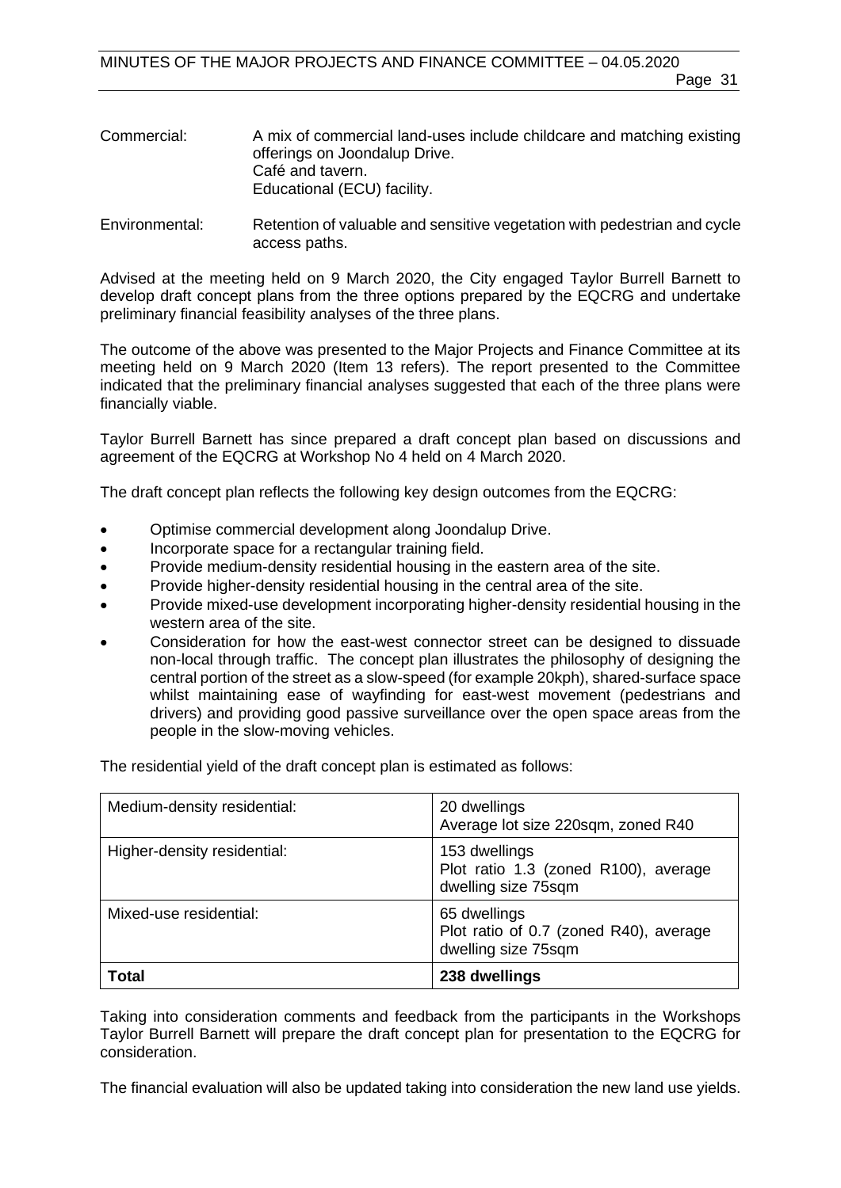| | |
|---|---|
| Commercial: | A mix of commercial land-uses include childcare and matching existing offerings on Joondalup Drive.<br>Café and tavern.<br>Educational (ECU) facility. |
| Environmental: | Retention of valuable and sensitive vegetation with pedestrian and cycle access paths. |

Advised at the meeting held on 9 March 2020, the City engaged Taylor Burrell Barnett to develop draft concept plans from the three options prepared by the EQCRG and undertake preliminary financial feasibility analyses of the three plans.

The outcome of the above was presented to the Major Projects and Finance Committee at its meeting held on 9 March 2020 (Item 13 refers). The report presented to the Committee indicated that the preliminary financial analyses suggested that each of the three plans were financially viable.

Taylor Burrell Barnett has since prepared a draft concept plan based on discussions and agreement of the EQCRG at Workshop No 4 held on 4 March 2020.

The draft concept plan reflects the following key design outcomes from the EQCRG:

- Optimise commercial development along Joondalup Drive.
- Incorporate space for a rectangular training field.
- Provide medium-density residential housing in the eastern area of the site.
- Provide higher-density residential housing in the central area of the site.
- Provide mixed-use development incorporating higher-density residential housing in the western area of the site.
- Consideration for how the east-west connector street can be designed to dissuade non-local through traffic. The concept plan illustrates the philosophy of designing the central portion of the street as a slow-speed (for example 20kph), shared-surface space whilst maintaining ease of wayfinding for east-west movement (pedestrians and drivers) and providing good passive surveillance over the open space areas from the people in the slow-moving vehicles.

The residential yield of the draft concept plan is estimated as follows:

| | |
|---|---|
| Medium-density residential: | 20 dwellings<br>Average lot size 220sqm, zoned R40 |
| Higher-density residential: | 153 dwellings<br>Plot ratio 1.3 (zoned R100), average dwelling size 75sqm |
| Mixed-use residential: | 65 dwellings<br>Plot ratio of 0.7 (zoned R40), average dwelling size 75sqm |
| **Total** | **238 dwellings** |

Taking into consideration comments and feedback from the participants in the Workshops Taylor Burrell Barnett will prepare the draft concept plan for presentation to the EQCRG for consideration.

The financial evaluation will also be updated taking into consideration the new land use yields.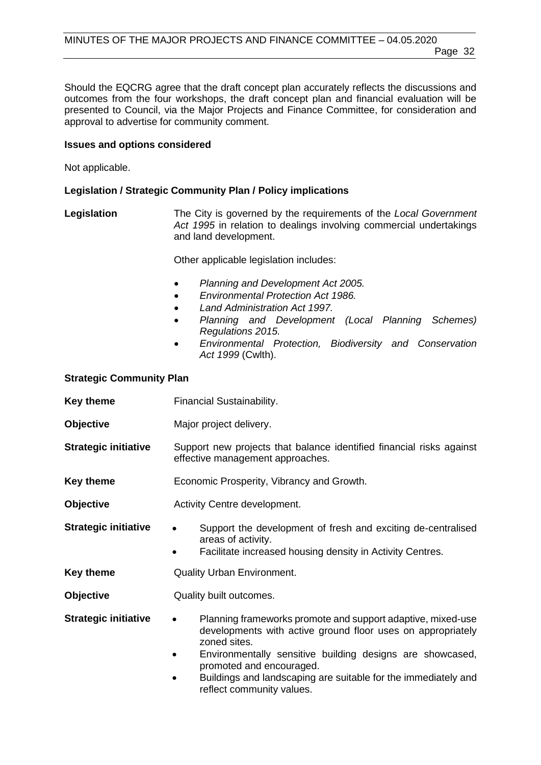Should the EQCRG agree that the draft concept plan accurately reflects the discussions and outcomes from the four workshops, the draft concept plan and financial evaluation will be presented to Council, via the Major Projects and Finance Committee, for consideration and approval to advertise for community comment.

**Issues and options considered**

Not applicable.

**Legislation / Strategic Community Plan / Policy implications**

**Legislation** The City is governed by the requirements of the *Local Government Act 1995* in relation to dealings involving commercial undertakings and land development.

Other applicable legislation includes:

- *Planning and Development Act 2005.*
- *Environmental Protection Act 1986.*
- *Land Administration Act 1997.*
- *Planning and Development (Local Planning Schemes) Regulations 2015.*
- *Environmental Protection, Biodiversity and Conservation Act 1999* (Cwlth).

**Strategic Community Plan**

**Key theme** Financial Sustainability.

**Objective** Major project delivery.

**Strategic initiative** Support new projects that balance identified financial risks against effective management approaches.

**Key theme** Economic Prosperity, Vibrancy and Growth.

**Objective** Activity Centre development.

**Strategic initiative**

- Support the development of fresh and exciting de-centralised areas of activity.
- Facilitate increased housing density in Activity Centres.

**Key theme** Quality Urban Environment.

**Objective** Quality built outcomes.

**Strategic initiative**

- Planning frameworks promote and support adaptive, mixed-use developments with active ground floor uses on appropriately zoned sites.
- Environmentally sensitive building designs are showcased, promoted and encouraged.
- Buildings and landscaping are suitable for the immediately and reflect community values.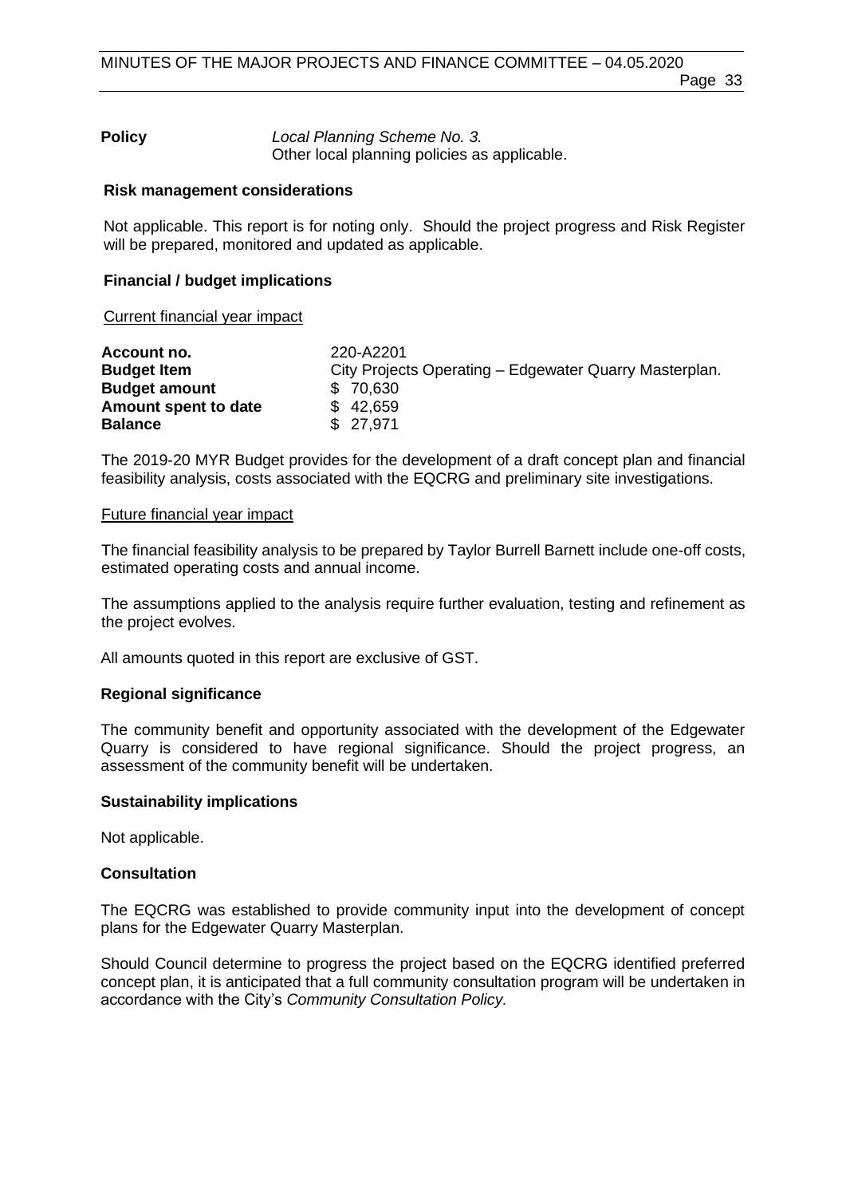**Policy** *Local Planning Scheme No. 3.*
Other local planning policies as applicable.

**Risk management considerations**

Not applicable. This report is for noting only. Should the project progress and Risk Register will be prepared, monitored and updated as applicable.

**Financial / budget implications**

Current financial year impact

| | |
|---|---|
| **Account no.** | 220-A2201 |
| **Budget Item** | City Projects Operating – Edgewater Quarry Masterplan. |
| **Budget amount** | $ 70,630 |
| **Amount spent to date** | $ 42,659 |
| **Balance** | $ 27,971 |

The 2019-20 MYR Budget provides for the development of a draft concept plan and financial feasibility analysis, costs associated with the EQCRG and preliminary site investigations.

Future financial year impact

The financial feasibility analysis to be prepared by Taylor Burrell Barnett include one-off costs, estimated operating costs and annual income.

The assumptions applied to the analysis require further evaluation, testing and refinement as the project evolves.

All amounts quoted in this report are exclusive of GST.

**Regional significance**

The community benefit and opportunity associated with the development of the Edgewater Quarry is considered to have regional significance. Should the project progress, an assessment of the community benefit will be undertaken.

**Sustainability implications**

Not applicable.

**Consultation**

The EQCRG was established to provide community input into the development of concept plans for the Edgewater Quarry Masterplan.

Should Council determine to progress the project based on the EQCRG identified preferred concept plan, it is anticipated that a full community consultation program will be undertaken in accordance with the City's *Community Consultation Policy.*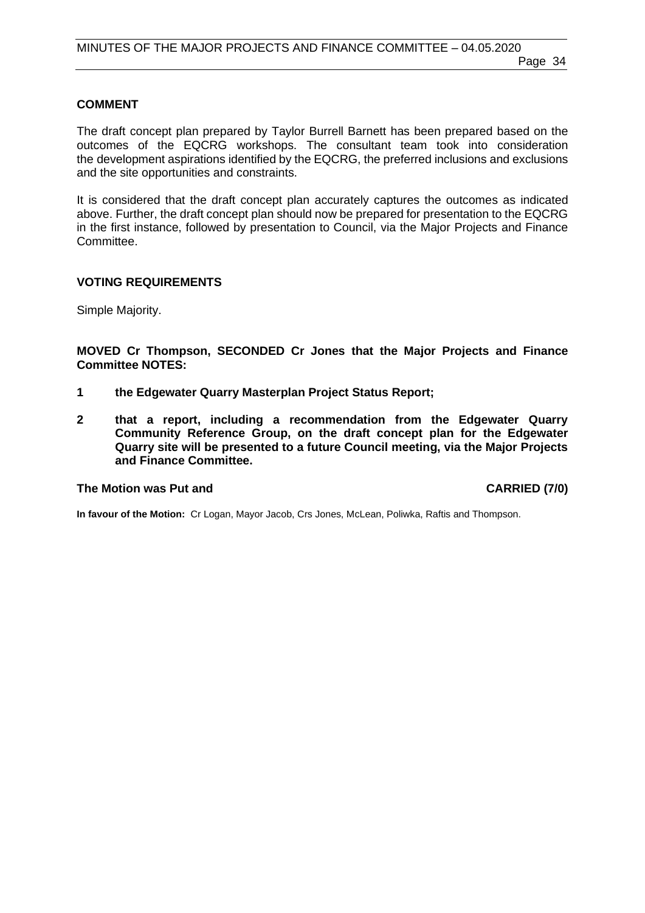**COMMENT**

The draft concept plan prepared by Taylor Burrell Barnett has been prepared based on the outcomes of the EQCRG workshops. The consultant team took into consideration the development aspirations identified by the EQCRG, the preferred inclusions and exclusions and the site opportunities and constraints.

It is considered that the draft concept plan accurately captures the outcomes as indicated above. Further, the draft concept plan should now be prepared for presentation to the EQCRG in the first instance, followed by presentation to Council, via the Major Projects and Finance Committee.

**VOTING REQUIREMENTS**

Simple Majority.

**MOVED Cr Thompson, SECONDED Cr Jones that the Major Projects and Finance Committee NOTES:**

**1 the Edgewater Quarry Masterplan Project Status Report;**

**2 that a report, including a recommendation from the Edgewater Quarry Community Reference Group, on the draft concept plan for the Edgewater Quarry site will be presented to a future Council meeting, via the Major Projects and Finance Committee.**

**The Motion was Put and CARRIED (7/0)**

**In favour of the Motion:** Cr Logan, Mayor Jacob, Crs Jones, McLean, Poliwka, Raftis and Thompson.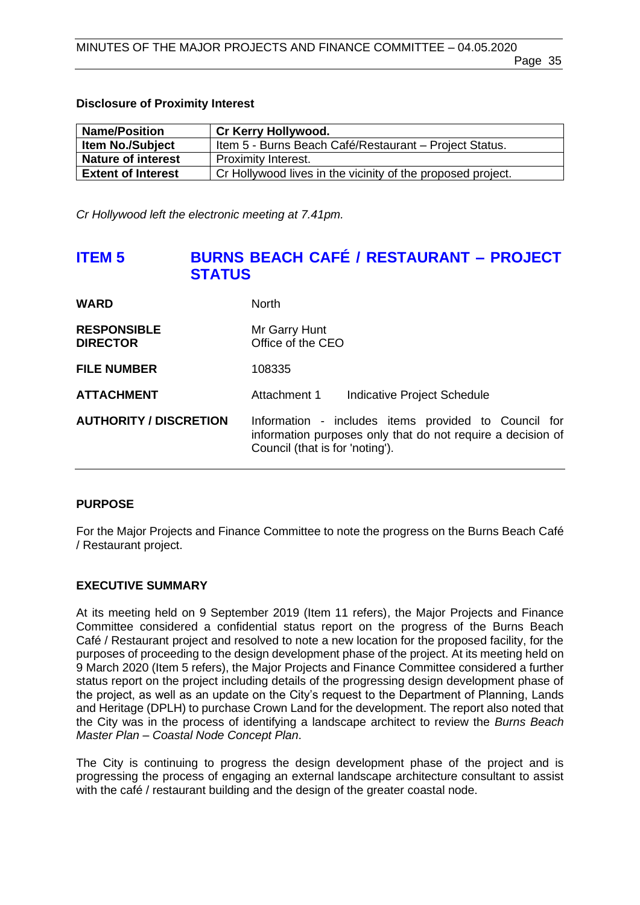### Disclosure of Proximity Interest

| Name/Position | Cr Kerry Hollywood. |
|---|---|
| Item No./Subject | Item 5 - Burns Beach Café/Restaurant – Project Status. |
| Nature of interest | Proximity Interest. |
| Extent of Interest | Cr Hollywood lives in the vicinity of the proposed project. |

*Cr Hollywood left the electronic meeting at 7.41pm.*

## ITEM 5 BURNS BEACH CAFÉ / RESTAURANT – PROJECT STATUS

**WARD** North

**RESPONSIBLE DIRECTOR** Mr Garry Hunt
Office of the CEO

**FILE NUMBER** 108335

**ATTACHMENT** Attachment 1 Indicative Project Schedule

**AUTHORITY / DISCRETION** Information - includes items provided to Council for information purposes only that do not require a decision of Council (that is for 'noting').

### PURPOSE

For the Major Projects and Finance Committee to note the progress on the Burns Beach Café / Restaurant project.

### EXECUTIVE SUMMARY

At its meeting held on 9 September 2019 (Item 11 refers), the Major Projects and Finance Committee considered a confidential status report on the progress of the Burns Beach Café / Restaurant project and resolved to note a new location for the proposed facility, for the purposes of proceeding to the design development phase of the project. At its meeting held on 9 March 2020 (Item 5 refers), the Major Projects and Finance Committee considered a further status report on the project including details of the progressing design development phase of the project, as well as an update on the City's request to the Department of Planning, Lands and Heritage (DPLH) to purchase Crown Land for the development. The report also noted that the City was in the process of identifying a landscape architect to review the *Burns Beach Master Plan – Coastal Node Concept Plan*.

The City is continuing to progress the design development phase of the project and is progressing the process of engaging an external landscape architecture consultant to assist with the café / restaurant building and the design of the greater coastal node.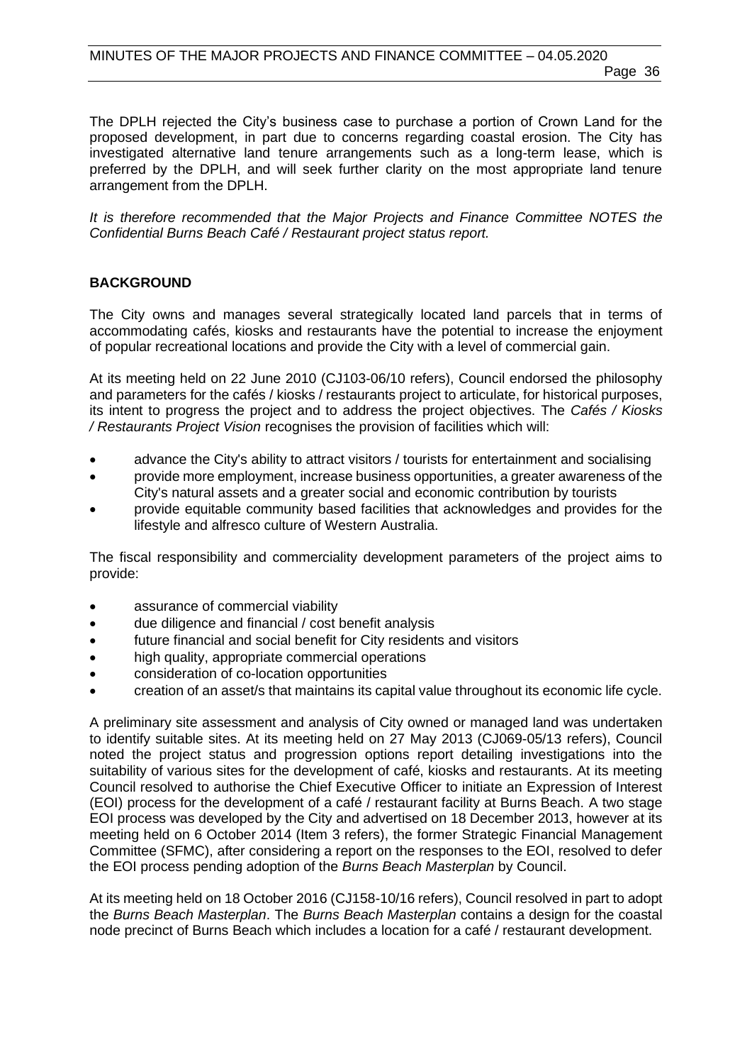The DPLH rejected the City's business case to purchase a portion of Crown Land for the proposed development, in part due to concerns regarding coastal erosion. The City has investigated alternative land tenure arrangements such as a long-term lease, which is preferred by the DPLH, and will seek further clarity on the most appropriate land tenure arrangement from the DPLH.

*It is therefore recommended that the Major Projects and Finance Committee NOTES the Confidential Burns Beach Café / Restaurant project status report.*

## BACKGROUND

The City owns and manages several strategically located land parcels that in terms of accommodating cafés, kiosks and restaurants have the potential to increase the enjoyment of popular recreational locations and provide the City with a level of commercial gain.

At its meeting held on 22 June 2010 (CJ103-06/10 refers), Council endorsed the philosophy and parameters for the cafés / kiosks / restaurants project to articulate, for historical purposes, its intent to progress the project and to address the project objectives. The *Cafés / Kiosks / Restaurants Project Vision* recognises the provision of facilities which will:

- advance the City's ability to attract visitors / tourists for entertainment and socialising
- provide more employment, increase business opportunities, a greater awareness of the City's natural assets and a greater social and economic contribution by tourists
- provide equitable community based facilities that acknowledges and provides for the lifestyle and alfresco culture of Western Australia.

The fiscal responsibility and commerciality development parameters of the project aims to provide:

- assurance of commercial viability
- due diligence and financial / cost benefit analysis
- future financial and social benefit for City residents and visitors
- high quality, appropriate commercial operations
- consideration of co-location opportunities
- creation of an asset/s that maintains its capital value throughout its economic life cycle.

A preliminary site assessment and analysis of City owned or managed land was undertaken to identify suitable sites. At its meeting held on 27 May 2013 (CJ069-05/13 refers), Council noted the project status and progression options report detailing investigations into the suitability of various sites for the development of café, kiosks and restaurants. At its meeting Council resolved to authorise the Chief Executive Officer to initiate an Expression of Interest (EOI) process for the development of a café / restaurant facility at Burns Beach. A two stage EOI process was developed by the City and advertised on 18 December 2013, however at its meeting held on 6 October 2014 (Item 3 refers), the former Strategic Financial Management Committee (SFMC), after considering a report on the responses to the EOI, resolved to defer the EOI process pending adoption of the *Burns Beach Masterplan* by Council.

At its meeting held on 18 October 2016 (CJ158-10/16 refers), Council resolved in part to adopt the *Burns Beach Masterplan*. The *Burns Beach Masterplan* contains a design for the coastal node precinct of Burns Beach which includes a location for a café / restaurant development.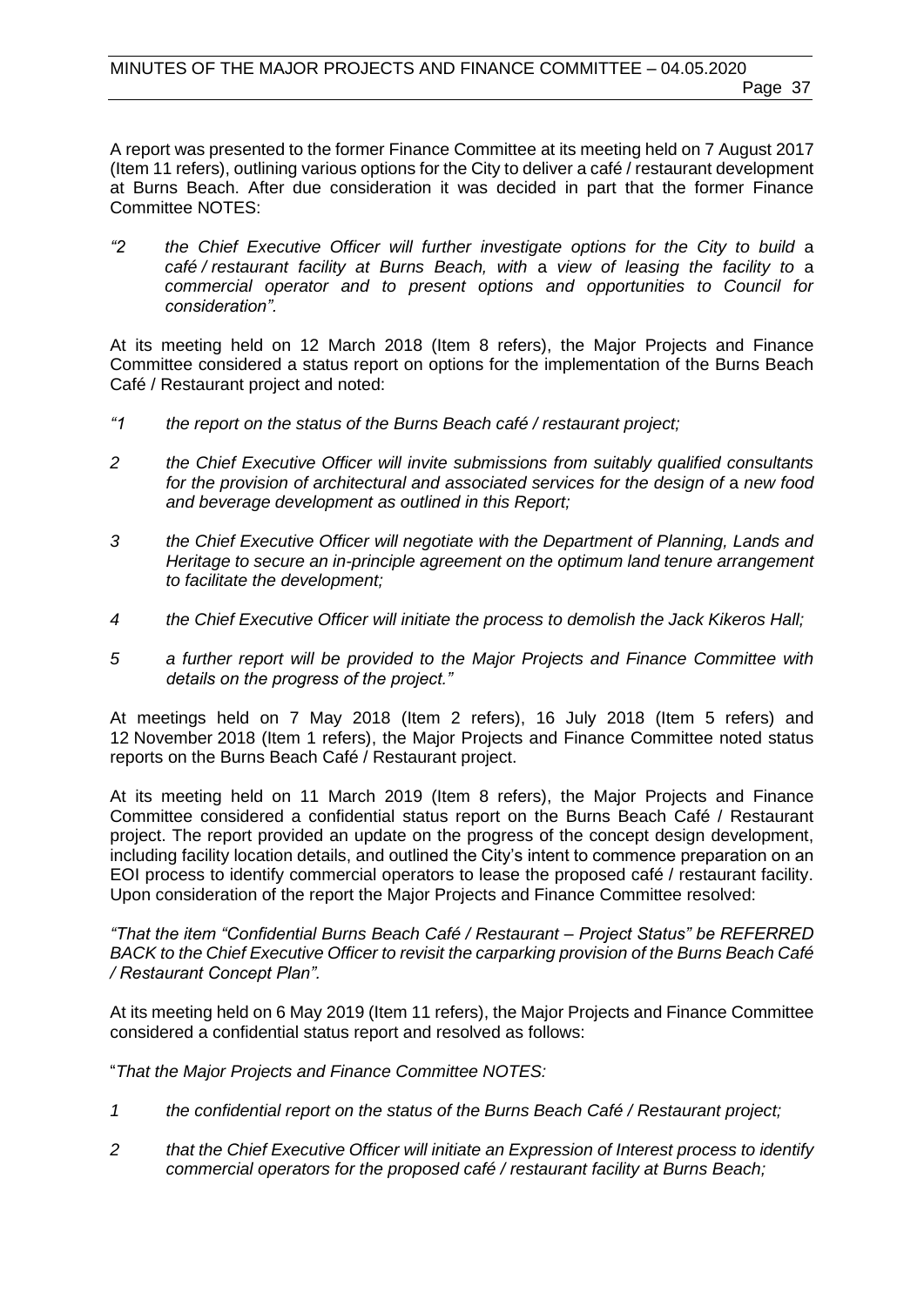A report was presented to the former Finance Committee at its meeting held on 7 August 2017 (Item 11 refers), outlining various options for the City to deliver a café / restaurant development at Burns Beach. After due consideration it was decided in part that the former Finance Committee NOTES:

*"2 the Chief Executive Officer will further investigate options for the City to build a café / restaurant facility at Burns Beach, with a view of leasing the facility to a commercial operator and to present options and opportunities to Council for consideration".*

At its meeting held on 12 March 2018 (Item 8 refers), the Major Projects and Finance Committee considered a status report on options for the implementation of the Burns Beach Café / Restaurant project and noted:

*"1 the report on the status of the Burns Beach café / restaurant project;*

*2 the Chief Executive Officer will invite submissions from suitably qualified consultants for the provision of architectural and associated services for the design of a new food and beverage development as outlined in this Report;*

*3 the Chief Executive Officer will negotiate with the Department of Planning, Lands and Heritage to secure an in-principle agreement on the optimum land tenure arrangement to facilitate the development;*

*4 the Chief Executive Officer will initiate the process to demolish the Jack Kikeros Hall;*

*5 a further report will be provided to the Major Projects and Finance Committee with details on the progress of the project."*

At meetings held on 7 May 2018 (Item 2 refers), 16 July 2018 (Item 5 refers) and 12 November 2018 (Item 1 refers), the Major Projects and Finance Committee noted status reports on the Burns Beach Café / Restaurant project.

At its meeting held on 11 March 2019 (Item 8 refers), the Major Projects and Finance Committee considered a confidential status report on the Burns Beach Café / Restaurant project. The report provided an update on the progress of the concept design development, including facility location details, and outlined the City's intent to commence preparation on an EOI process to identify commercial operators to lease the proposed café / restaurant facility. Upon consideration of the report the Major Projects and Finance Committee resolved:

*"That the item "Confidential Burns Beach Café / Restaurant – Project Status" be REFERRED BACK to the Chief Executive Officer to revisit the carparking provision of the Burns Beach Café / Restaurant Concept Plan".*

At its meeting held on 6 May 2019 (Item 11 refers), the Major Projects and Finance Committee considered a confidential status report and resolved as follows:

"*That the Major Projects and Finance Committee NOTES:*

*1 the confidential report on the status of the Burns Beach Café / Restaurant project;*

*2 that the Chief Executive Officer will initiate an Expression of Interest process to identify commercial operators for the proposed café / restaurant facility at Burns Beach;*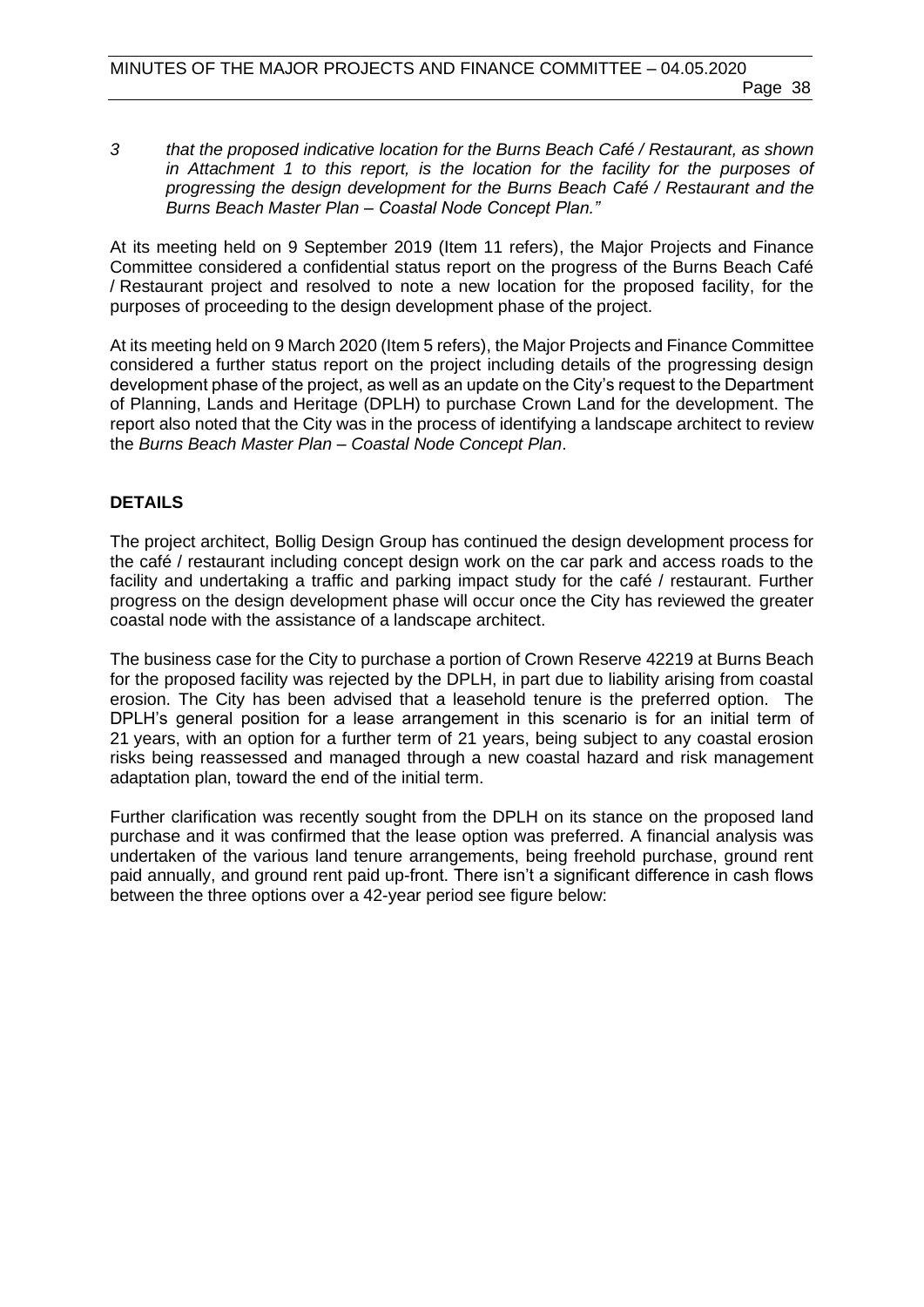*3 that the proposed indicative location for the Burns Beach Café / Restaurant, as shown in Attachment 1 to this report, is the location for the facility for the purposes of progressing the design development for the Burns Beach Café / Restaurant and the Burns Beach Master Plan – Coastal Node Concept Plan."*

At its meeting held on 9 September 2019 (Item 11 refers), the Major Projects and Finance Committee considered a confidential status report on the progress of the Burns Beach Café / Restaurant project and resolved to note a new location for the proposed facility, for the purposes of proceeding to the design development phase of the project.

At its meeting held on 9 March 2020 (Item 5 refers), the Major Projects and Finance Committee considered a further status report on the project including details of the progressing design development phase of the project, as well as an update on the City's request to the Department of Planning, Lands and Heritage (DPLH) to purchase Crown Land for the development. The report also noted that the City was in the process of identifying a landscape architect to review the *Burns Beach Master Plan – Coastal Node Concept Plan*.

## DETAILS

The project architect, Bollig Design Group has continued the design development process for the café / restaurant including concept design work on the car park and access roads to the facility and undertaking a traffic and parking impact study for the café / restaurant. Further progress on the design development phase will occur once the City has reviewed the greater coastal node with the assistance of a landscape architect.

The business case for the City to purchase a portion of Crown Reserve 42219 at Burns Beach for the proposed facility was rejected by the DPLH, in part due to liability arising from coastal erosion. The City has been advised that a leasehold tenure is the preferred option. The DPLH's general position for a lease arrangement in this scenario is for an initial term of 21 years, with an option for a further term of 21 years, being subject to any coastal erosion risks being reassessed and managed through a new coastal hazard and risk management adaptation plan, toward the end of the initial term.

Further clarification was recently sought from the DPLH on its stance on the proposed land purchase and it was confirmed that the lease option was preferred. A financial analysis was undertaken of the various land tenure arrangements, being freehold purchase, ground rent paid annually, and ground rent paid up-front. There isn't a significant difference in cash flows between the three options over a 42-year period see figure below: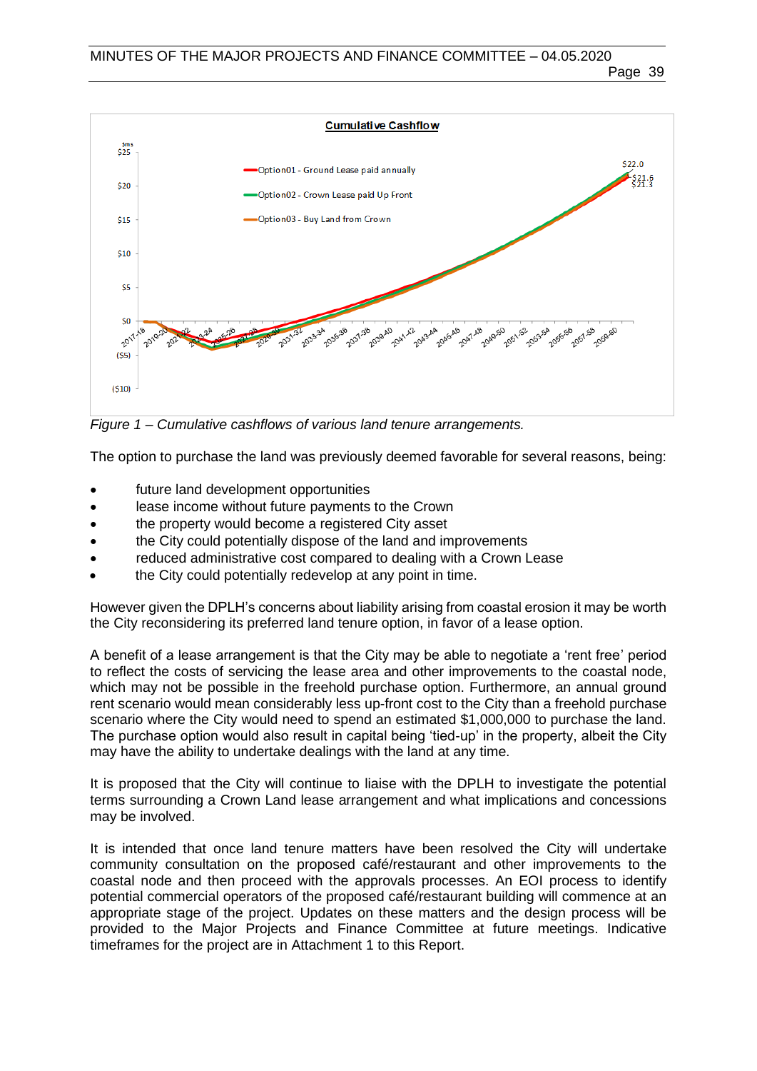*Figure 1 – Cumulative cashflows of various land tenure arrangements.*

The option to purchase the land was previously deemed favorable for several reasons, being:

- future land development opportunities
- lease income without future payments to the Crown
- the property would become a registered City asset
- the City could potentially dispose of the land and improvements
- reduced administrative cost compared to dealing with a Crown Lease
- the City could potentially redevelop at any point in time.

However given the DPLH's concerns about liability arising from coastal erosion it may be worth the City reconsidering its preferred land tenure option, in favor of a lease option.

A benefit of a lease arrangement is that the City may be able to negotiate a 'rent free' period to reflect the costs of servicing the lease area and other improvements to the coastal node, which may not be possible in the freehold purchase option. Furthermore, an annual ground rent scenario would mean considerably less up-front cost to the City than a freehold purchase scenario where the City would need to spend an estimated $1,000,000 to purchase the land. The purchase option would also result in capital being 'tied-up' in the property, albeit the City may have the ability to undertake dealings with the land at any time.

It is proposed that the City will continue to liaise with the DPLH to investigate the potential terms surrounding a Crown Land lease arrangement and what implications and concessions may be involved.

It is intended that once land tenure matters have been resolved the City will undertake community consultation on the proposed café/restaurant and other improvements to the coastal node and then proceed with the approvals processes. An EOI process to identify potential commercial operators of the proposed café/restaurant building will commence at an appropriate stage of the project. Updates on these matters and the design process will be provided to the Major Projects and Finance Committee at future meetings. Indicative timeframes for the project are in Attachment 1 to this Report.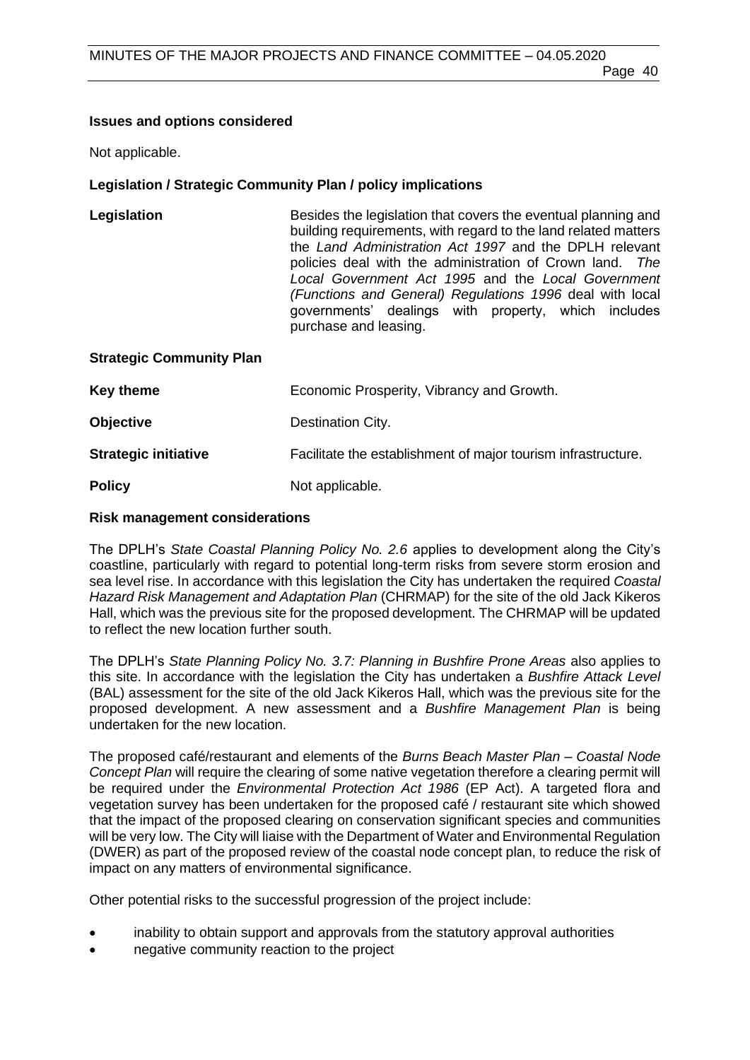**Issues and options considered**

Not applicable.

**Legislation / Strategic Community Plan / policy implications**

| | |
|---|---|
| **Legislation** | Besides the legislation that covers the eventual planning and building requirements, with regard to the land related matters the *Land Administration Act 1997* and the DPLH relevant policies deal with the administration of Crown land. *The Local Government Act 1995* and the *Local Government (Functions and General) Regulations 1996* deal with local governments' dealings with property, which includes purchase and leasing. |
| **Strategic Community Plan** | |
| **Key theme** | Economic Prosperity, Vibrancy and Growth. |
| **Objective** | Destination City. |
| **Strategic initiative** | Facilitate the establishment of major tourism infrastructure. |
| **Policy** | Not applicable. |

**Risk management considerations**

The DPLH's *State Coastal Planning Policy No. 2.6* applies to development along the City's coastline, particularly with regard to potential long-term risks from severe storm erosion and sea level rise. In accordance with this legislation the City has undertaken the required *Coastal Hazard Risk Management and Adaptation Plan* (CHRMAP) for the site of the old Jack Kikeros Hall, which was the previous site for the proposed development. The CHRMAP will be updated to reflect the new location further south.

The DPLH's *State Planning Policy No. 3.7: Planning in Bushfire Prone Areas* also applies to this site. In accordance with the legislation the City has undertaken a *Bushfire Attack Level* (BAL) assessment for the site of the old Jack Kikeros Hall, which was the previous site for the proposed development. A new assessment and a *Bushfire Management Plan* is being undertaken for the new location.

The proposed café/restaurant and elements of the *Burns Beach Master Plan – Coastal Node Concept Plan* will require the clearing of some native vegetation therefore a clearing permit will be required under the *Environmental Protection Act 1986* (EP Act). A targeted flora and vegetation survey has been undertaken for the proposed café / restaurant site which showed that the impact of the proposed clearing on conservation significant species and communities will be very low. The City will liaise with the Department of Water and Environmental Regulation (DWER) as part of the proposed review of the coastal node concept plan, to reduce the risk of impact on any matters of environmental significance.

Other potential risks to the successful progression of the project include:

- inability to obtain support and approvals from the statutory approval authorities
- negative community reaction to the project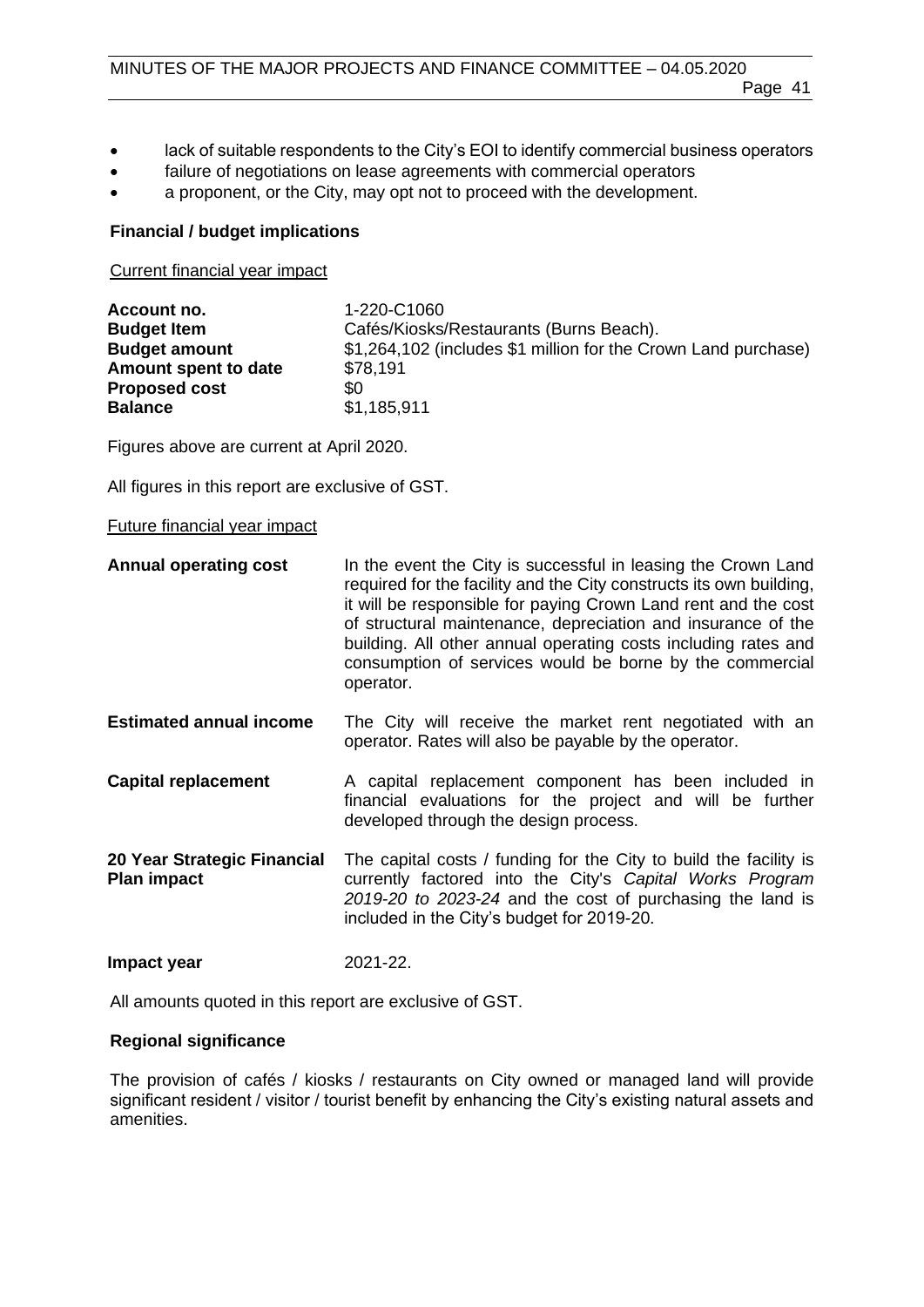- lack of suitable respondents to the City's EOI to identify commercial business operators
- failure of negotiations on lease agreements with commercial operators
- a proponent, or the City, may opt not to proceed with the development.

**Financial / budget implications**

Current financial year impact

| | |
|---|---|
| **Account no.** | 1-220-C1060 |
| **Budget Item** | Cafés/Kiosks/Restaurants (Burns Beach). |
| **Budget amount** | $1,264,102 (includes $1 million for the Crown Land purchase) |
| **Amount spent to date** | $78,191 |
| **Proposed cost** | $0 |
| **Balance** | $1,185,911 |

Figures above are current at April 2020.

All figures in this report are exclusive of GST.

Future financial year impact

| | |
|---|---|
| **Annual operating cost** | In the event the City is successful in leasing the Crown Land required for the facility and the City constructs its own building, it will be responsible for paying Crown Land rent and the cost of structural maintenance, depreciation and insurance of the building. All other annual operating costs including rates and consumption of services would be borne by the commercial operator. |
| **Estimated annual income** | The City will receive the market rent negotiated with an operator. Rates will also be payable by the operator. |
| **Capital replacement** | A capital replacement component has been included in financial evaluations for the project and will be further developed through the design process. |
| **20 Year Strategic Financial Plan impact** | The capital costs / funding for the City to build the facility is currently factored into the City's *Capital Works Program 2019-20 to 2023-24* and the cost of purchasing the land is included in the City's budget for 2019-20. |
| **Impact year** | 2021-22. |

All amounts quoted in this report are exclusive of GST.

**Regional significance**

The provision of cafés / kiosks / restaurants on City owned or managed land will provide significant resident / visitor / tourist benefit by enhancing the City's existing natural assets and amenities.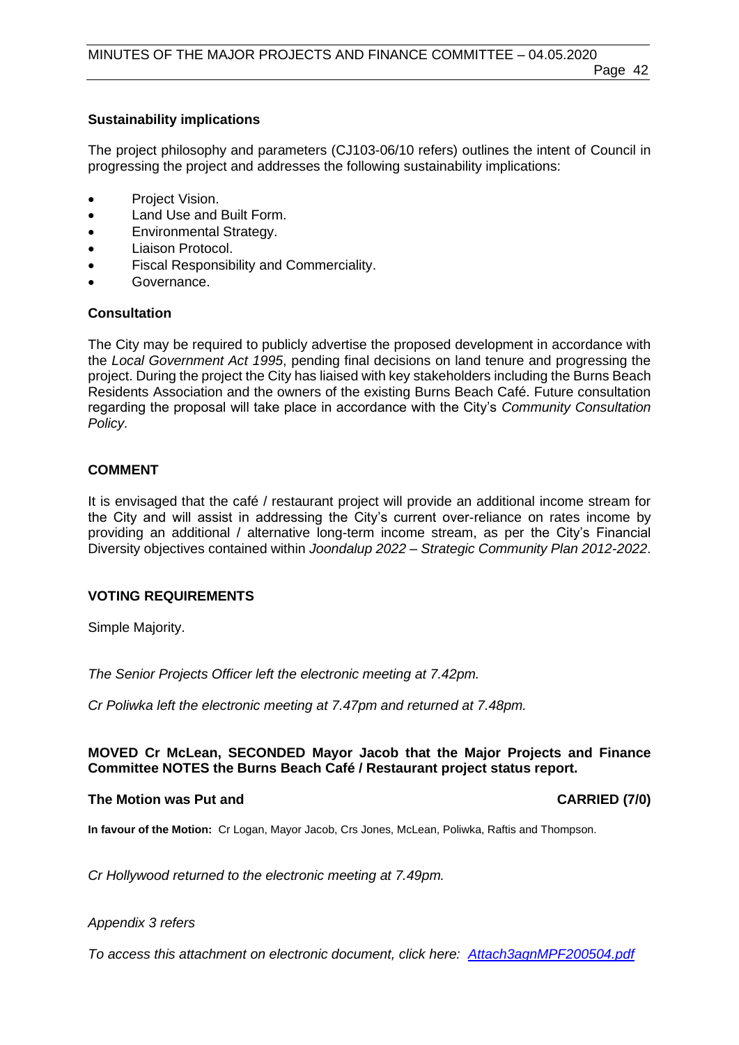**Sustainability implications**

The project philosophy and parameters (CJ103-06/10 refers) outlines the intent of Council in progressing the project and addresses the following sustainability implications:

- Project Vision.
- Land Use and Built Form.
- Environmental Strategy.
- Liaison Protocol.
- Fiscal Responsibility and Commerciality.
- Governance.

**Consultation**

The City may be required to publicly advertise the proposed development in accordance with the *Local Government Act 1995*, pending final decisions on land tenure and progressing the project. During the project the City has liaised with key stakeholders including the Burns Beach Residents Association and the owners of the existing Burns Beach Café. Future consultation regarding the proposal will take place in accordance with the City's *Community Consultation Policy.*

**COMMENT**

It is envisaged that the café / restaurant project will provide an additional income stream for the City and will assist in addressing the City's current over-reliance on rates income by providing an additional / alternative long-term income stream, as per the City's Financial Diversity objectives contained within *Joondalup 2022 – Strategic Community Plan 2012-2022*.

**VOTING REQUIREMENTS**

Simple Majority.

*The Senior Projects Officer left the electronic meeting at 7.42pm.*

*Cr Poliwka left the electronic meeting at 7.47pm and returned at 7.48pm.*

**MOVED Cr McLean, SECONDED Mayor Jacob that the Major Projects and Finance Committee NOTES the Burns Beach Café / Restaurant project status report.**

**The Motion was Put and CARRIED (7/0)**

**In favour of the Motion:** Cr Logan, Mayor Jacob, Crs Jones, McLean, Poliwka, Raftis and Thompson.

*Cr Hollywood returned to the electronic meeting at 7.49pm.*

*Appendix 3 refers*

*To access this attachment on electronic document, click here: Attach3agnMPF200504.pdf*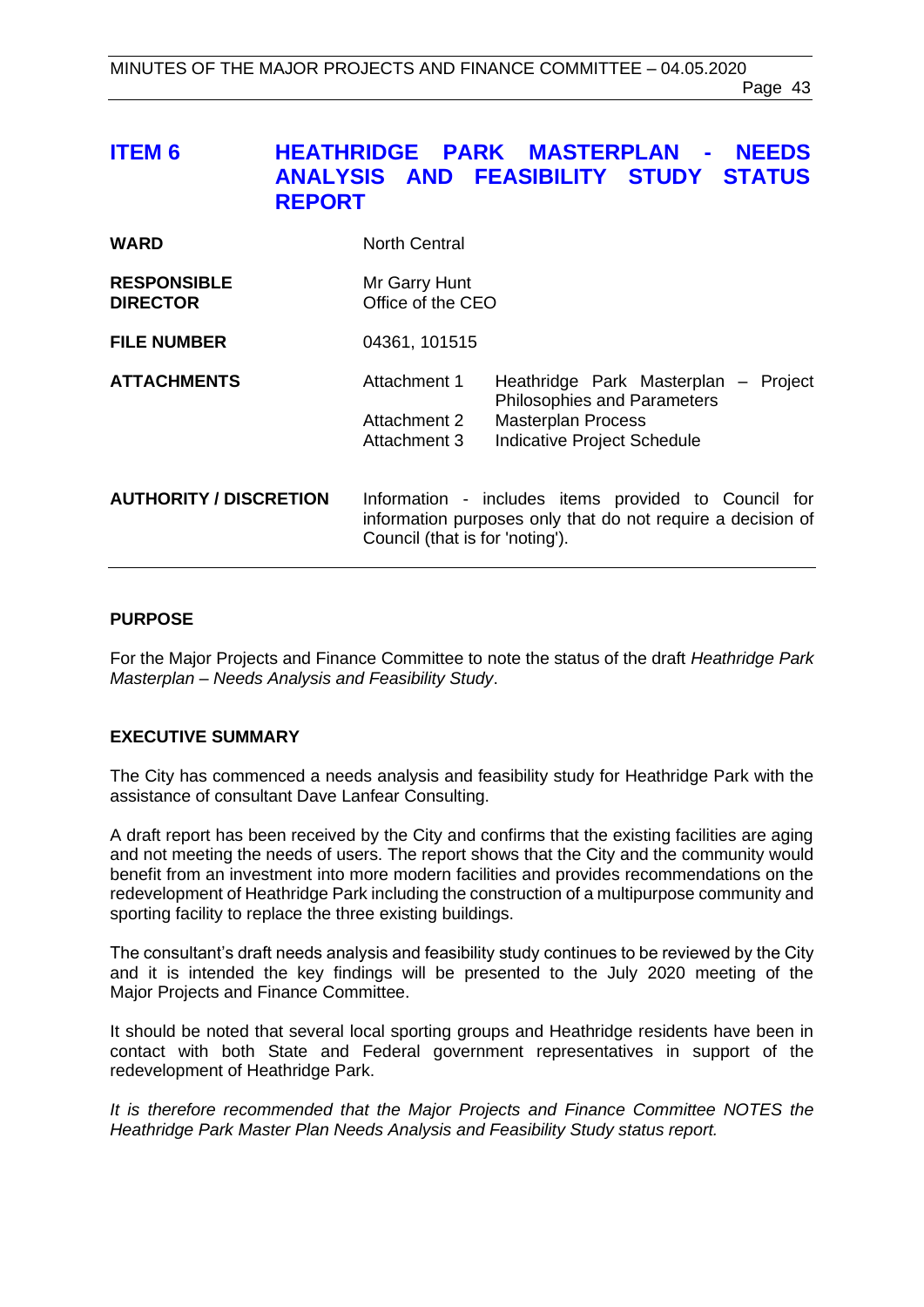# ITEM 6 HEATHRIDGE PARK MASTERPLAN - NEEDS ANALYSIS AND FEASIBILITY STUDY STATUS REPORT

| | | |
|---|---|---|
| **WARD** | North Central | |
| **RESPONSIBLE DIRECTOR** | Mr Garry Hunt<br>Office of the CEO | |
| **FILE NUMBER** | 04361, 101515 | |
| **ATTACHMENTS** | Attachment 1 | Heathridge Park Masterplan – Project Philosophies and Parameters |
| | Attachment 2 | Masterplan Process |
| | Attachment 3 | Indicative Project Schedule |
| **AUTHORITY / DISCRETION** | Information - includes items provided to Council for information purposes only that do not require a decision of Council (that is for 'noting'). | |

## PURPOSE

For the Major Projects and Finance Committee to note the status of the draft *Heathridge Park Masterplan – Needs Analysis and Feasibility Study*.

## EXECUTIVE SUMMARY

The City has commenced a needs analysis and feasibility study for Heathridge Park with the assistance of consultant Dave Lanfear Consulting.

A draft report has been received by the City and confirms that the existing facilities are aging and not meeting the needs of users. The report shows that the City and the community would benefit from an investment into more modern facilities and provides recommendations on the redevelopment of Heathridge Park including the construction of a multipurpose community and sporting facility to replace the three existing buildings.

The consultant's draft needs analysis and feasibility study continues to be reviewed by the City and it is intended the key findings will be presented to the July 2020 meeting of the Major Projects and Finance Committee.

It should be noted that several local sporting groups and Heathridge residents have been in contact with both State and Federal government representatives in support of the redevelopment of Heathridge Park.

*It is therefore recommended that the Major Projects and Finance Committee NOTES the Heathridge Park Master Plan Needs Analysis and Feasibility Study status report.*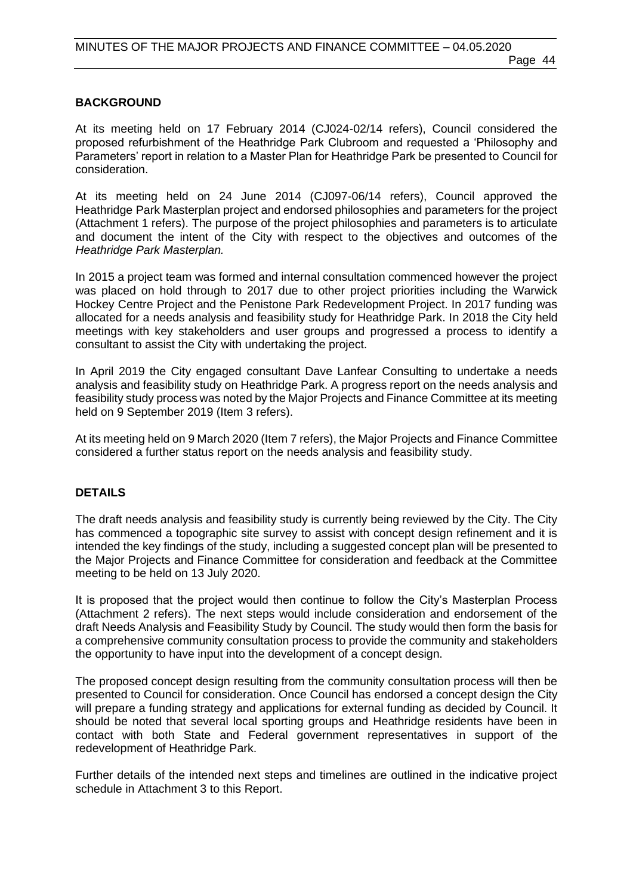**BACKGROUND**

At its meeting held on 17 February 2014 (CJ024-02/14 refers), Council considered the proposed refurbishment of the Heathridge Park Clubroom and requested a 'Philosophy and Parameters' report in relation to a Master Plan for Heathridge Park be presented to Council for consideration.

At its meeting held on 24 June 2014 (CJ097-06/14 refers), Council approved the Heathridge Park Masterplan project and endorsed philosophies and parameters for the project (Attachment 1 refers). The purpose of the project philosophies and parameters is to articulate and document the intent of the City with respect to the objectives and outcomes of the *Heathridge Park Masterplan.*

In 2015 a project team was formed and internal consultation commenced however the project was placed on hold through to 2017 due to other project priorities including the Warwick Hockey Centre Project and the Penistone Park Redevelopment Project. In 2017 funding was allocated for a needs analysis and feasibility study for Heathridge Park. In 2018 the City held meetings with key stakeholders and user groups and progressed a process to identify a consultant to assist the City with undertaking the project.

In April 2019 the City engaged consultant Dave Lanfear Consulting to undertake a needs analysis and feasibility study on Heathridge Park. A progress report on the needs analysis and feasibility study process was noted by the Major Projects and Finance Committee at its meeting held on 9 September 2019 (Item 3 refers).

At its meeting held on 9 March 2020 (Item 7 refers), the Major Projects and Finance Committee considered a further status report on the needs analysis and feasibility study.

**DETAILS**

The draft needs analysis and feasibility study is currently being reviewed by the City. The City has commenced a topographic site survey to assist with concept design refinement and it is intended the key findings of the study, including a suggested concept plan will be presented to the Major Projects and Finance Committee for consideration and feedback at the Committee meeting to be held on 13 July 2020.

It is proposed that the project would then continue to follow the City's Masterplan Process (Attachment 2 refers). The next steps would include consideration and endorsement of the draft Needs Analysis and Feasibility Study by Council. The study would then form the basis for a comprehensive community consultation process to provide the community and stakeholders the opportunity to have input into the development of a concept design.

The proposed concept design resulting from the community consultation process will then be presented to Council for consideration. Once Council has endorsed a concept design the City will prepare a funding strategy and applications for external funding as decided by Council. It should be noted that several local sporting groups and Heathridge residents have been in contact with both State and Federal government representatives in support of the redevelopment of Heathridge Park.

Further details of the intended next steps and timelines are outlined in the indicative project schedule in Attachment 3 to this Report.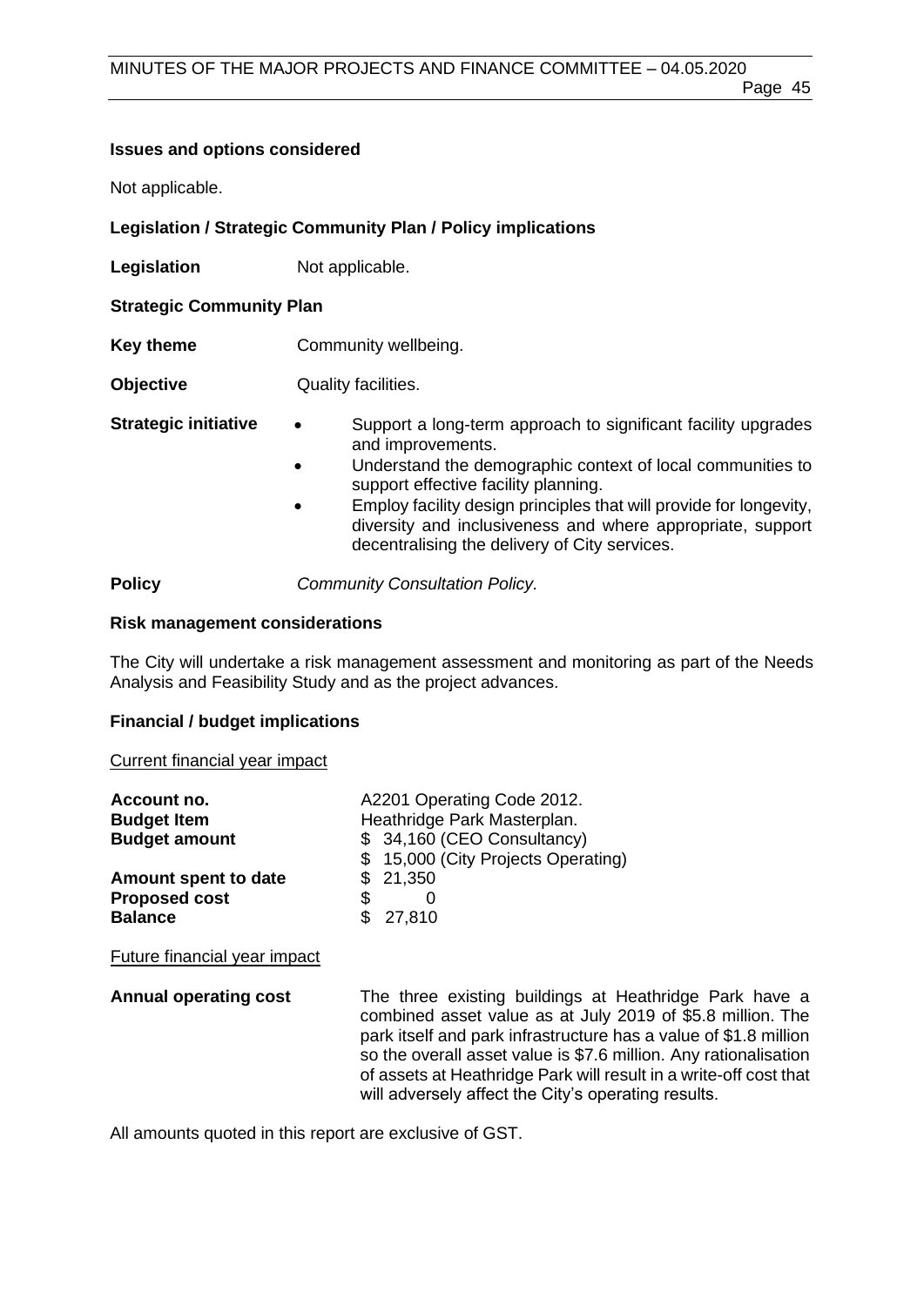**Issues and options considered**

Not applicable.

**Legislation / Strategic Community Plan / Policy implications**

**Legislation** Not applicable.

**Strategic Community Plan**

**Key theme** Community wellbeing.

**Objective** Quality facilities.

**Strategic initiative**

- Support a long-term approach to significant facility upgrades and improvements.
- Understand the demographic context of local communities to support effective facility planning.
- Employ facility design principles that will provide for longevity, diversity and inclusiveness and where appropriate, support decentralising the delivery of City services.

**Policy** *Community Consultation Policy.*

**Risk management considerations**

The City will undertake a risk management assessment and monitoring as part of the Needs Analysis and Feasibility Study and as the project advances.

**Financial / budget implications**

Current financial year impact

| | |
|---|---|
| **Account no.** | A2201 Operating Code 2012. |
| **Budget Item** | Heathridge Park Masterplan. |
| **Budget amount** | $ 34,160 (CEO Consultancy)<br>$ 15,000 (City Projects Operating) |
| **Amount spent to date** | $ 21,350 |
| **Proposed cost** | $ 0 |
| **Balance** | $ 27,810 |

Future financial year impact

**Annual operating cost** The three existing buildings at Heathridge Park have a combined asset value as at July 2019 of $5.8 million. The park itself and park infrastructure has a value of $1.8 million so the overall asset value is $7.6 million. Any rationalisation of assets at Heathridge Park will result in a write-off cost that will adversely affect the City's operating results.

All amounts quoted in this report are exclusive of GST.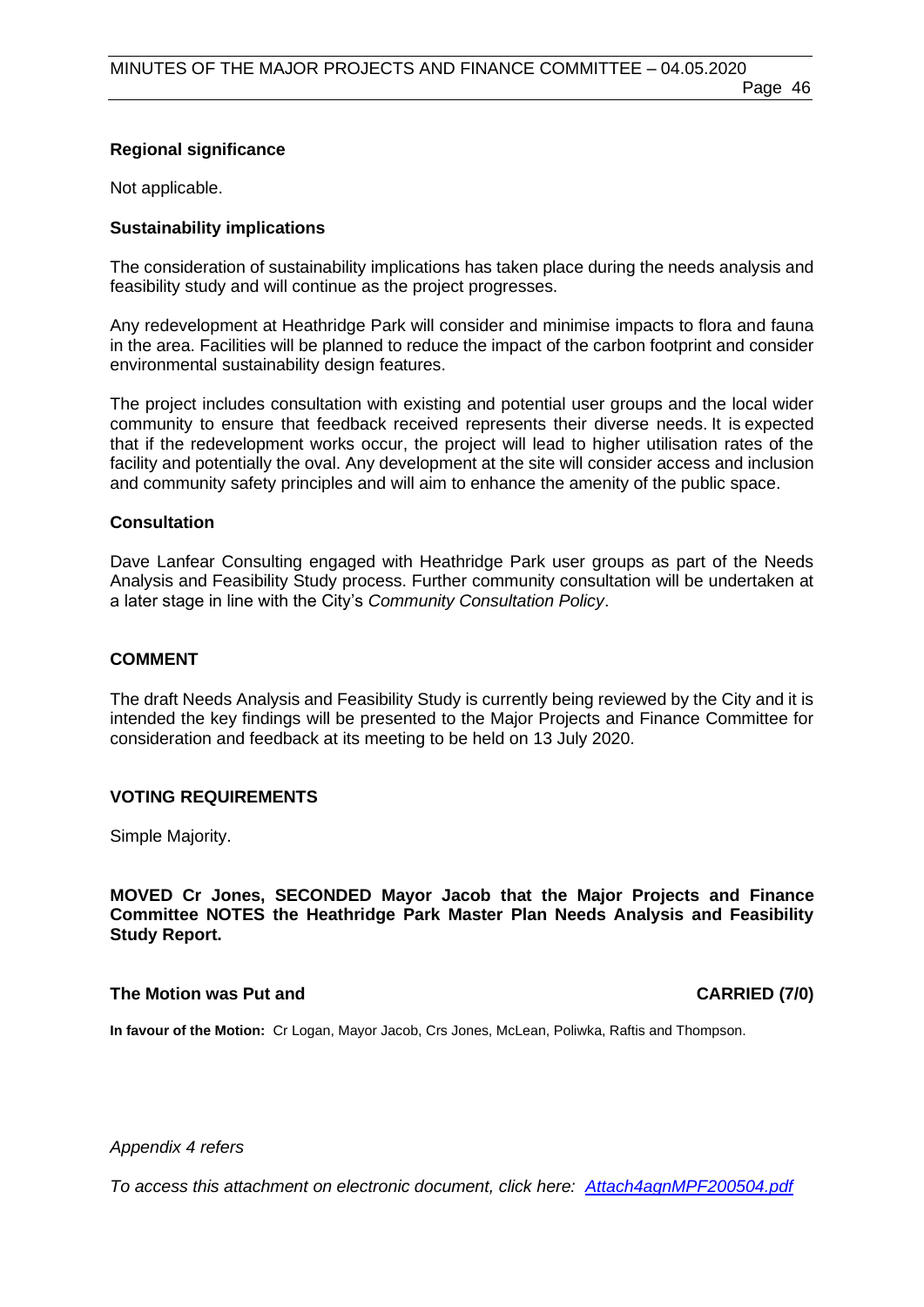### Regional significance

Not applicable.

### Sustainability implications

The consideration of sustainability implications has taken place during the needs analysis and feasibility study and will continue as the project progresses.

Any redevelopment at Heathridge Park will consider and minimise impacts to flora and fauna in the area. Facilities will be planned to reduce the impact of the carbon footprint and consider environmental sustainability design features.

The project includes consultation with existing and potential user groups and the local wider community to ensure that feedback received represents their diverse needs. It is expected that if the redevelopment works occur, the project will lead to higher utilisation rates of the facility and potentially the oval. Any development at the site will consider access and inclusion and community safety principles and will aim to enhance the amenity of the public space.

### Consultation

Dave Lanfear Consulting engaged with Heathridge Park user groups as part of the Needs Analysis and Feasibility Study process. Further community consultation will be undertaken at a later stage in line with the City's *Community Consultation Policy*.

## COMMENT

The draft Needs Analysis and Feasibility Study is currently being reviewed by the City and it is intended the key findings will be presented to the Major Projects and Finance Committee for consideration and feedback at its meeting to be held on 13 July 2020.

## VOTING REQUIREMENTS

Simple Majority.

**MOVED Cr Jones, SECONDED Mayor Jacob that the Major Projects and Finance Committee NOTES the Heathridge Park Master Plan Needs Analysis and Feasibility Study Report.**

**The Motion was Put and CARRIED (7/0)**

**In favour of the Motion:** Cr Logan, Mayor Jacob, Crs Jones, McLean, Poliwka, Raftis and Thompson.

*Appendix 4 refers*

*To access this attachment on electronic document, click here: Attach4agnMPF200504.pdf*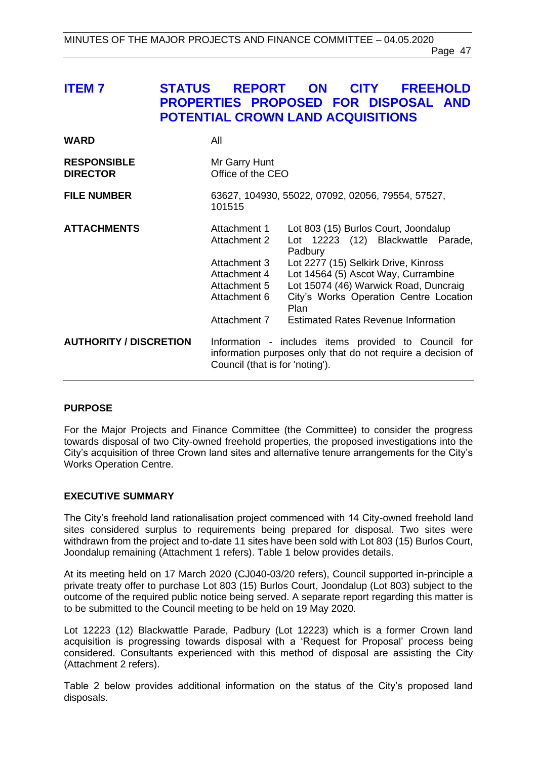## ITEM 7 STATUS REPORT ON CITY FREEHOLD PROPERTIES PROPOSED FOR DISPOSAL AND POTENTIAL CROWN LAND ACQUISITIONS

| | | |
|---|---|---|
| **WARD** | All | |
| **RESPONSIBLE DIRECTOR** | Mr Garry Hunt<br>Office of the CEO | |
| **FILE NUMBER** | 63627, 104930, 55022, 07092, 02056, 79554, 57527, 101515 | |
| **ATTACHMENTS** | Attachment 1 | Lot 803 (15) Burlos Court, Joondalup |
| | Attachment 2 | Lot 12223 (12) Blackwattle Parade, Padbury |
| | Attachment 3 | Lot 2277 (15) Selkirk Drive, Kinross |
| | Attachment 4 | Lot 14564 (5) Ascot Way, Currambine |
| | Attachment 5 | Lot 15074 (46) Warwick Road, Duncraig |
| | Attachment 6 | City's Works Operation Centre Location Plan |
| | Attachment 7 | Estimated Rates Revenue Information |
| **AUTHORITY / DISCRETION** | Information - includes items provided to Council for information purposes only that do not require a decision of Council (that is for 'noting'). | |

### PURPOSE

For the Major Projects and Finance Committee (the Committee) to consider the progress towards disposal of two City-owned freehold properties, the proposed investigations into the City's acquisition of three Crown land sites and alternative tenure arrangements for the City's Works Operation Centre.

### EXECUTIVE SUMMARY

The City's freehold land rationalisation project commenced with 14 City-owned freehold land sites considered surplus to requirements being prepared for disposal. Two sites were withdrawn from the project and to-date 11 sites have been sold with Lot 803 (15) Burlos Court, Joondalup remaining (Attachment 1 refers). Table 1 below provides details.

At its meeting held on 17 March 2020 (CJ040-03/20 refers), Council supported in-principle a private treaty offer to purchase Lot 803 (15) Burlos Court, Joondalup (Lot 803) subject to the outcome of the required public notice being served. A separate report regarding this matter is to be submitted to the Council meeting to be held on 19 May 2020.

Lot 12223 (12) Blackwattle Parade, Padbury (Lot 12223) which is a former Crown land acquisition is progressing towards disposal with a 'Request for Proposal' process being considered. Consultants experienced with this method of disposal are assisting the City (Attachment 2 refers).

Table 2 below provides additional information on the status of the City's proposed land disposals.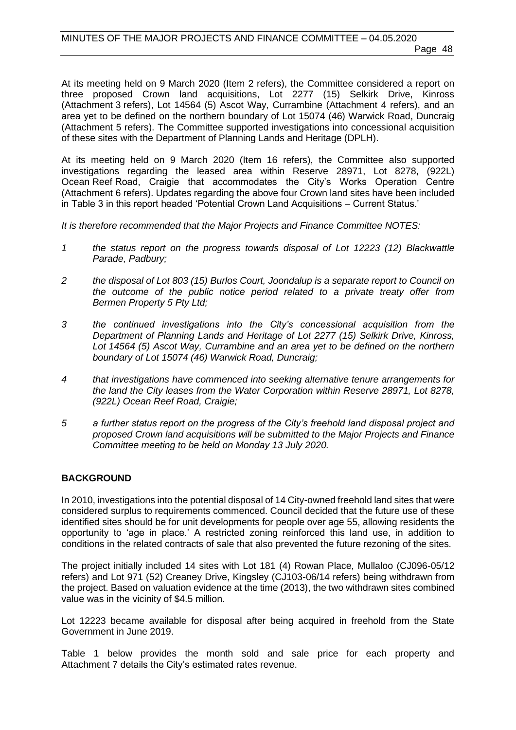At its meeting held on 9 March 2020 (Item 2 refers), the Committee considered a report on three proposed Crown land acquisitions, Lot 2277 (15) Selkirk Drive, Kinross (Attachment 3 refers), Lot 14564 (5) Ascot Way, Currambine (Attachment 4 refers), and an area yet to be defined on the northern boundary of Lot 15074 (46) Warwick Road, Duncraig (Attachment 5 refers). The Committee supported investigations into concessional acquisition of these sites with the Department of Planning Lands and Heritage (DPLH).

At its meeting held on 9 March 2020 (Item 16 refers), the Committee also supported investigations regarding the leased area within Reserve 28971, Lot 8278, (922L) Ocean Reef Road, Craigie that accommodates the City's Works Operation Centre (Attachment 6 refers). Updates regarding the above four Crown land sites have been included in Table 3 in this report headed 'Potential Crown Land Acquisitions – Current Status.'

*It is therefore recommended that the Major Projects and Finance Committee NOTES:*

1. *the status report on the progress towards disposal of Lot 12223 (12) Blackwattle Parade, Padbury;*
2. *the disposal of Lot 803 (15) Burlos Court, Joondalup is a separate report to Council on the outcome of the public notice period related to a private treaty offer from Bermen Property 5 Pty Ltd;*
3. *the continued investigations into the City's concessional acquisition from the Department of Planning Lands and Heritage of Lot 2277 (15) Selkirk Drive, Kinross, Lot 14564 (5) Ascot Way, Currambine and an area yet to be defined on the northern boundary of Lot 15074 (46) Warwick Road, Duncraig;*
4. *that investigations have commenced into seeking alternative tenure arrangements for the land the City leases from the Water Corporation within Reserve 28971, Lot 8278, (922L) Ocean Reef Road, Craigie;*
5. *a further status report on the progress of the City's freehold land disposal project and proposed Crown land acquisitions will be submitted to the Major Projects and Finance Committee meeting to be held on Monday 13 July 2020.*

## BACKGROUND

In 2010, investigations into the potential disposal of 14 City-owned freehold land sites that were considered surplus to requirements commenced. Council decided that the future use of these identified sites should be for unit developments for people over age 55, allowing residents the opportunity to 'age in place.' A restricted zoning reinforced this land use, in addition to conditions in the related contracts of sale that also prevented the future rezoning of the sites.

The project initially included 14 sites with Lot 181 (4) Rowan Place, Mullaloo (CJ096-05/12 refers) and Lot 971 (52) Creaney Drive, Kingsley (CJ103-06/14 refers) being withdrawn from the project. Based on valuation evidence at the time (2013), the two withdrawn sites combined value was in the vicinity of $4.5 million.

Lot 12223 became available for disposal after being acquired in freehold from the State Government in June 2019.

Table 1 below provides the month sold and sale price for each property and Attachment 7 details the City's estimated rates revenue.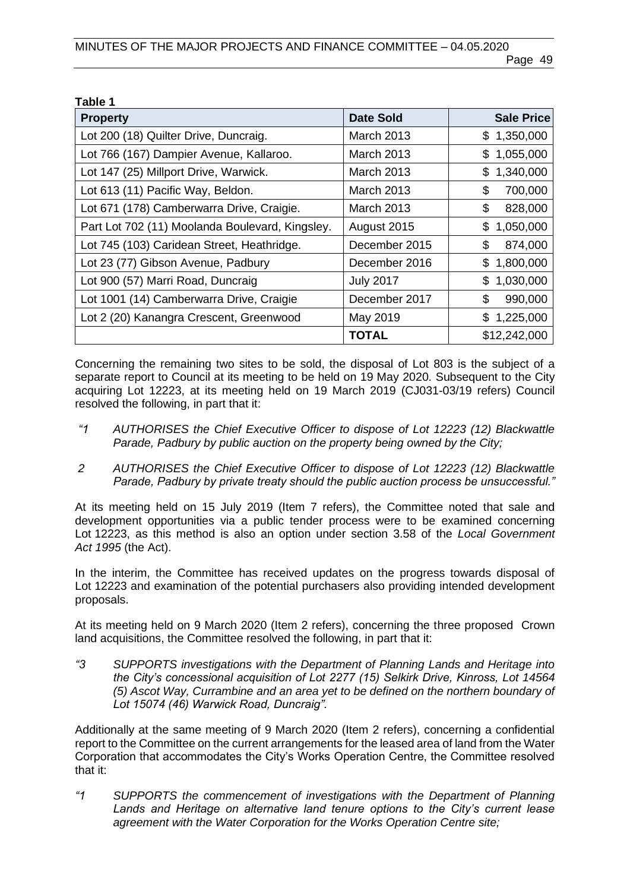**Table 1**

| Property | Date Sold | Sale Price |
|---|---|---|
| Lot 200 (18) Quilter Drive, Duncraig. | March 2013 | $ 1,350,000 |
| Lot 766 (167) Dampier Avenue, Kallaroo. | March 2013 | $ 1,055,000 |
| Lot 147 (25) Millport Drive, Warwick. | March 2013 | $ 1,340,000 |
| Lot 613 (11) Pacific Way, Beldon. | March 2013 | $ 700,000 |
| Lot 671 (178) Camberwarra Drive, Craigie. | March 2013 | $ 828,000 |
| Part Lot 702 (11) Moolanda Boulevard, Kingsley. | August 2015 | $ 1,050,000 |
| Lot 745 (103) Caridean Street, Heathridge. | December 2015 | $ 874,000 |
| Lot 23 (77) Gibson Avenue, Padbury | December 2016 | $ 1,800,000 |
| Lot 900 (57) Marri Road, Duncraig | July 2017 | $ 1,030,000 |
| Lot 1001 (14) Camberwarra Drive, Craigie | December 2017 | $ 990,000 |
| Lot 2 (20) Kanangra Crescent, Greenwood | May 2019 | $ 1,225,000 |
| | **TOTAL** | $12,242,000 |

Concerning the remaining two sites to be sold, the disposal of Lot 803 is the subject of a separate report to Council at its meeting to be held on 19 May 2020. Subsequent to the City acquiring Lot 12223, at its meeting held on 19 March 2019 (CJ031-03/19 refers) Council resolved the following, in part that it:

*"1 AUTHORISES the Chief Executive Officer to dispose of Lot 12223 (12) Blackwattle Parade, Padbury by public auction on the property being owned by the City;*

*2 AUTHORISES the Chief Executive Officer to dispose of Lot 12223 (12) Blackwattle Parade, Padbury by private treaty should the public auction process be unsuccessful."*

At its meeting held on 15 July 2019 (Item 7 refers), the Committee noted that sale and development opportunities via a public tender process were to be examined concerning Lot 12223, as this method is also an option under section 3.58 of the *Local Government Act 1995* (the Act).

In the interim, the Committee has received updates on the progress towards disposal of Lot 12223 and examination of the potential purchasers also providing intended development proposals.

At its meeting held on 9 March 2020 (Item 2 refers), concerning the three proposed Crown land acquisitions, the Committee resolved the following, in part that it:

*"3 SUPPORTS investigations with the Department of Planning Lands and Heritage into the City's concessional acquisition of Lot 2277 (15) Selkirk Drive, Kinross, Lot 14564 (5) Ascot Way, Currambine and an area yet to be defined on the northern boundary of Lot 15074 (46) Warwick Road, Duncraig".*

Additionally at the same meeting of 9 March 2020 (Item 2 refers), concerning a confidential report to the Committee on the current arrangements for the leased area of land from the Water Corporation that accommodates the City's Works Operation Centre, the Committee resolved that it:

*"1 SUPPORTS the commencement of investigations with the Department of Planning Lands and Heritage on alternative land tenure options to the City's current lease agreement with the Water Corporation for the Works Operation Centre site;*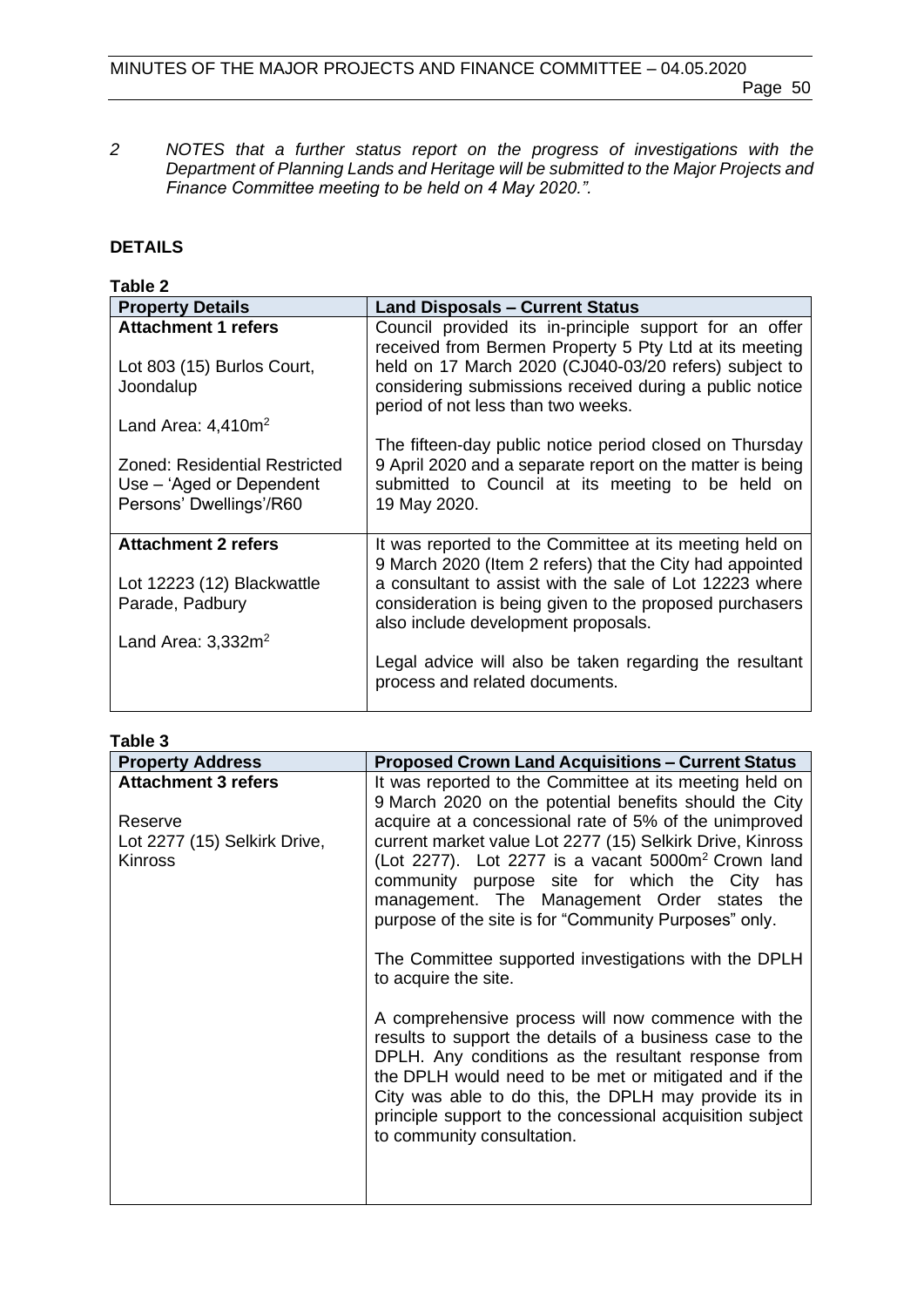*2 NOTES that a further status report on the progress of investigations with the Department of Planning Lands and Heritage will be submitted to the Major Projects and Finance Committee meeting to be held on 4 May 2020.".*

**DETAILS**

**Table 2**

| **Property Details** | **Land Disposals – Current Status** |
|---|---|
| **Attachment 1 refers**<br><br>Lot 803 (15) Burlos Court, Joondalup<br><br>Land Area: 4,410m$^2$<br><br>Zoned: Residential Restricted Use – 'Aged or Dependent Persons' Dwellings'/R60 | Council provided its in-principle support for an offer received from Bermen Property 5 Pty Ltd at its meeting held on 17 March 2020 (CJ040-03/20 refers) subject to considering submissions received during a public notice period of not less than two weeks.<br><br>The fifteen-day public notice period closed on Thursday 9 April 2020 and a separate report on the matter is being submitted to Council at its meeting to be held on 19 May 2020. |
| **Attachment 2 refers**<br><br>Lot 12223 (12) Blackwattle Parade, Padbury<br><br>Land Area: 3,332m$^2$ | It was reported to the Committee at its meeting held on 9 March 2020 (Item 2 refers) that the City had appointed a consultant to assist with the sale of Lot 12223 where consideration is being given to the proposed purchasers also include development proposals.<br><br>Legal advice will also be taken regarding the resultant process and related documents. |

**Table 3**

| **Property Address** | **Proposed Crown Land Acquisitions – Current Status** |
|---|---|
| **Attachment 3 refers**<br><br>Reserve<br>Lot 2277 (15) Selkirk Drive, Kinross | It was reported to the Committee at its meeting held on 9 March 2020 on the potential benefits should the City acquire at a concessional rate of 5% of the unimproved current market value Lot 2277 (15) Selkirk Drive, Kinross (Lot 2277). Lot 2277 is a vacant 5000m$^2$ Crown land community purpose site for which the City has management. The Management Order states the purpose of the site is for "Community Purposes" only.<br><br>The Committee supported investigations with the DPLH to acquire the site.<br><br>A comprehensive process will now commence with the results to support the details of a business case to the DPLH. Any conditions as the resultant response from the DPLH would need to be met or mitigated and if the City was able to do this, the DPLH may provide its in principle support to the concessional acquisition subject to community consultation. |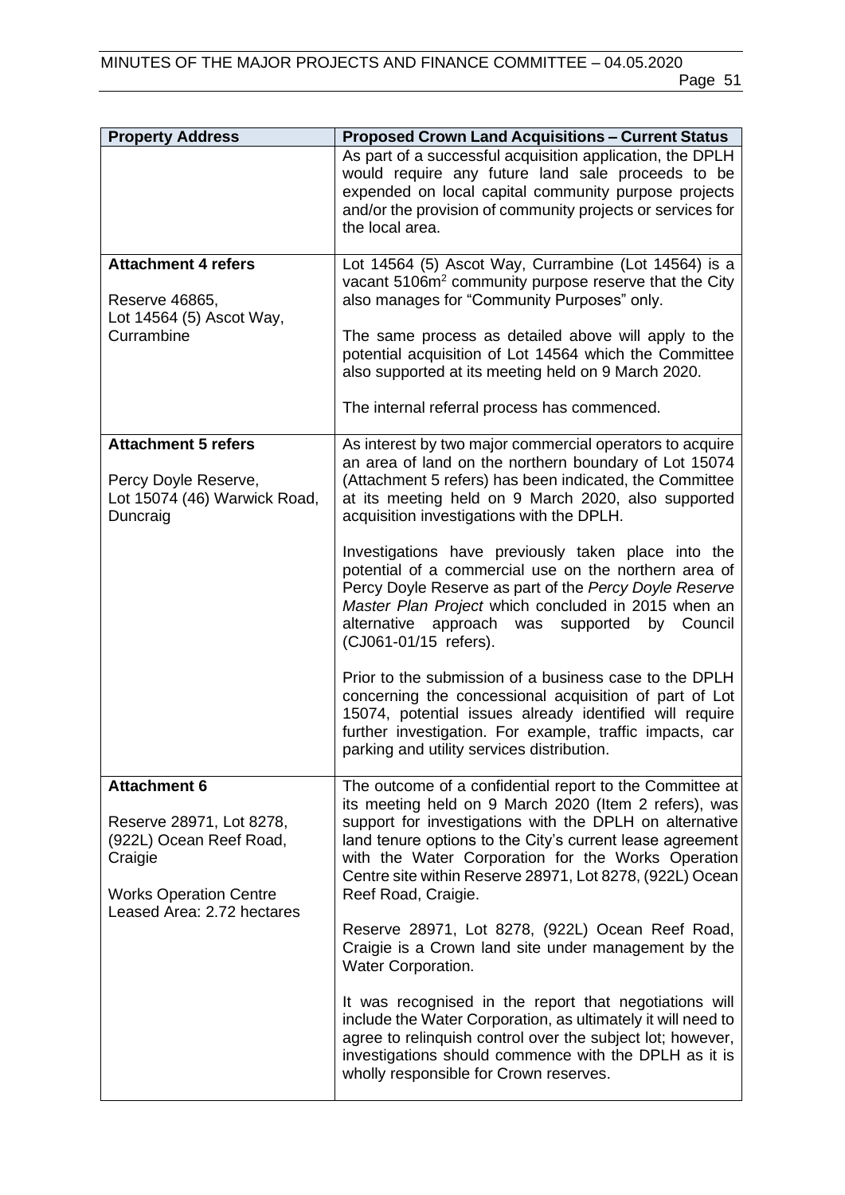| **Property Address** | **Proposed Crown Land Acquisitions – Current Status** |
|---|---|
| | As part of a successful acquisition application, the DPLH would require any future land sale proceeds to be expended on local capital community purpose projects and/or the provision of community projects or services for the local area. |
| **Attachment 4 refers**<br><br>Reserve 46865,<br>Lot 14564 (5) Ascot Way,<br>Currambine | Lot 14564 (5) Ascot Way, Currambine (Lot 14564) is a vacant 5106m² community purpose reserve that the City also manages for "Community Purposes" only.<br><br>The same process as detailed above will apply to the potential acquisition of Lot 14564 which the Committee also supported at its meeting held on 9 March 2020.<br><br>The internal referral process has commenced. |
| **Attachment 5 refers**<br><br>Percy Doyle Reserve,<br>Lot 15074 (46) Warwick Road,<br>Duncraig | As interest by two major commercial operators to acquire an area of land on the northern boundary of Lot 15074 (Attachment 5 refers) has been indicated, the Committee at its meeting held on 9 March 2020, also supported acquisition investigations with the DPLH.<br><br>Investigations have previously taken place into the potential of a commercial use on the northern area of Percy Doyle Reserve as part of the *Percy Doyle Reserve Master Plan Project* which concluded in 2015 when an alternative approach was supported by Council (CJ061-01/15 refers).<br><br>Prior to the submission of a business case to the DPLH concerning the concessional acquisition of part of Lot 15074, potential issues already identified will require further investigation. For example, traffic impacts, car parking and utility services distribution. |
| **Attachment 6**<br><br>Reserve 28971, Lot 8278,<br>(922L) Ocean Reef Road,<br>Craigie<br><br>Works Operation Centre<br>Leased Area: 2.72 hectares | The outcome of a confidential report to the Committee at its meeting held on 9 March 2020 (Item 2 refers), was support for investigations with the DPLH on alternative land tenure options to the City's current lease agreement with the Water Corporation for the Works Operation Centre site within Reserve 28971, Lot 8278, (922L) Ocean Reef Road, Craigie.<br><br>Reserve 28971, Lot 8278, (922L) Ocean Reef Road, Craigie is a Crown land site under management by the Water Corporation.<br><br>It was recognised in the report that negotiations will include the Water Corporation, as ultimately it will need to agree to relinquish control over the subject lot; however, investigations should commence with the DPLH as it is wholly responsible for Crown reserves. |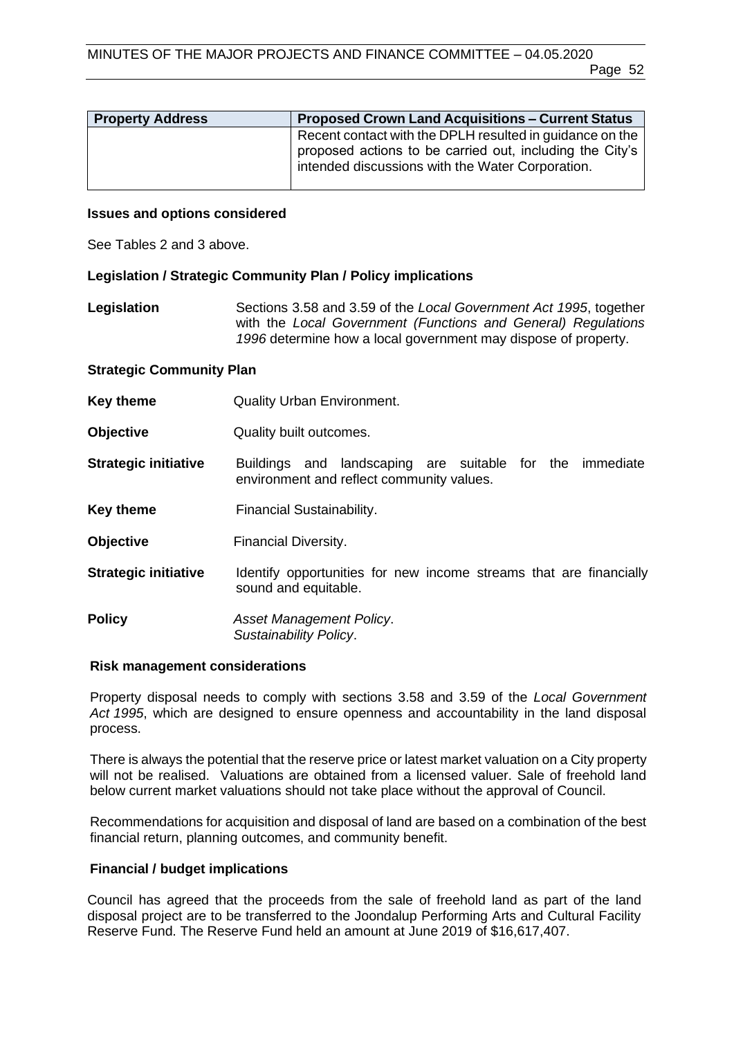| Property Address | Proposed Crown Land Acquisitions – Current Status |
| --- | --- |
| | Recent contact with the DPLH resulted in guidance on the proposed actions to be carried out, including the City's intended discussions with the Water Corporation. |

**Issues and options considered**

See Tables 2 and 3 above.

**Legislation / Strategic Community Plan / Policy implications**

**Legislation** Sections 3.58 and 3.59 of the *Local Government Act 1995*, together with the *Local Government (Functions and General) Regulations 1996* determine how a local government may dispose of property.

**Strategic Community Plan**

**Key theme** Quality Urban Environment.

**Objective** Quality built outcomes.

**Strategic initiative** Buildings and landscaping are suitable for the immediate environment and reflect community values.

**Key theme** Financial Sustainability.

**Objective** Financial Diversity.

**Strategic initiative** Identify opportunities for new income streams that are financially sound and equitable.

**Policy** *Asset Management Policy*.
*Sustainability Policy*.

**Risk management considerations**

Property disposal needs to comply with sections 3.58 and 3.59 of the *Local Government Act 1995*, which are designed to ensure openness and accountability in the land disposal process.

There is always the potential that the reserve price or latest market valuation on a City property will not be realised. Valuations are obtained from a licensed valuer. Sale of freehold land below current market valuations should not take place without the approval of Council.

Recommendations for acquisition and disposal of land are based on a combination of the best financial return, planning outcomes, and community benefit.

**Financial / budget implications**

Council has agreed that the proceeds from the sale of freehold land as part of the land disposal project are to be transferred to the Joondalup Performing Arts and Cultural Facility Reserve Fund. The Reserve Fund held an amount at June 2019 of $16,617,407.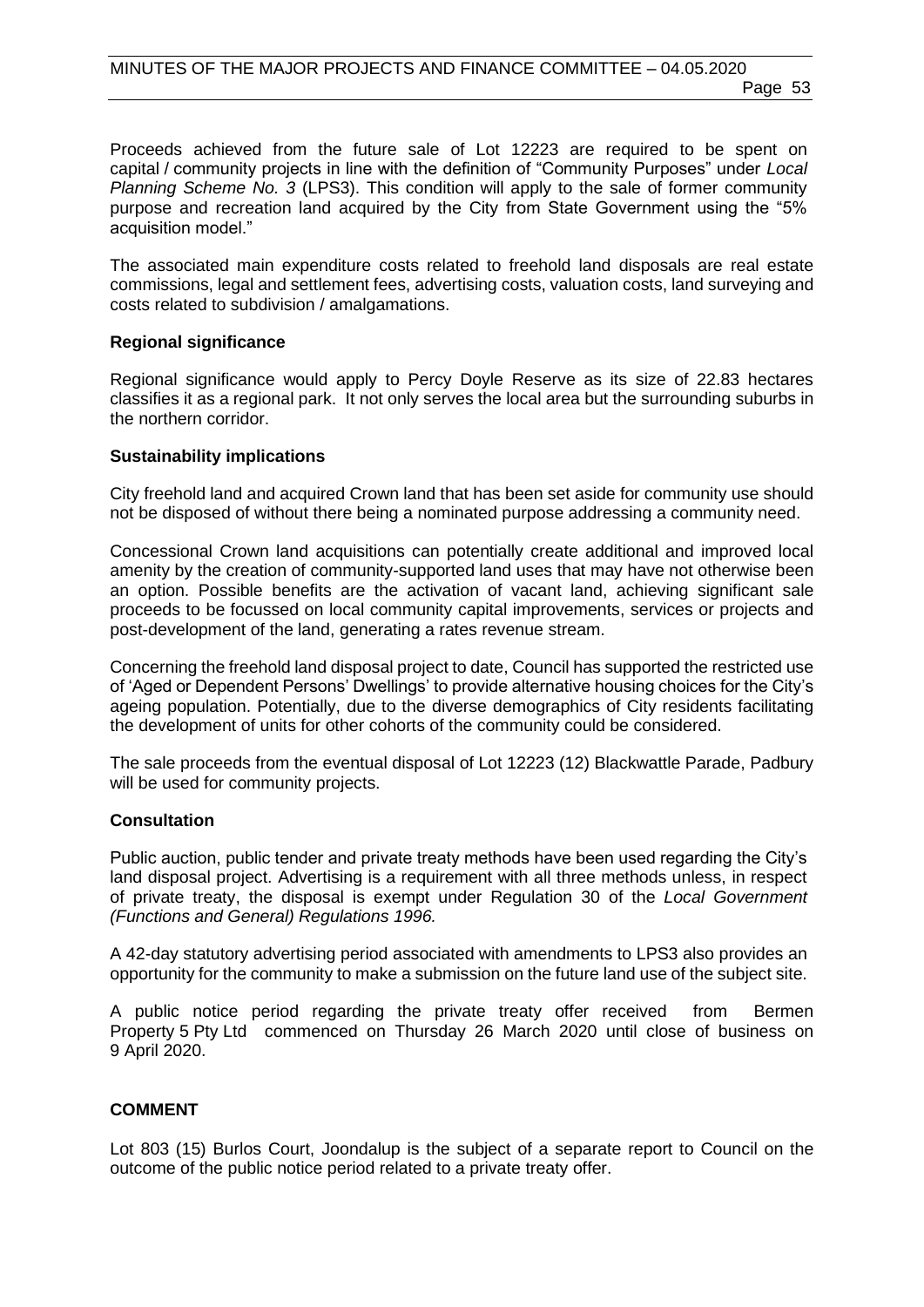Proceeds achieved from the future sale of Lot 12223 are required to be spent on capital / community projects in line with the definition of "Community Purposes" under *Local Planning Scheme No. 3* (LPS3). This condition will apply to the sale of former community purpose and recreation land acquired by the City from State Government using the "5% acquisition model."

The associated main expenditure costs related to freehold land disposals are real estate commissions, legal and settlement fees, advertising costs, valuation costs, land surveying and costs related to subdivision / amalgamations.

**Regional significance**

Regional significance would apply to Percy Doyle Reserve as its size of 22.83 hectares classifies it as a regional park. It not only serves the local area but the surrounding suburbs in the northern corridor.

**Sustainability implications**

City freehold land and acquired Crown land that has been set aside for community use should not be disposed of without there being a nominated purpose addressing a community need.

Concessional Crown land acquisitions can potentially create additional and improved local amenity by the creation of community-supported land uses that may have not otherwise been an option. Possible benefits are the activation of vacant land, achieving significant sale proceeds to be focussed on local community capital improvements, services or projects and post-development of the land, generating a rates revenue stream.

Concerning the freehold land disposal project to date, Council has supported the restricted use of 'Aged or Dependent Persons' Dwellings' to provide alternative housing choices for the City's ageing population. Potentially, due to the diverse demographics of City residents facilitating the development of units for other cohorts of the community could be considered.

The sale proceeds from the eventual disposal of Lot 12223 (12) Blackwattle Parade, Padbury will be used for community projects.

**Consultation**

Public auction, public tender and private treaty methods have been used regarding the City's land disposal project. Advertising is a requirement with all three methods unless, in respect of private treaty, the disposal is exempt under Regulation 30 of the *Local Government (Functions and General) Regulations 1996.*

A 42-day statutory advertising period associated with amendments to LPS3 also provides an opportunity for the community to make a submission on the future land use of the subject site.

A public notice period regarding the private treaty offer received from Bermen Property 5 Pty Ltd commenced on Thursday 26 March 2020 until close of business on 9 April 2020.

## COMMENT

Lot 803 (15) Burlos Court, Joondalup is the subject of a separate report to Council on the outcome of the public notice period related to a private treaty offer.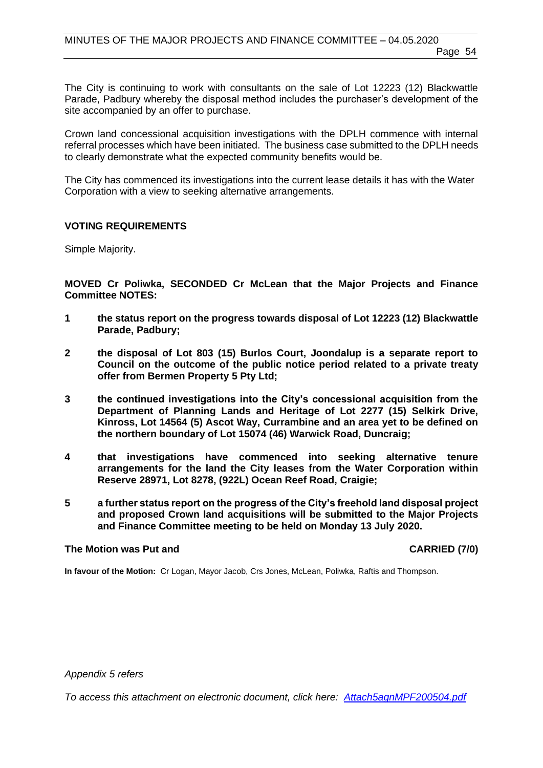The City is continuing to work with consultants on the sale of Lot 12223 (12) Blackwattle Parade, Padbury whereby the disposal method includes the purchaser's development of the site accompanied by an offer to purchase.

Crown land concessional acquisition investigations with the DPLH commence with internal referral processes which have been initiated. The business case submitted to the DPLH needs to clearly demonstrate what the expected community benefits would be.

The City has commenced its investigations into the current lease details it has with the Water Corporation with a view to seeking alternative arrangements.

**VOTING REQUIREMENTS**

Simple Majority.

**MOVED Cr Poliwka, SECONDED Cr McLean that the Major Projects and Finance Committee NOTES:**

1. **the status report on the progress towards disposal of Lot 12223 (12) Blackwattle Parade, Padbury;**
2. **the disposal of Lot 803 (15) Burlos Court, Joondalup is a separate report to Council on the outcome of the public notice period related to a private treaty offer from Bermen Property 5 Pty Ltd;**
3. **the continued investigations into the City's concessional acquisition from the Department of Planning Lands and Heritage of Lot 2277 (15) Selkirk Drive, Kinross, Lot 14564 (5) Ascot Way, Currambine and an area yet to be defined on the northern boundary of Lot 15074 (46) Warwick Road, Duncraig;**
4. **that investigations have commenced into seeking alternative tenure arrangements for the land the City leases from the Water Corporation within Reserve 28971, Lot 8278, (922L) Ocean Reef Road, Craigie;**
5. **a further status report on the progress of the City's freehold land disposal project and proposed Crown land acquisitions will be submitted to the Major Projects and Finance Committee meeting to be held on Monday 13 July 2020.**

**The Motion was Put and CARRIED (7/0)**

**In favour of the Motion:** Cr Logan, Mayor Jacob, Crs Jones, McLean, Poliwka, Raftis and Thompson.

*Appendix 5 refers*

*To access this attachment on electronic document, click here: Attach5agnMPF200504.pdf*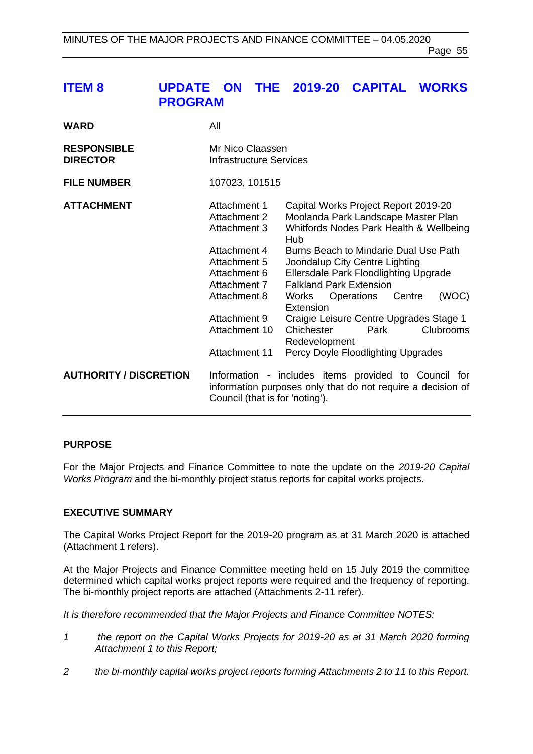## ITEM 8 UPDATE ON THE 2019-20 CAPITAL WORKS PROGRAM

| | | |
|---|---|---|
| **WARD** | All | |
| **RESPONSIBLE DIRECTOR** | Mr Nico Claassen<br>Infrastructure Services | |
| **FILE NUMBER** | 107023, 101515 | |
| **ATTACHMENT** | Attachment 1 | Capital Works Project Report 2019-20 |
| | Attachment 2 | Moolanda Park Landscape Master Plan |
| | Attachment 3 | Whitfords Nodes Park Health & Wellbeing Hub |
| | Attachment 4 | Burns Beach to Mindarie Dual Use Path |
| | Attachment 5 | Joondalup City Centre Lighting |
| | Attachment 6 | Ellersdale Park Floodlighting Upgrade |
| | Attachment 7 | Falkland Park Extension |
| | Attachment 8 | Works Operations Centre (WOC) Extension |
| | Attachment 9 | Craigie Leisure Centre Upgrades Stage 1 |
| | Attachment 10 | Chichester Park Clubrooms Redevelopment |
| | Attachment 11 | Percy Doyle Floodlighting Upgrades |
| **AUTHORITY / DISCRETION** | Information - includes items provided to Council for information purposes only that do not require a decision of Council (that is for 'noting'). | |

### PURPOSE

For the Major Projects and Finance Committee to note the update on the *2019-20 Capital Works Program* and the bi-monthly project status reports for capital works projects.

### EXECUTIVE SUMMARY

The Capital Works Project Report for the 2019-20 program as at 31 March 2020 is attached (Attachment 1 refers).

At the Major Projects and Finance Committee meeting held on 15 July 2019 the committee determined which capital works project reports were required and the frequency of reporting. The bi-monthly project reports are attached (Attachments 2-11 refer).

*It is therefore recommended that the Major Projects and Finance Committee NOTES:*

1. *the report on the Capital Works Projects for 2019-20 as at 31 March 2020 forming Attachment 1 to this Report;*
2. *the bi-monthly capital works project reports forming Attachments 2 to 11 to this Report.*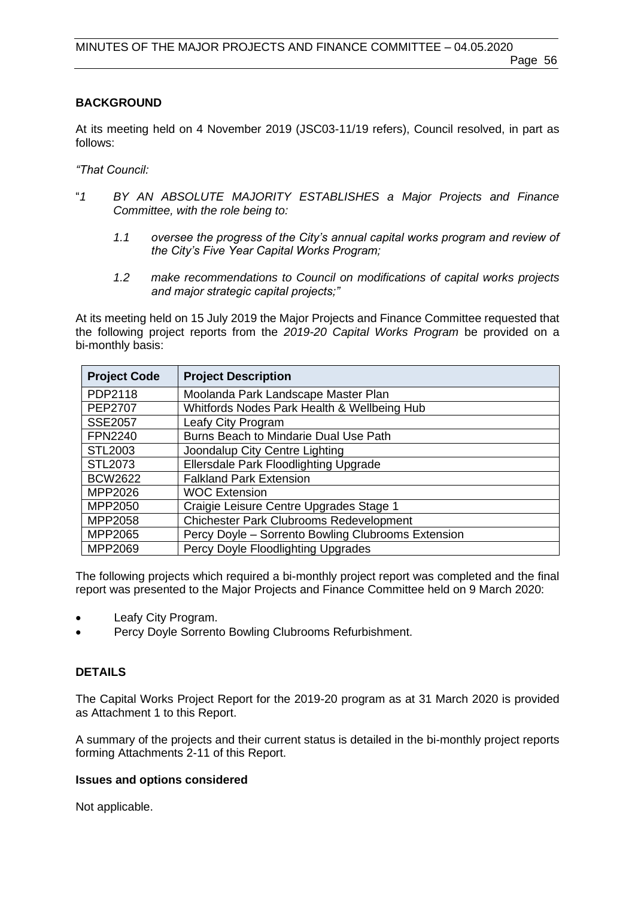## BACKGROUND

At its meeting held on 4 November 2019 (JSC03-11/19 refers), Council resolved, in part as follows:

*"That Council:*

"*1 BY AN ABSOLUTE MAJORITY ESTABLISHES a Major Projects and Finance Committee, with the role being to:*

*1.1 oversee the progress of the City's annual capital works program and review of the City's Five Year Capital Works Program;*

*1.2 make recommendations to Council on modifications of capital works projects and major strategic capital projects;"*

At its meeting held on 15 July 2019 the Major Projects and Finance Committee requested that the following project reports from the *2019-20 Capital Works Program* be provided on a bi-monthly basis:

| Project Code | Project Description |
|---|---|
| PDP2118 | Moolanda Park Landscape Master Plan |
| PEP2707 | Whitfords Nodes Park Health & Wellbeing Hub |
| SSE2057 | Leafy City Program |
| FPN2240 | Burns Beach to Mindarie Dual Use Path |
| STL2003 | Joondalup City Centre Lighting |
| STL2073 | Ellersdale Park Floodlighting Upgrade |
| BCW2622 | Falkland Park Extension |
| MPP2026 | WOC Extension |
| MPP2050 | Craigie Leisure Centre Upgrades Stage 1 |
| MPP2058 | Chichester Park Clubrooms Redevelopment |
| MPP2065 | Percy Doyle – Sorrento Bowling Clubrooms Extension |
| MPP2069 | Percy Doyle Floodlighting Upgrades |

The following projects which required a bi-monthly project report was completed and the final report was presented to the Major Projects and Finance Committee held on 9 March 2020:

- Leafy City Program.
- Percy Doyle Sorrento Bowling Clubrooms Refurbishment.

## DETAILS

The Capital Works Project Report for the 2019-20 program as at 31 March 2020 is provided as Attachment 1 to this Report.

A summary of the projects and their current status is detailed in the bi-monthly project reports forming Attachments 2-11 of this Report.

### Issues and options considered

Not applicable.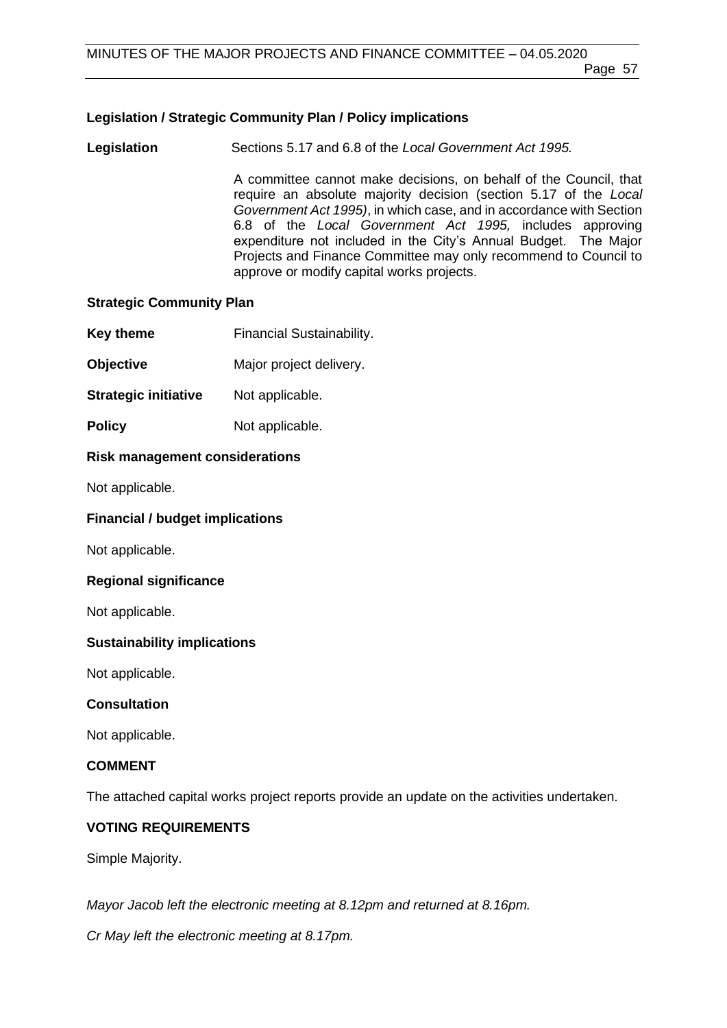### Legislation / Strategic Community Plan / Policy implications

**Legislation** Sections 5.17 and 6.8 of the *Local Government Act 1995.*

A committee cannot make decisions, on behalf of the Council, that require an absolute majority decision (section 5.17 of the *Local Government Act 1995)*, in which case, and in accordance with Section 6.8 of the *Local Government Act 1995,* includes approving expenditure not included in the City's Annual Budget. The Major Projects and Finance Committee may only recommend to Council to approve or modify capital works projects.

### Strategic Community Plan

**Key theme** Financial Sustainability.

**Objective** Major project delivery.

**Strategic initiative** Not applicable.

**Policy** Not applicable.

### Risk management considerations

Not applicable.

### Financial / budget implications

Not applicable.

### Regional significance

Not applicable.

### Sustainability implications

Not applicable.

### Consultation

Not applicable.

### COMMENT

The attached capital works project reports provide an update on the activities undertaken.

### VOTING REQUIREMENTS

Simple Majority.

*Mayor Jacob left the electronic meeting at 8.12pm and returned at 8.16pm.*

*Cr May left the electronic meeting at 8.17pm.*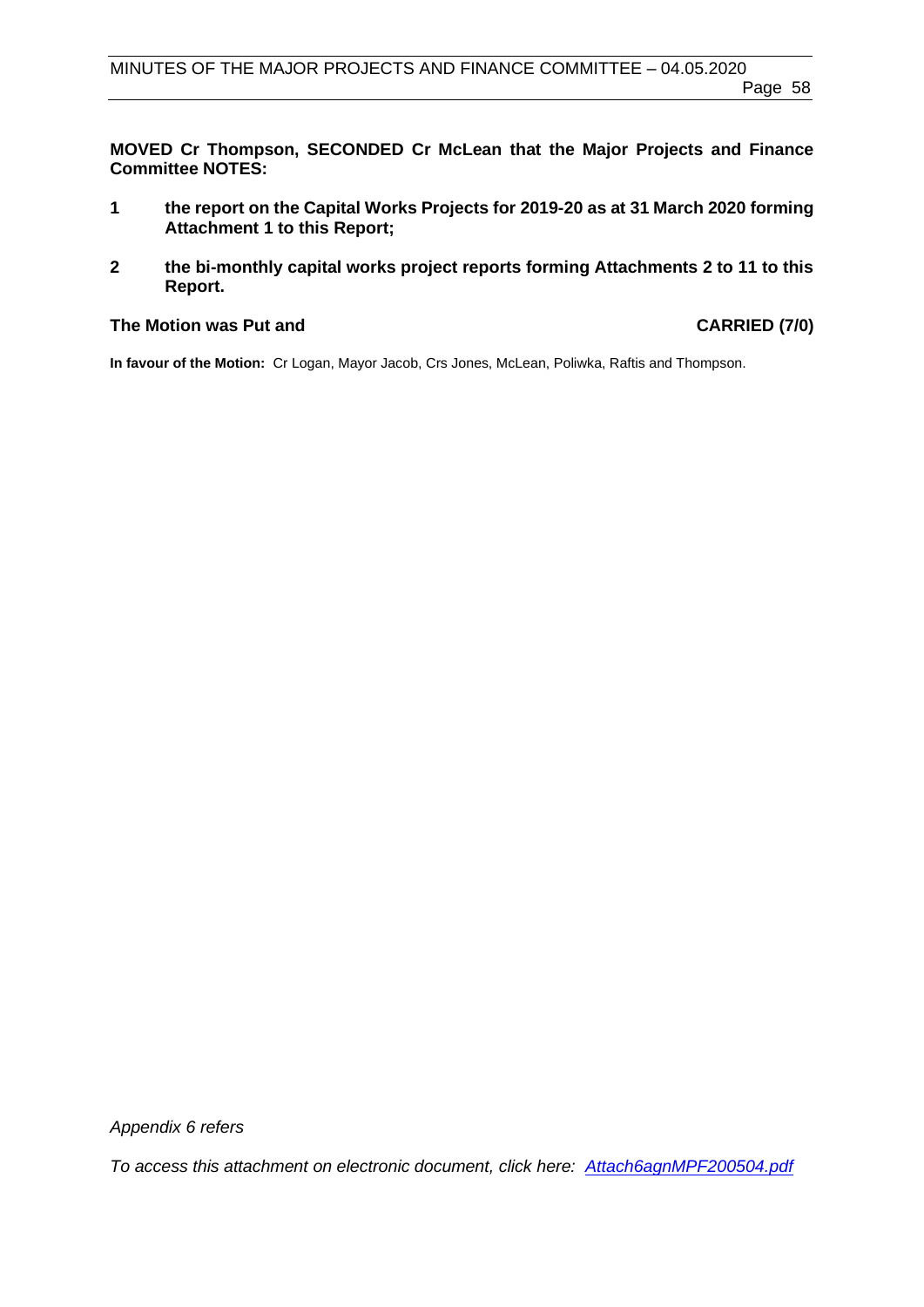**MOVED Cr Thompson, SECONDED Cr McLean that the Major Projects and Finance Committee NOTES:**

1. **the report on the Capital Works Projects for 2019-20 as at 31 March 2020 forming Attachment 1 to this Report;**
2. **the bi-monthly capital works project reports forming Attachments 2 to 11 to this Report.**

**The Motion was Put and** **CARRIED (7/0)**

**In favour of the Motion:** Cr Logan, Mayor Jacob, Crs Jones, McLean, Poliwka, Raftis and Thompson.

*Appendix 6 refers*

*To access this attachment on electronic document, click here: Attach6agnMPF200504.pdf*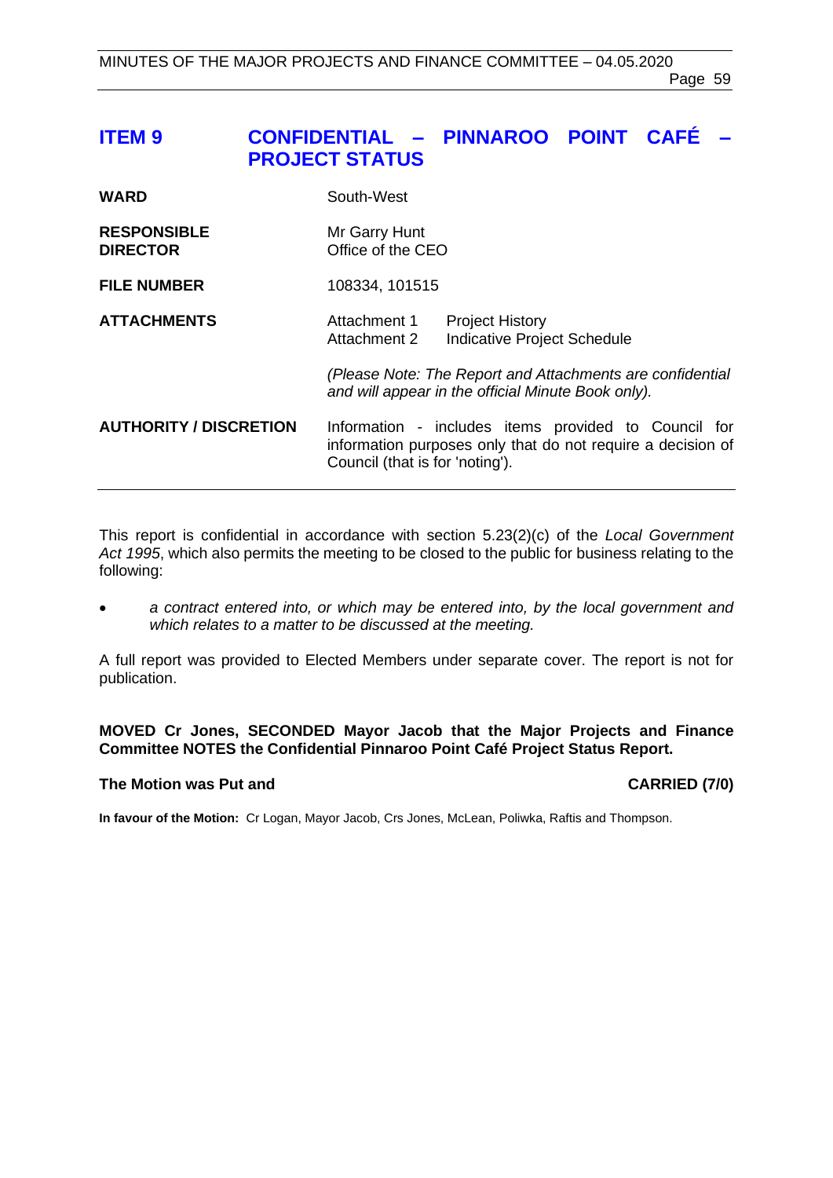## ITEM 9 CONFIDENTIAL – PINNAROO POINT CAFÉ – PROJECT STATUS

| | | |
|---|---|---|
| **WARD** | South-West | |
| **RESPONSIBLE DIRECTOR** | Mr Garry Hunt<br>Office of the CEO | |
| **FILE NUMBER** | 108334, 101515 | |
| **ATTACHMENTS** | Attachment 1<br>Attachment 2 | Project History<br>Indicative Project Schedule |
| | *(Please Note: The Report and Attachments are confidential and will appear in the official Minute Book only).* | |
| **AUTHORITY / DISCRETION** | Information - includes items provided to Council for information purposes only that do not require a decision of Council (that is for 'noting'). | |

This report is confidential in accordance with section 5.23(2)(c) of the *Local Government Act 1995*, which also permits the meeting to be closed to the public for business relating to the following:

- *a contract entered into, or which may be entered into, by the local government and which relates to a matter to be discussed at the meeting.*

A full report was provided to Elected Members under separate cover. The report is not for publication.

**MOVED Cr Jones, SECONDED Mayor Jacob that the Major Projects and Finance Committee NOTES the Confidential Pinnaroo Point Café Project Status Report.**

**The Motion was Put and CARRIED (7/0)**

**In favour of the Motion:** Cr Logan, Mayor Jacob, Crs Jones, McLean, Poliwka, Raftis and Thompson.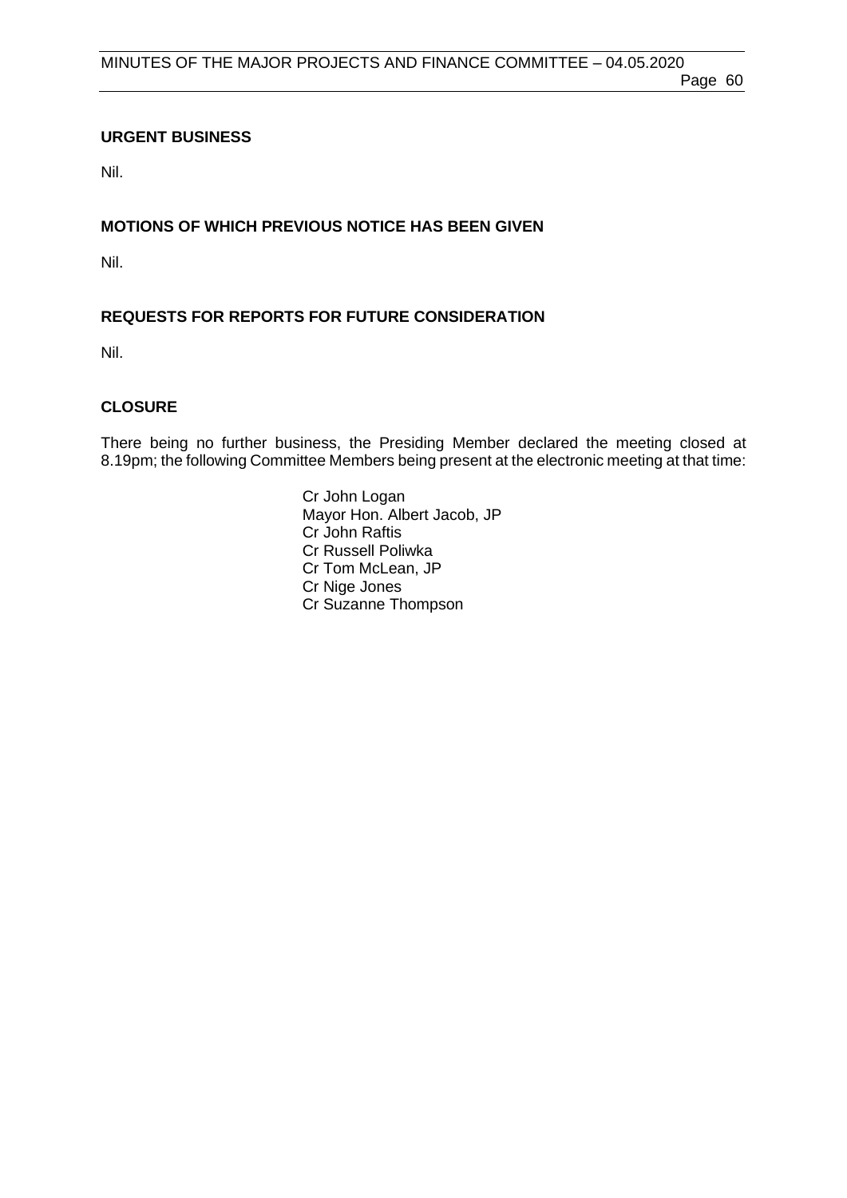**URGENT BUSINESS**

Nil.

**MOTIONS OF WHICH PREVIOUS NOTICE HAS BEEN GIVEN**

Nil.

**REQUESTS FOR REPORTS FOR FUTURE CONSIDERATION**

Nil.

**CLOSURE**

There being no further business, the Presiding Member declared the meeting closed at 8.19pm; the following Committee Members being present at the electronic meeting at that time:

Cr John Logan
Mayor Hon. Albert Jacob, JP
Cr John Raftis
Cr Russell Poliwka
Cr Tom McLean, JP
Cr Nige Jones
Cr Suzanne Thompson